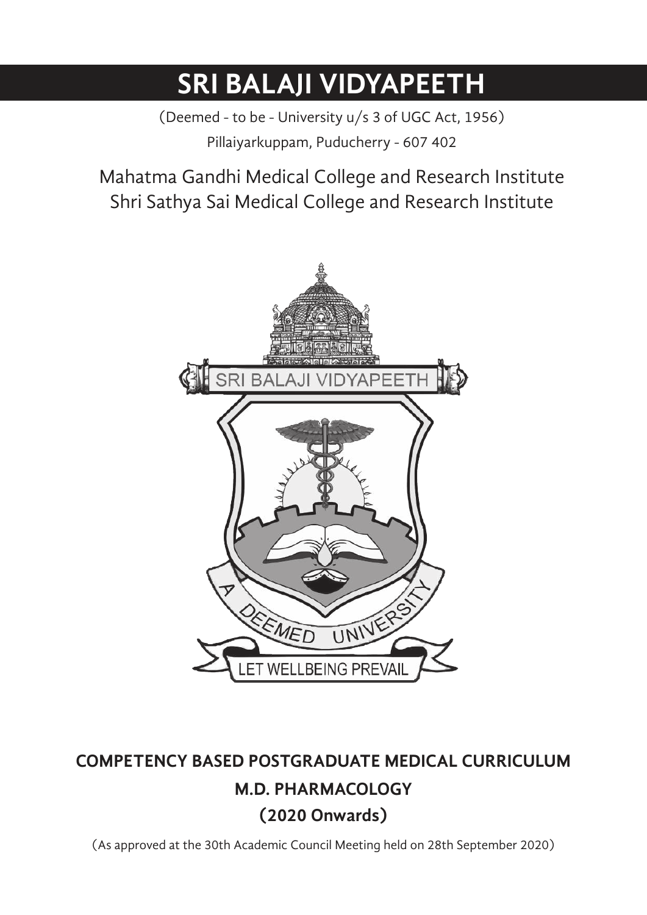# SRI BALAJI VIDYAPEETH

(Deemed - to be - University u/s 3 of UGC Act, 1956)

Pillaiyarkuppam, Puducherry - 607 402

Mahatma Gandhi Medical College and Research Institute
Shri Sathya Sai Medical College and Research Institute

## COMPETENCY BASED POSTGRADUATE MEDICAL CURRICULUM

## M.D. PHARMACOLOGY

## (2020 Onwards)

(As approved at the 30th Academic Council Meeting held on 28th September 2020)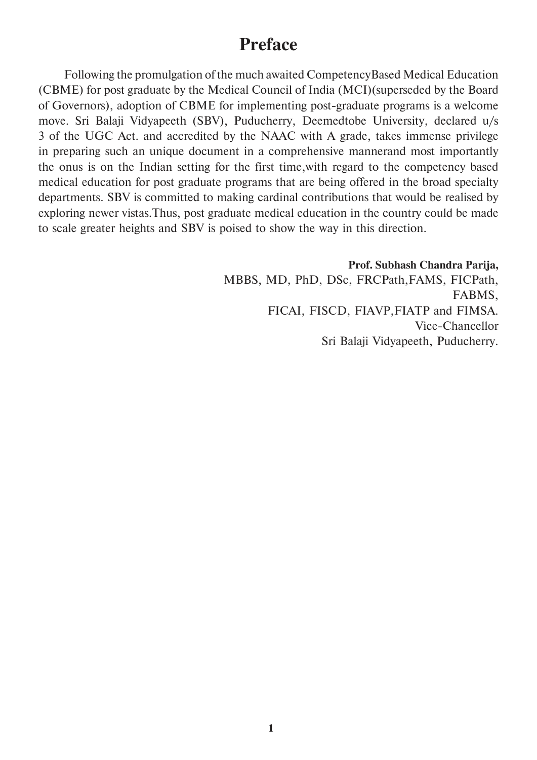# Preface

Following the promulgation of the much awaited CompetencyBased Medical Education (CBME) for post graduate by the Medical Council of India (MCI)(superseded by the Board of Governors), adoption of CBME for implementing post-graduate programs is a welcome move. Sri Balaji Vidyapeeth (SBV), Puducherry, Deemedtobe University, declared u/s 3 of the UGC Act. and accredited by the NAAC with A grade, takes immense privilege in preparing such an unique document in a comprehensive mannerand most importantly the onus is on the Indian setting for the first time,with regard to the competency based medical education for post graduate programs that are being offered in the broad specialty departments. SBV is committed to making cardinal contributions that would be realised by exploring newer vistas.Thus, post graduate medical education in the country could be made to scale greater heights and SBV is poised to show the way in this direction.

**Prof. Subhash Chandra Parija,**
MBBS, MD, PhD, DSc, FRCPath,FAMS, FICPath, FABMS,
FICAI, FISCD, FIAVP,FIATP and FIMSA.
Vice-Chancellor
Sri Balaji Vidyapeeth, Puducherry.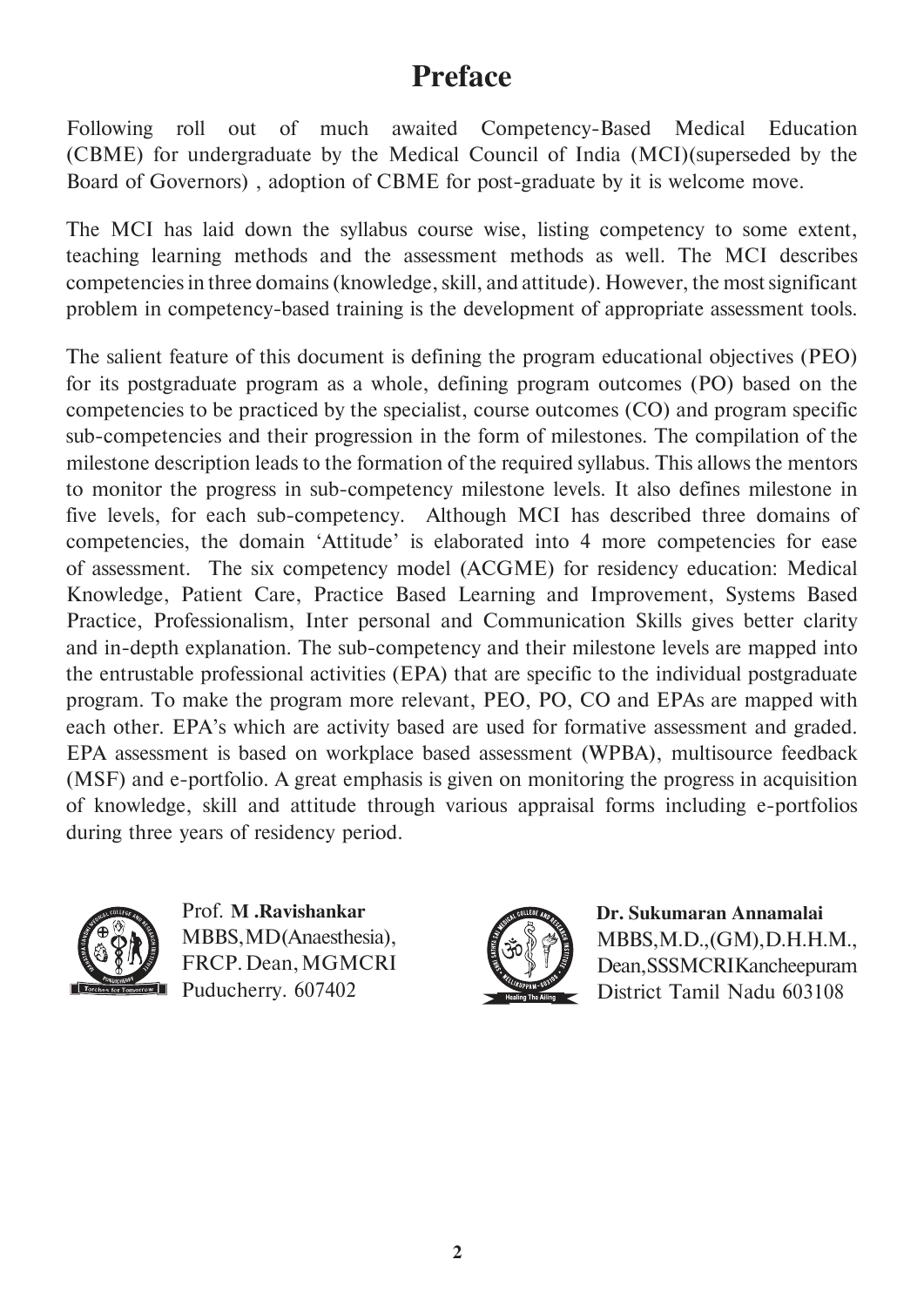# Preface

Following roll out of much awaited Competency-Based Medical Education (CBME) for undergraduate by the Medical Council of India (MCI)(superseded by the Board of Governors) , adoption of CBME for post-graduate by it is welcome move.

The MCI has laid down the syllabus course wise, listing competency to some extent, teaching learning methods and the assessment methods as well. The MCI describes competencies in three domains (knowledge, skill, and attitude). However, the most significant problem in competency-based training is the development of appropriate assessment tools.

The salient feature of this document is defining the program educational objectives (PEO) for its postgraduate program as a whole, defining program outcomes (PO) based on the competencies to be practiced by the specialist, course outcomes (CO) and program specific sub-competencies and their progression in the form of milestones. The compilation of the milestone description leads to the formation of the required syllabus. This allows the mentors to monitor the progress in sub-competency milestone levels. It also defines milestone in five levels, for each sub-competency. Although MCI has described three domains of competencies, the domain 'Attitude' is elaborated into 4 more competencies for ease of assessment. The six competency model (ACGME) for residency education: Medical Knowledge, Patient Care, Practice Based Learning and Improvement, Systems Based Practice, Professionalism, Inter personal and Communication Skills gives better clarity and in-depth explanation. The sub-competency and their milestone levels are mapped into the entrustable professional activities (EPA) that are specific to the individual postgraduate program. To make the program more relevant, PEO, PO, CO and EPAs are mapped with each other. EPA's which are activity based are used for formative assessment and graded. EPA assessment is based on workplace based assessment (WPBA), multisource feedback (MSF) and e-portfolio. A great emphasis is given on monitoring the progress in acquisition of knowledge, skill and attitude through various appraisal forms including e-portfolios during three years of residency period.

Prof. **M .Ravishankar**
MBBS,MD(Anaesthesia),
FRCP. Dean, MGMCRI
Puducherry. 607402

**Dr. Sukumaran Annamalai**
MBBS,M.D.,(GM),D.H.H.M.,
Dean,SSSMCRIKancheepuram
District Tamil Nadu 603108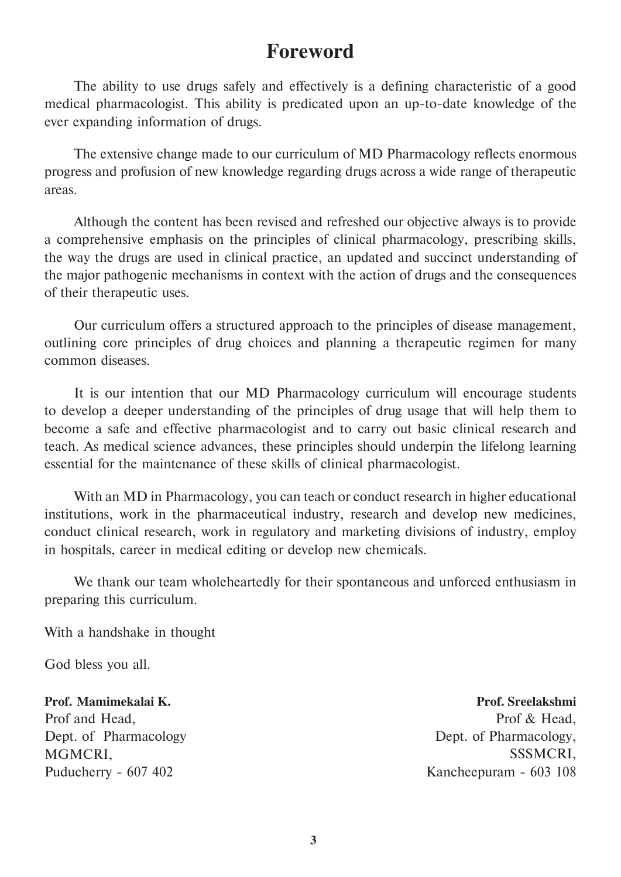# Foreword

The ability to use drugs safely and effectively is a defining characteristic of a good medical pharmacologist. This ability is predicated upon an up-to-date knowledge of the ever expanding information of drugs.

The extensive change made to our curriculum of MD Pharmacology reflects enormous progress and profusion of new knowledge regarding drugs across a wide range of therapeutic areas.

Although the content has been revised and refreshed our objective always is to provide a comprehensive emphasis on the principles of clinical pharmacology, prescribing skills, the way the drugs are used in clinical practice, an updated and succinct understanding of the major pathogenic mechanisms in context with the action of drugs and the consequences of their therapeutic uses.

Our curriculum offers a structured approach to the principles of disease management, outlining core principles of drug choices and planning a therapeutic regimen for many common diseases.

It is our intention that our MD Pharmacology curriculum will encourage students to develop a deeper understanding of the principles of drug usage that will help them to become a safe and effective pharmacologist and to carry out basic clinical research and teach. As medical science advances, these principles should underpin the lifelong learning essential for the maintenance of these skills of clinical pharmacologist.

With an MD in Pharmacology, you can teach or conduct research in higher educational institutions, work in the pharmaceutical industry, research and develop new medicines, conduct clinical research, work in regulatory and marketing divisions of industry, employ in hospitals, career in medical editing or develop new chemicals.

We thank our team wholeheartedly for their spontaneous and unforced enthusiasm in preparing this curriculum.

With a handshake in thought

God bless you all.

**Prof. Mamimekalai K.**
Prof and Head,
Dept. of Pharmacology
MGMCRI,
Puducherry - 607 402

**Prof. Sreelakshmi**
Prof & Head,
Dept. of Pharmacology,
SSSMCRI,
Kancheepuram - 603 108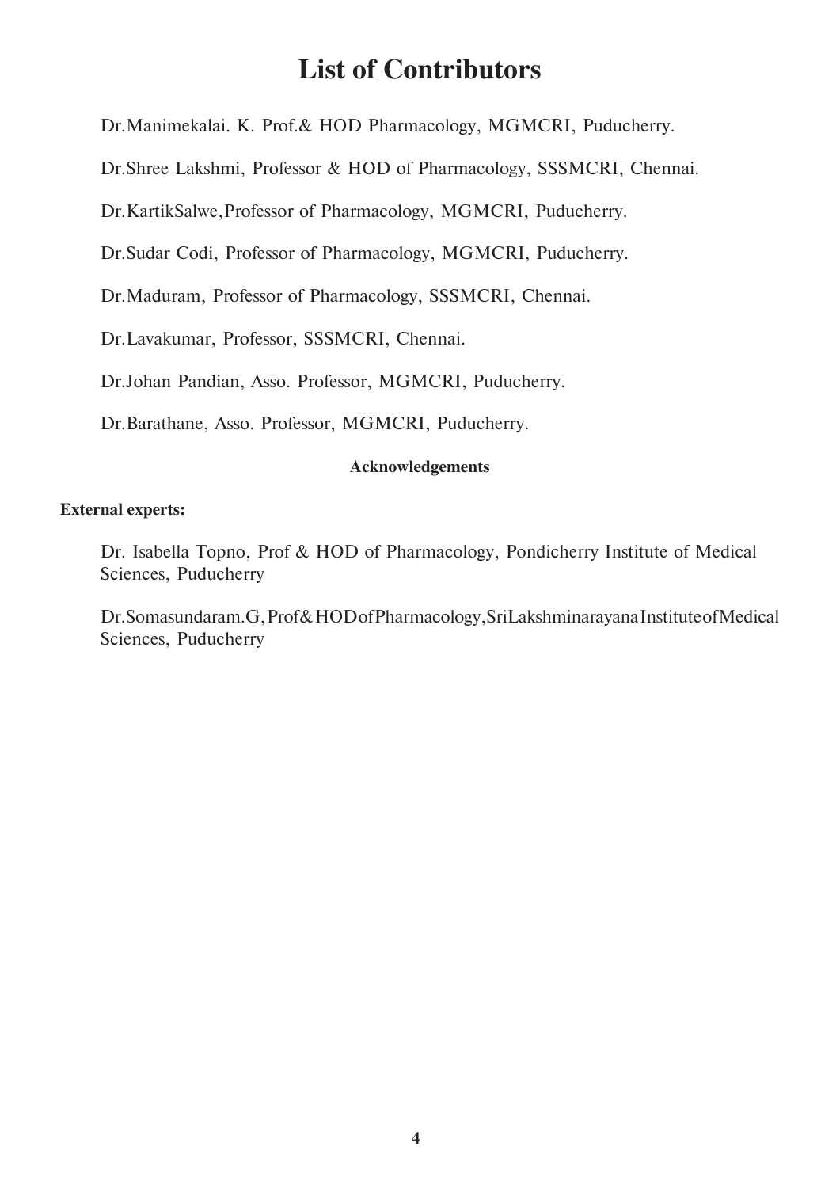# List of Contributors

Dr.Manimekalai. K. Prof.& HOD Pharmacology, MGMCRI, Puducherry.

Dr.Shree Lakshmi, Professor & HOD of Pharmacology, SSSMCRI, Chennai.

Dr.KartikSalwe,Professor of Pharmacology, MGMCRI, Puducherry.

Dr.Sudar Codi, Professor of Pharmacology, MGMCRI, Puducherry.

Dr.Maduram, Professor of Pharmacology, SSSMCRI, Chennai.

Dr.Lavakumar, Professor, SSSMCRI, Chennai.

Dr.Johan Pandian, Asso. Professor, MGMCRI, Puducherry.

Dr.Barathane, Asso. Professor, MGMCRI, Puducherry.

### Acknowledgements

**External experts:**

Dr. Isabella Topno, Prof & HOD of Pharmacology, Pondicherry Institute of Medical Sciences, Puducherry

Dr.Somasundaram.G, Prof& HODofPharmacology,SriLakshminarayana InstituteofMedical Sciences, Puducherry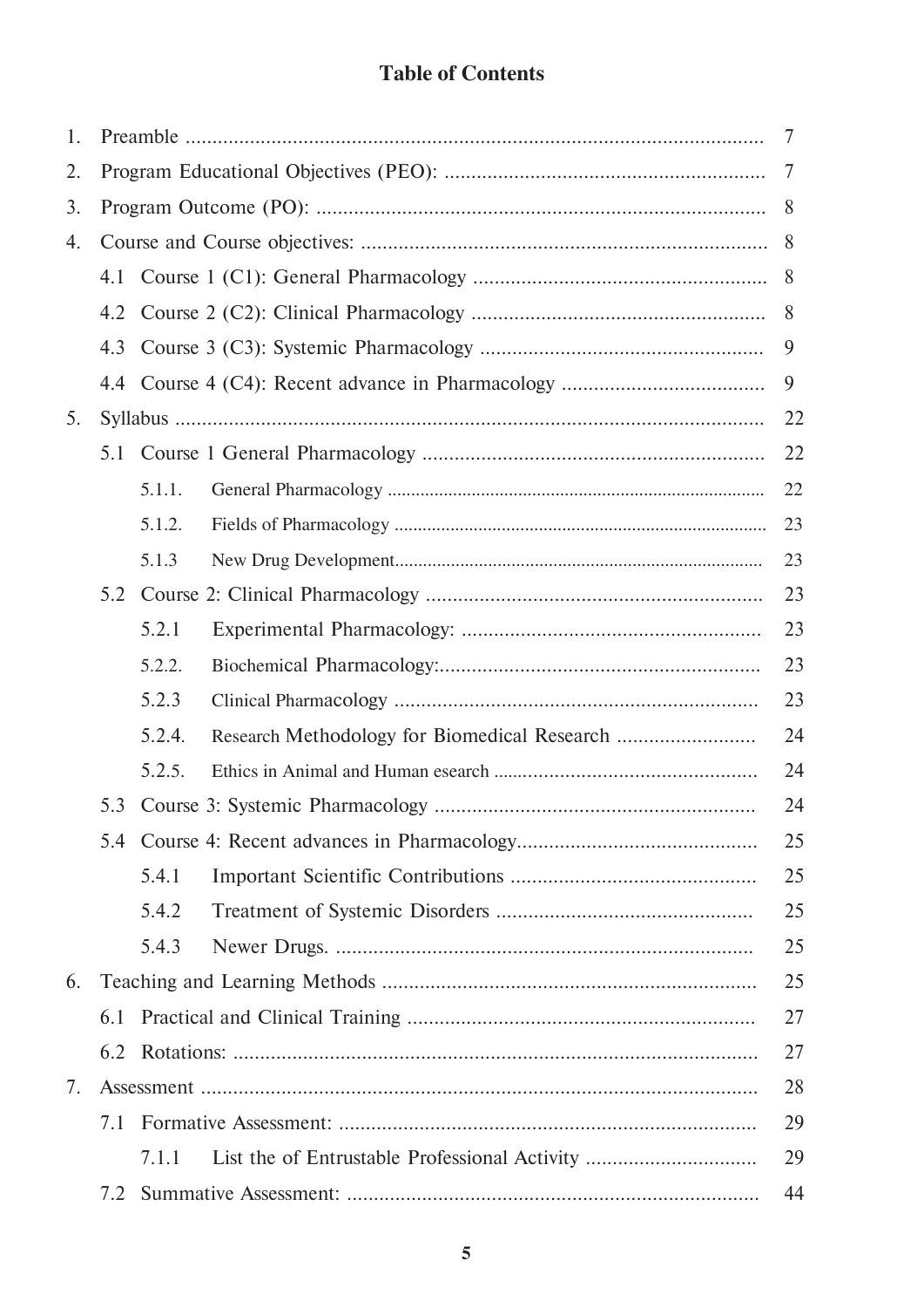# Table of Contents

| | | |
|---|---|---|
| 1. | Preamble | 7 |
| 2. | Program Educational Objectives (PEO): | 7 |
| 3. | Program Outcome (PO): | 8 |
| 4. | Course and Course objectives: | 8 |
| | 4.1 Course 1 (C1): General Pharmacology | 8 |
| | 4.2 Course 2 (C2): Clinical Pharmacology | 8 |
| | 4.3 Course 3 (C3): Systemic Pharmacology | 9 |
| | 4.4 Course 4 (C4): Recent advance in Pharmacology | 9 |
| 5. | Syllabus | 22 |
| | 5.1 Course 1 General Pharmacology | 22 |
| | 5.1.1. General Pharmacology | 22 |
| | 5.1.2. Fields of Pharmacology | 23 |
| | 5.1.3 New Drug Development | 23 |
| | 5.2 Course 2: Clinical Pharmacology | 23 |
| | 5.2.1 Experimental Pharmacology: | 23 |
| | 5.2.2. Biochemical Pharmacology: | 23 |
| | 5.2.3 Clinical Pharmacology | 23 |
| | 5.2.4. Research Methodology for Biomedical Research | 24 |
| | 5.2.5. Ethics in Animal and Human esearch | 24 |
| | 5.3 Course 3: Systemic Pharmacology | 24 |
| | 5.4 Course 4: Recent advances in Pharmacology | 25 |
| | 5.4.1 Important Scientific Contributions | 25 |
| | 5.4.2 Treatment of Systemic Disorders | 25 |
| | 5.4.3 Newer Drugs. | 25 |
| 6. | Teaching and Learning Methods | 25 |
| | 6.1 Practical and Clinical Training | 27 |
| | 6.2 Rotations: | 27 |
| 7. | Assessment | 28 |
| | 7.1 Formative Assessment: | 29 |
| | 7.1.1 List the of Entrustable Professional Activity | 29 |
| | 7.2 Summative Assessment: | 44 |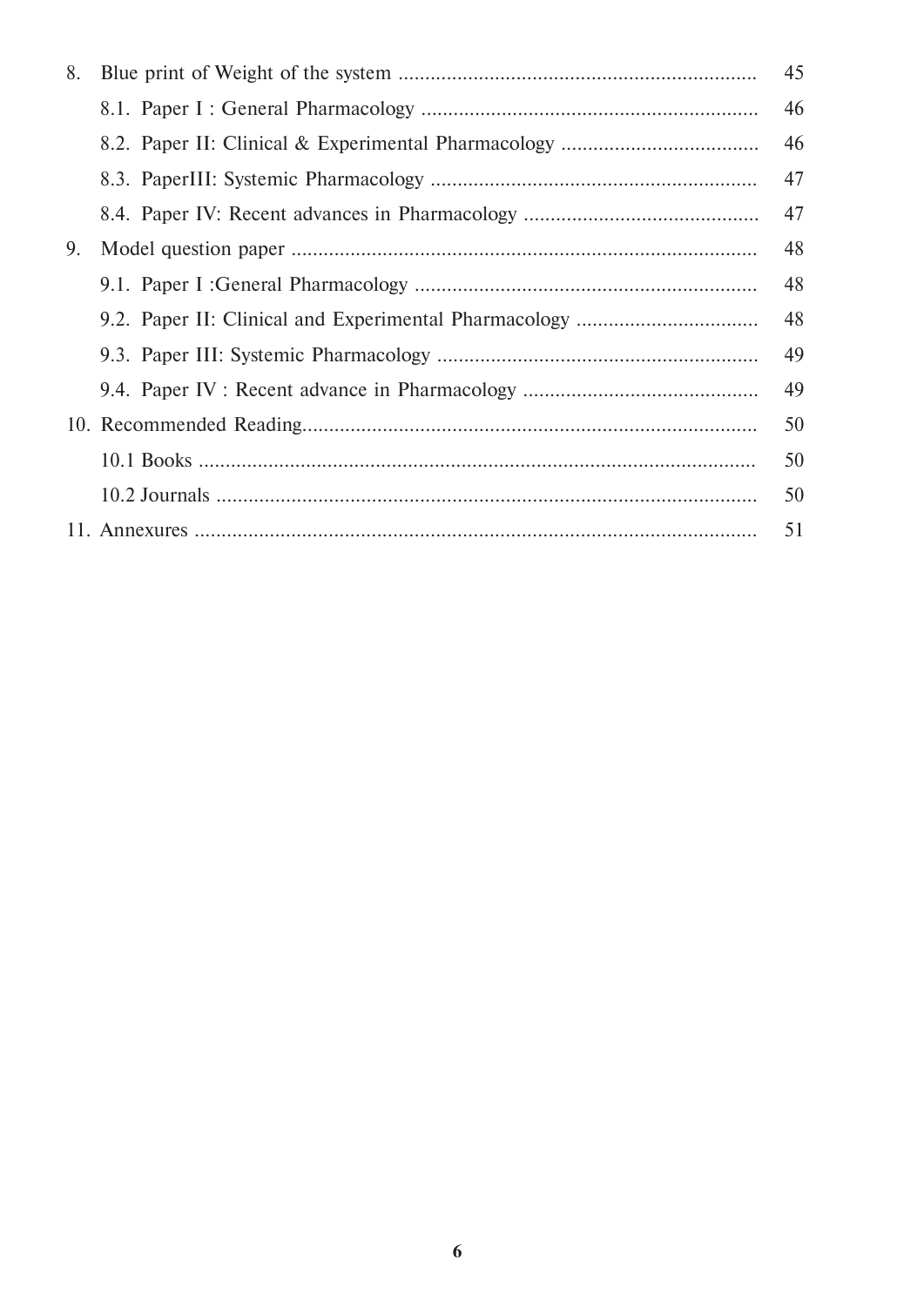| | | |
|---|---|---|
| 8. | Blue print of Weight of the system | 45 |
| | 8.1. Paper I : General Pharmacology | 46 |
| | 8.2. Paper II: Clinical & Experimental Pharmacology | 46 |
| | 8.3. PaperIII: Systemic Pharmacology | 47 |
| | 8.4. Paper IV: Recent advances in Pharmacology | 47 |
| 9. | Model question paper | 48 |
| | 9.1. Paper I :General Pharmacology | 48 |
| | 9.2. Paper II: Clinical and Experimental Pharmacology | 48 |
| | 9.3. Paper III: Systemic Pharmacology | 49 |
| | 9.4. Paper IV : Recent advance in Pharmacology | 49 |
| 10. | Recommended Reading | 50 |
| | 10.1 Books | 50 |
| | 10.2 Journals | 50 |
| 11. | Annexures | 51 |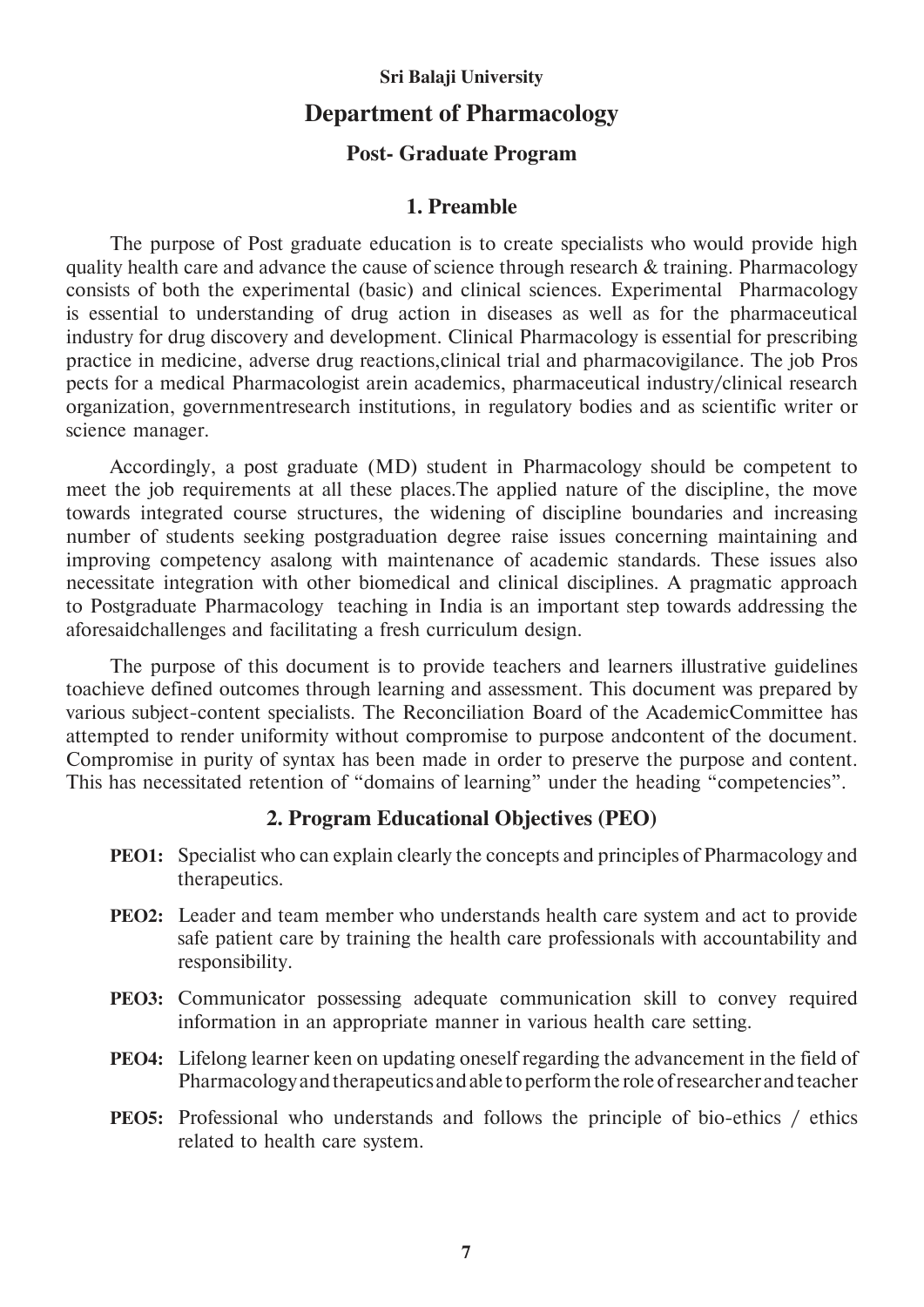**Sri Balaji University**

# Department of Pharmacology

## Post- Graduate Program

### 1. Preamble

The purpose of Post graduate education is to create specialists who would provide high quality health care and advance the cause of science through research & training. Pharmacology consists of both the experimental (basic) and clinical sciences. Experimental Pharmacology is essential to understanding of drug action in diseases as well as for the pharmaceutical industry for drug discovery and development. Clinical Pharmacology is essential for prescribing practice in medicine, adverse drug reactions,clinical trial and pharmacovigilance. The job Pros pects for a medical Pharmacologist arein academics, pharmaceutical industry/clinical research organization, governmentresearch institutions, in regulatory bodies and as scientific writer or science manager.

Accordingly, a post graduate (MD) student in Pharmacology should be competent to meet the job requirements at all these places.The applied nature of the discipline, the move towards integrated course structures, the widening of discipline boundaries and increasing number of students seeking postgraduation degree raise issues concerning maintaining and improving competency asalong with maintenance of academic standards. These issues also necessitate integration with other biomedical and clinical disciplines. A pragmatic approach to Postgraduate Pharmacology teaching in India is an important step towards addressing the aforesaidchallenges and facilitating a fresh curriculum design.

The purpose of this document is to provide teachers and learners illustrative guidelines toachieve defined outcomes through learning and assessment. This document was prepared by various subject-content specialists. The Reconciliation Board of the AcademicCommittee has attempted to render uniformity without compromise to purpose andcontent of the document. Compromise in purity of syntax has been made in order to preserve the purpose and content. This has necessitated retention of "domains of learning" under the heading "competencies".

### 2. Program Educational Objectives (PEO)

- **PEO1:** Specialist who can explain clearly the concepts and principles of Pharmacology and therapeutics.
- **PEO2:** Leader and team member who understands health care system and act to provide safe patient care by training the health care professionals with accountability and responsibility.
- **PEO3:** Communicator possessing adequate communication skill to convey required information in an appropriate manner in various health care setting.
- **PEO4:** Lifelong learner keen on updating oneself regarding the advancement in the field of Pharmacologyandtherapeuticsandabletoperformtheroleofresearcherandteacher
- **PEO5:** Professional who understands and follows the principle of bio-ethics / ethics related to health care system.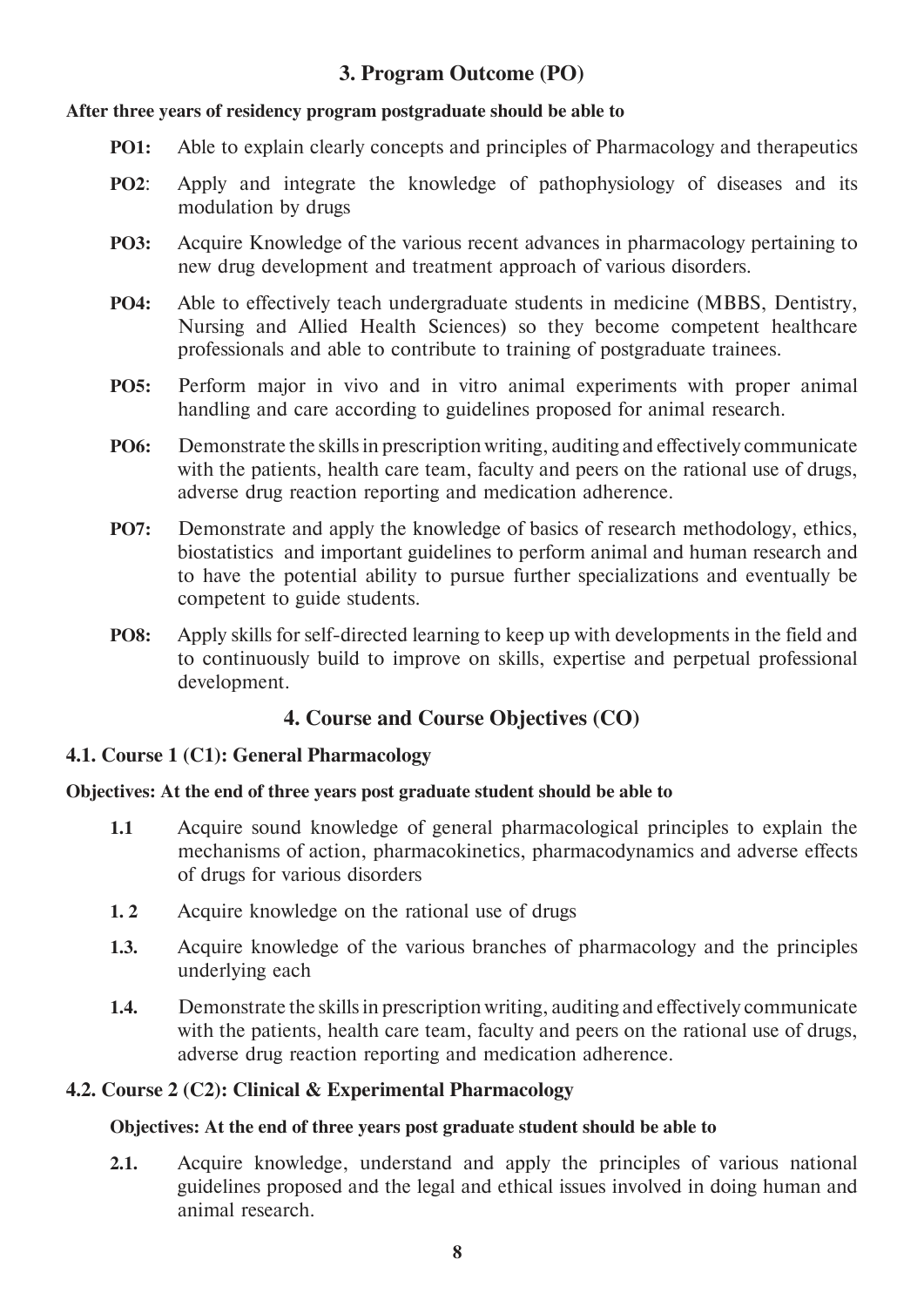## 3. Program Outcome (PO)

**After three years of residency program postgraduate should be able to**

**PO1:** Able to explain clearly concepts and principles of Pharmacology and therapeutics

**PO2**: Apply and integrate the knowledge of pathophysiology of diseases and its modulation by drugs

**PO3:** Acquire Knowledge of the various recent advances in pharmacology pertaining to new drug development and treatment approach of various disorders.

**PO4:** Able to effectively teach undergraduate students in medicine (MBBS, Dentistry, Nursing and Allied Health Sciences) so they become competent healthcare professionals and able to contribute to training of postgraduate trainees.

**PO5:** Perform major in vivo and in vitro animal experiments with proper animal handling and care according to guidelines proposed for animal research.

**PO6:** Demonstrate the skills in prescription writing, auditing and effectively communicate with the patients, health care team, faculty and peers on the rational use of drugs, adverse drug reaction reporting and medication adherence.

**PO7:** Demonstrate and apply the knowledge of basics of research methodology, ethics, biostatistics and important guidelines to perform animal and human research and to have the potential ability to pursue further specializations and eventually be competent to guide students.

**PO8:** Apply skills for self-directed learning to keep up with developments in the field and to continuously build to improve on skills, expertise and perpetual professional development.

## 4. Course and Course Objectives (CO)

### 4.1. Course 1 (C1): General Pharmacology

**Objectives: At the end of three years post graduate student should be able to**

**1.1** Acquire sound knowledge of general pharmacological principles to explain the mechanisms of action, pharmacokinetics, pharmacodynamics and adverse effects of drugs for various disorders

**1. 2** Acquire knowledge on the rational use of drugs

**1.3.** Acquire knowledge of the various branches of pharmacology and the principles underlying each

**1.4.** Demonstrate the skills in prescription writing, auditing and effectively communicate with the patients, health care team, faculty and peers on the rational use of drugs, adverse drug reaction reporting and medication adherence.

### 4.2. Course 2 (C2): Clinical & Experimental Pharmacology

**Objectives: At the end of three years post graduate student should be able to**

**2.1.** Acquire knowledge, understand and apply the principles of various national guidelines proposed and the legal and ethical issues involved in doing human and animal research.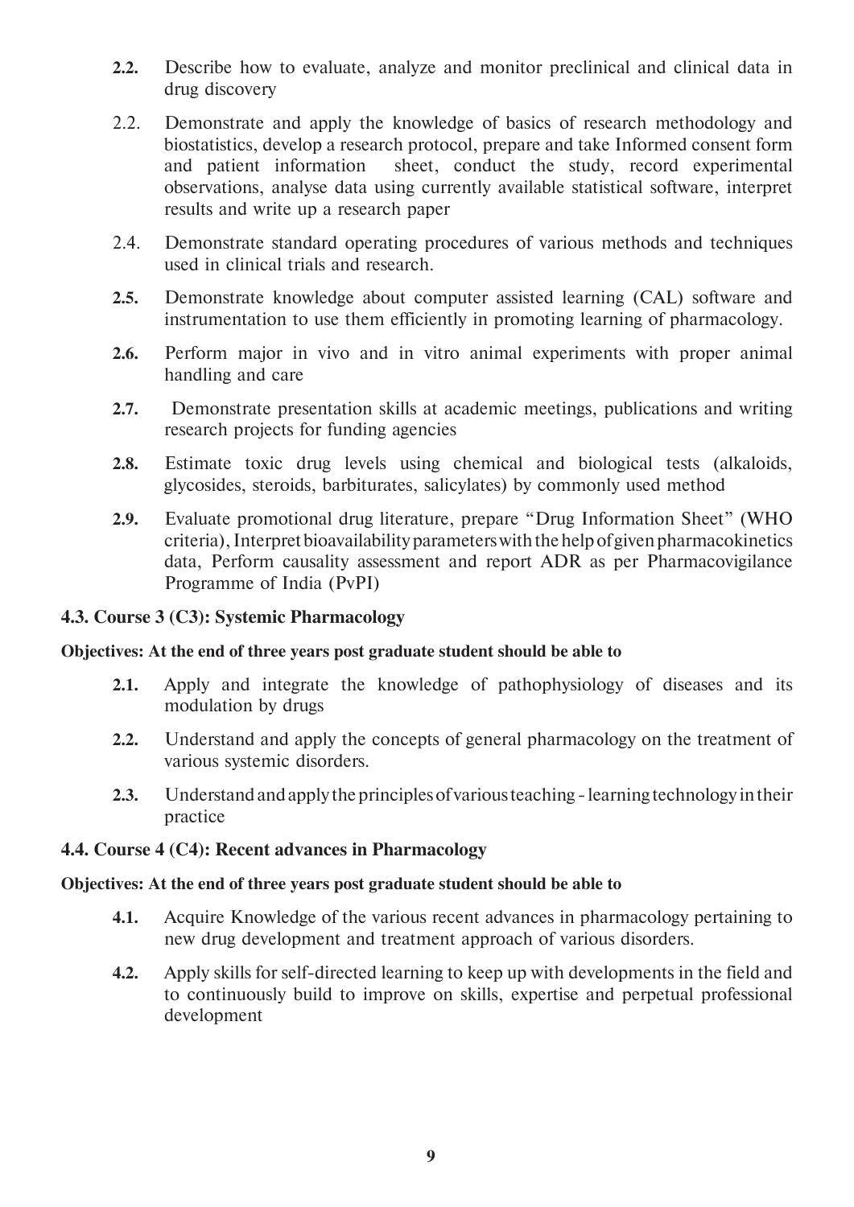**2.2.** Describe how to evaluate, analyze and monitor preclinical and clinical data in drug discovery

2.2. Demonstrate and apply the knowledge of basics of research methodology and biostatistics, develop a research protocol, prepare and take Informed consent form and patient information sheet, conduct the study, record experimental observations, analyse data using currently available statistical software, interpret results and write up a research paper

2.4. Demonstrate standard operating procedures of various methods and techniques used in clinical trials and research.

**2.5.** Demonstrate knowledge about computer assisted learning (CAL) software and instrumentation to use them efficiently in promoting learning of pharmacology.

**2.6.** Perform major in vivo and in vitro animal experiments with proper animal handling and care

**2.7.** Demonstrate presentation skills at academic meetings, publications and writing research projects for funding agencies

**2.8.** Estimate toxic drug levels using chemical and biological tests (alkaloids, glycosides, steroids, barbiturates, salicylates) by commonly used method

**2.9.** Evaluate promotional drug literature, prepare "Drug Information Sheet" (WHO criteria), Interpret bioavailability parameters with the help of given pharmacokinetics data, Perform causality assessment and report ADR as per Pharmacovigilance Programme of India (PvPI)

### 4.3. Course 3 (C3): Systemic Pharmacology

**Objectives: At the end of three years post graduate student should be able to**

**2.1.** Apply and integrate the knowledge of pathophysiology of diseases and its modulation by drugs

**2.2.** Understand and apply the concepts of general pharmacology on the treatment of various systemic disorders.

**2.3.** Understand and apply the principles of various teaching - learning technology in their practice

### 4.4. Course 4 (C4): Recent advances in Pharmacology

**Objectives: At the end of three years post graduate student should be able to**

**4.1.** Acquire Knowledge of the various recent advances in pharmacology pertaining to new drug development and treatment approach of various disorders.

**4.2.** Apply skills for self-directed learning to keep up with developments in the field and to continuously build to improve on skills, expertise and perpetual professional development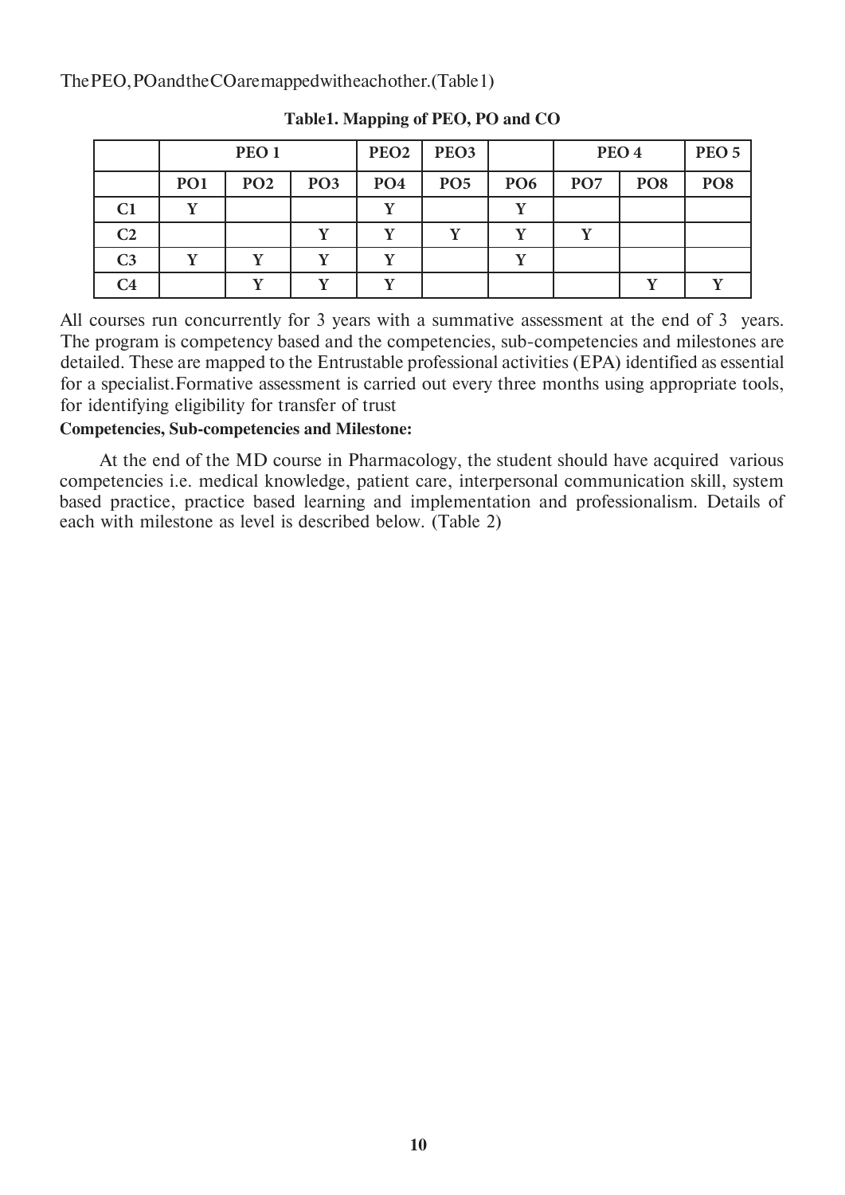ThePEO,POandtheCOaremappedwitheachother.(Table1)

**Table1. Mapping of PEO, PO and CO**

| | PEO 1 | | | PEO2 | PEO3 | | PEO 4 | | PEO 5 |
|---|---|---|---|---|---|---|---|---|---|
| | PO1 | PO2 | PO3 | PO4 | PO5 | PO6 | PO7 | PO8 | PO8 |
| C1 | Y | | | Y | | Y | | | |
| C2 | | | Y | Y | Y | Y | Y | | |
| C3 | Y | Y | Y | Y | | Y | | | |
| C4 | | Y | Y | Y | | | | Y | Y |

All courses run concurrently for 3 years with a summative assessment at the end of 3 years. The program is competency based and the competencies, sub-competencies and milestones are detailed. These are mapped to the Entrustable professional activities (EPA) identified as essential for a specialist.Formative assessment is carried out every three months using appropriate tools, for identifying eligibility for transfer of trust

**Competencies, Sub-competencies and Milestone:**

At the end of the MD course in Pharmacology, the student should have acquired various competencies i.e. medical knowledge, patient care, interpersonal communication skill, system based practice, practice based learning and implementation and professionalism. Details of each with milestone as level is described below. (Table 2)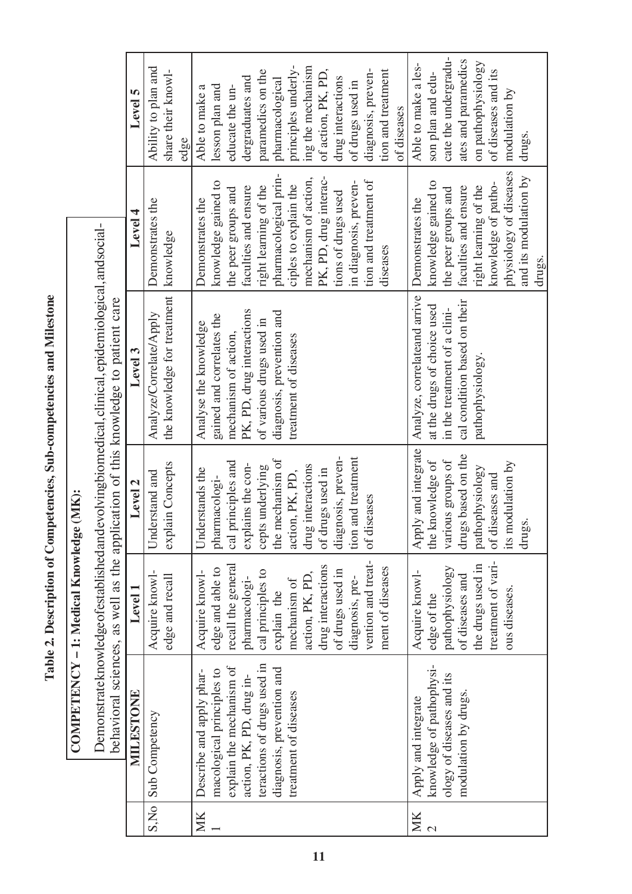# Table 2. Description of Competencies, Sub-competencies and Milestone

**COMPETENCY – 1: Medical Knowledge (MK):**

Demonstrateknowledgeofestablishedandevolvingbiomedical,clinical,epidemiological,andsocial-behavioral sciences, as well as the application of this knowledge to patient care

| S,No | MILESTONE | Level 1 | Level 2 | Level 3 | Level 4 | Level 5 |
|---|---|---|---|---|---|---|
| | Sub Competency | Acquire knowledge and recall | Understand and explain Concepts | Analyze/Correlate/Apply the knowledge for treatment | Demonstrates the knowledge | Ability to plan and share their knowledge |
| MK 1 | Describe and apply pharmacological principles to explain the mechanism of action, PK, PD, drug interactions of drugs used in diagnosis, prevention and treatment of diseases | Acquire knowledge and able to recall the general pharmacological principles to explain the mechanism of action, PK, PD, drug interactions of drugs used in diagnosis, prevention and treatment of diseases | Understands the pharmacological principles and explains the concepts underlying the mechanism of action, PK, PD, drug interactions of drugs used in diagnosis, prevention and treatment of diseases | Analyse the knowledge gained and correlates the mechanism of action, PK, PD, drug interactions of various drugs used in diagnosis, prevention and treatment of diseases | Demonstrates the knowledge gained to the peer groups and faculties and ensure right learning of the pharmacological principles to explain the mechanism of action, PK, PD, drug interactions of drugs used in diagnosis, prevention and treatment of diseases | Able to make a lesson plan and educate the undergraduates and paramedics on the pharmacological principles underlying the mechanism of action, PK, PD, drug interactions of drugs used in diagnosis, prevention and treatment of diseases |
| MK 2 | Apply and integrate knowledge of pathophysiology of diseases and its modulation by drugs. | Acquire knowledge of the pathophysiology of diseases and the drugs used in treatment of various diseases. | Apply and integrate the knowledge of various groups of drugs based on the pathophysiology of diseases and its modulation by drugs. | Analyze, correlateand arrive at the drugs of choice used in the treatment of a clinical condition based on their pathophysiology. | Demonstrates the knowledge gained to the peer groups and faculties and ensure right learning of the knowledge of pathophysiology of diseases and its modulation by drugs. | Able to make a lesson plan and educate the undergraduates and paramedics on pathophysiology of diseases and its modulation by drugs. |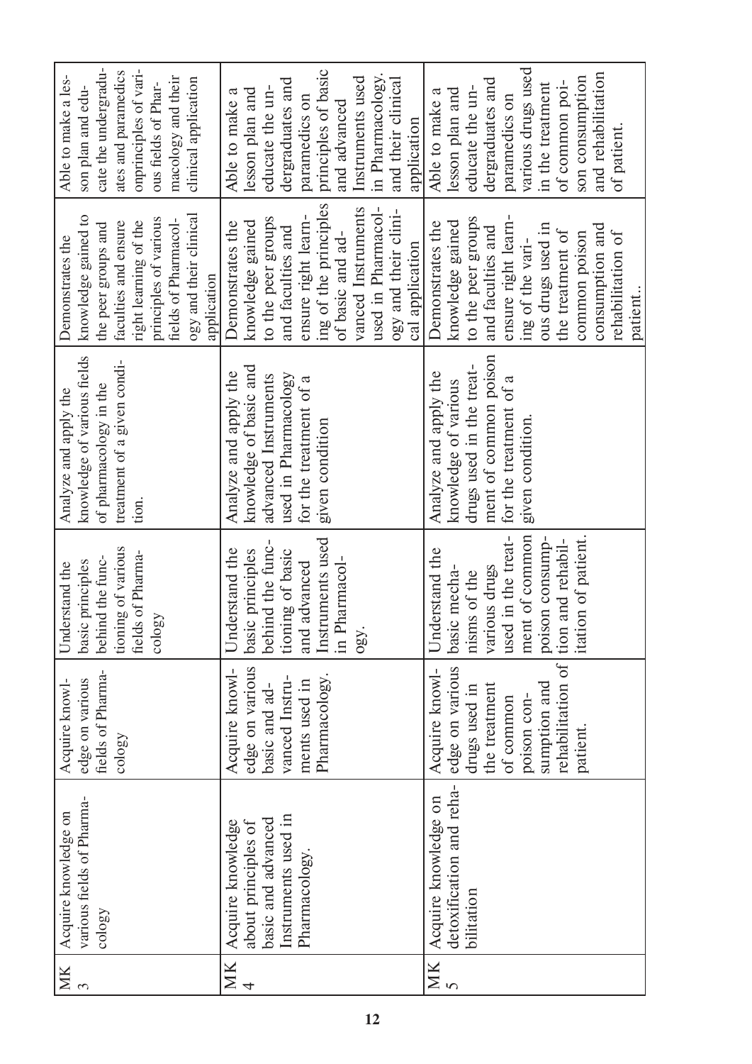| MK 3 | Acquire knowledge on various fields of Pharmacology | Acquire knowledge on various fields of Pharmacology | Understand the basic principles behind the functioning of various fields of Pharmacology | Analyze and apply the knowledge of various fields of pharmacology in the treatment of a given condition. | Demonstrates the knowledge gained to the peer groups and faculties and ensure right learning of the principles of various fields of Pharmacology and their clinical application | Able to make a lesson plan and educate the undergraduates and paramedics onprinciples of various fields of Pharmacology and their clinical application |
|---|---|---|---|---|---|---|
| MK 4 | Acquire knowledge about principles of basic and advanced Instruments used in Pharmacology. | Acquire knowledge on various basic and advanced Instruments used in Pharmacology. | Understand the basic principles behind the functioning of basic and advanced Instruments used in Pharmacology. | Analyze and apply the knowledge of basic and advanced Instruments used in Pharmacology for the treatment of a given condition | Demonstrates the knowledge gained to the peer groups and faculties and ensure right learning of the principles of basic and advanced Instruments used in Pharmacology and their clinical application | Able to make a lesson plan and educate the undergraduates and paramedics on principles of basic and advanced Instruments used in Pharmacology. and their clinical application |
| MK 5 | Acquire knowledge on detoxification and rehabilitation | Acquire knowledge on various drugs used in the treatment of common poison consumption and rehabilitation of patient. | Understand the basic mechanisms of the various drugs used in the treatment of common poison consumption and rehabilitation of patient. | Analyze and apply the knowledge of various drugs used in the treatment of common poison for the treatment of a given condition. | Demonstrates the knowledge gained to the peer groups and faculties and ensure right learning of the various drugs used in the treatment of common poison consumption and rehabilitation of patient.. | Able to make a lesson plan and educate the undergraduates and paramedics on various drugs used in the treatment of common poison consumption and rehabilitation of patient. |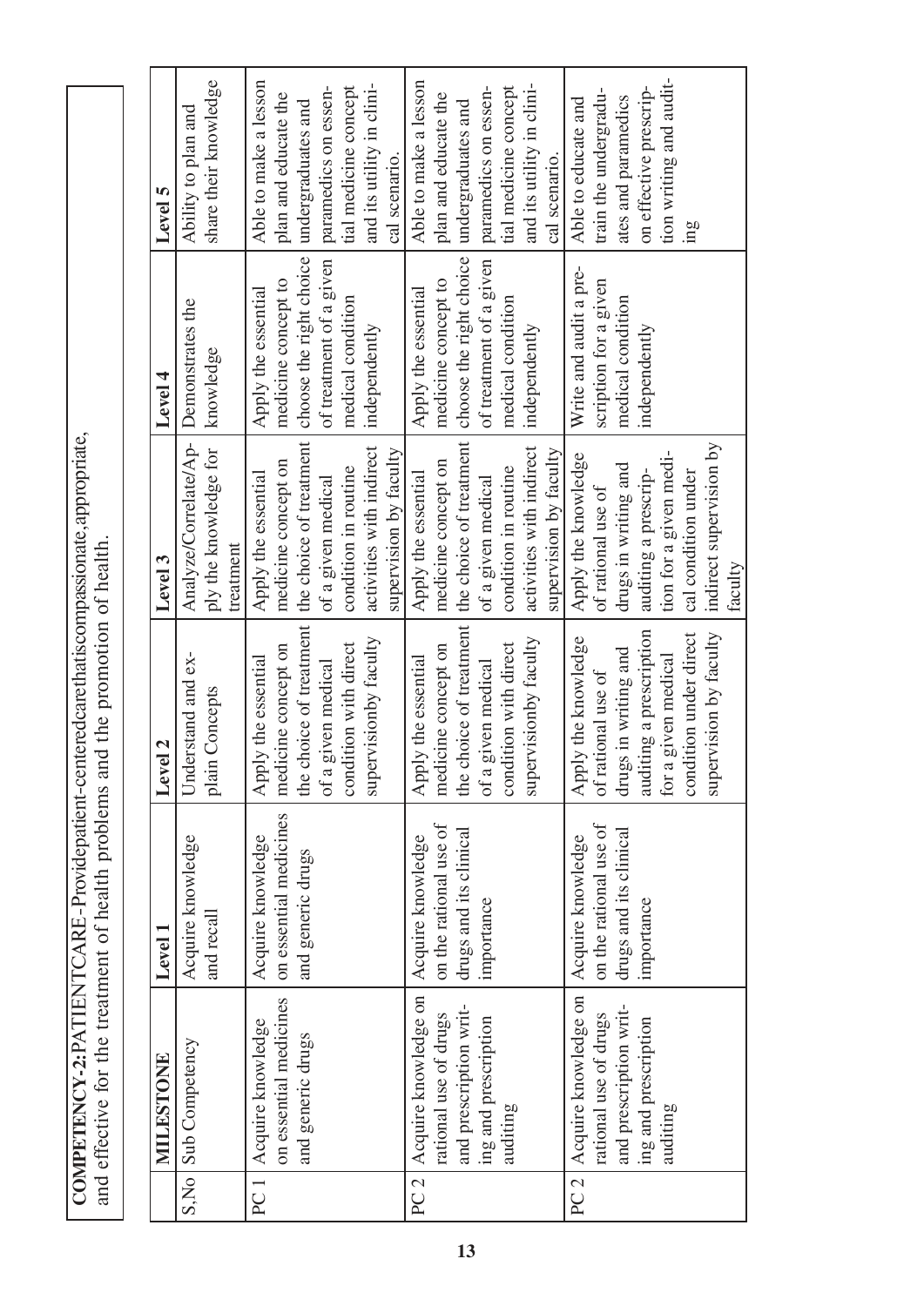**COMPETENCY-2:PATIENTCARE-Providepatient-centeredcarethatiscompassionate,appropriate, and effective for the treatment of health problems and the promotion of health.**

| | MILESTONE | Level 1 | Level 2 | Level 3 | Level 4 | Level 5 |
|---|---|---|---|---|---|---|
| S,No | Sub Competency | Acquire knowledge and recall | Understand and explain Concepts | Analyze/Correlate/Apply the knowledge for treatment | Demonstrates the knowledge | Ability to plan and share their knowledge |
| PC 1 | Acquire knowledge on essential medicines and generic drugs | Acquire knowledge on essential medicines and generic drugs | Apply the essential medicine concept on the choice of treatment of a given medical condition with direct supervisionby faculty | Apply the essential medicine concept on the choice of treatment of a given medical condition in routine activities with indirect supervision by faculty | Apply the essential medicine concept to choose the right choice of treatment of a given medical condition independently | Able to make a lesson plan and educate the undergraduates and paramedics on essential medicine concept and its utility in clinical scenario. |
| PC 2 | Acquire knowledge on rational use of drugs and prescription writing and prescription auditing | Acquire knowledge on the rational use of drugs and its clinical importance | Apply the essential medicine concept on the choice of treatment of a given medical condition with direct supervisionby faculty | Apply the essential medicine concept on the choice of treatment of a given medical condition in routine activities with indirect supervision by faculty | Apply the essential medicine concept to choose the right choice of treatment of a given medical condition independently | Able to make a lesson plan and educate the undergraduates and paramedics on essential medicine concept and its utility in clinical scenario. |
| PC 2 | Acquire knowledge on rational use of drugs and prescription writing and prescription auditing | Acquire knowledge on the rational use of drugs and its clinical importance | Apply the knowledge of rational use of drugs in writing and auditing a prescription for a given medical condition under direct supervision by faculty | Apply the knowledge of rational use of drugs in writing and auditing a prescription for a given medical condition under indirect supervision by faculty | Write and audit a prescription for a given medical condition independently | Able to educate and train the undergraduates and paramedics on effective prescription writing and auditing |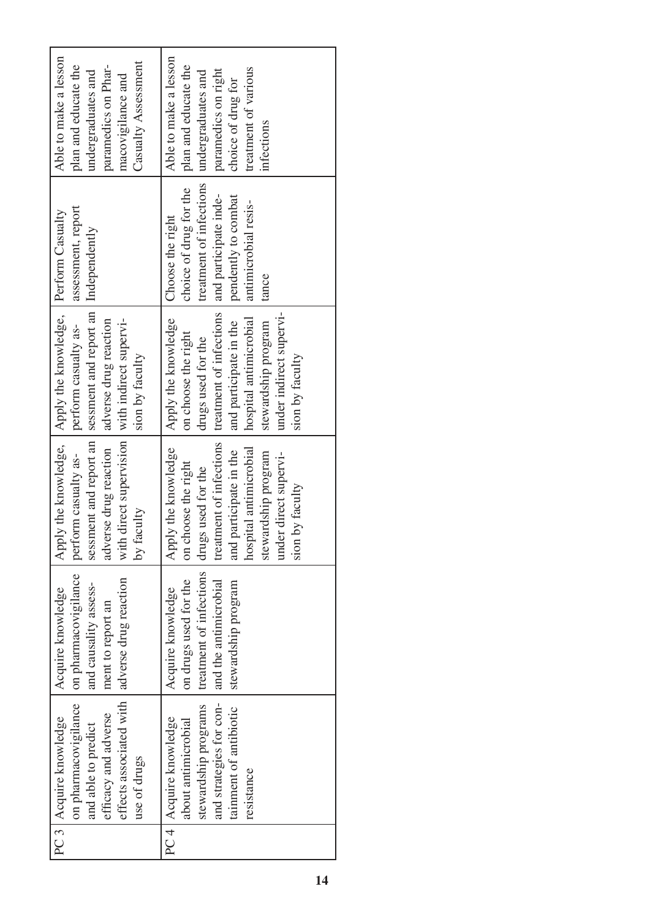| PC 3 | Acquire knowledge on pharmacovigilance and able to predict efficacy and adverse effects associated with use of drugs | Acquire knowledge on pharmacovigilance and causality assessment to report an adverse drug reaction | Apply the knowledge, perform casualty assessment and report an adverse drug reaction with direct supervision by faculty | Apply the knowledge, perform casualty assessment and report an adverse drug reaction with indirect supervision by faculty | Perform Casualty assessment, report Independently | Able to make a lesson plan and educate the undergraduates and paramedics on Pharmacovigilance and Casualty Assessment |
|---|---|---|---|---|---|---|
| PC 4 | Acquire knowledge about antimicrobial stewardship programs and strategies for containment of antibiotic resistance | Acquire knowledge on drugs used for the treatment of infections and the antimicrobial stewardship program | Apply the knowledge on choose the right drugs used for the treatment of infections and participate in the hospital antimicrobial stewardship program under direct supervision by faculty | Apply the knowledge on choose the right drugs used for the treatment of infections and participate in the hospital antimicrobial stewardship program under indirect supervision by faculty | Choose the right choice of drug for the treatment of infections and participate independently to combat antimicrobial resistance | Able to make a lesson plan and educate the undergraduates and paramedics on right choice of drug for treatment of various infections |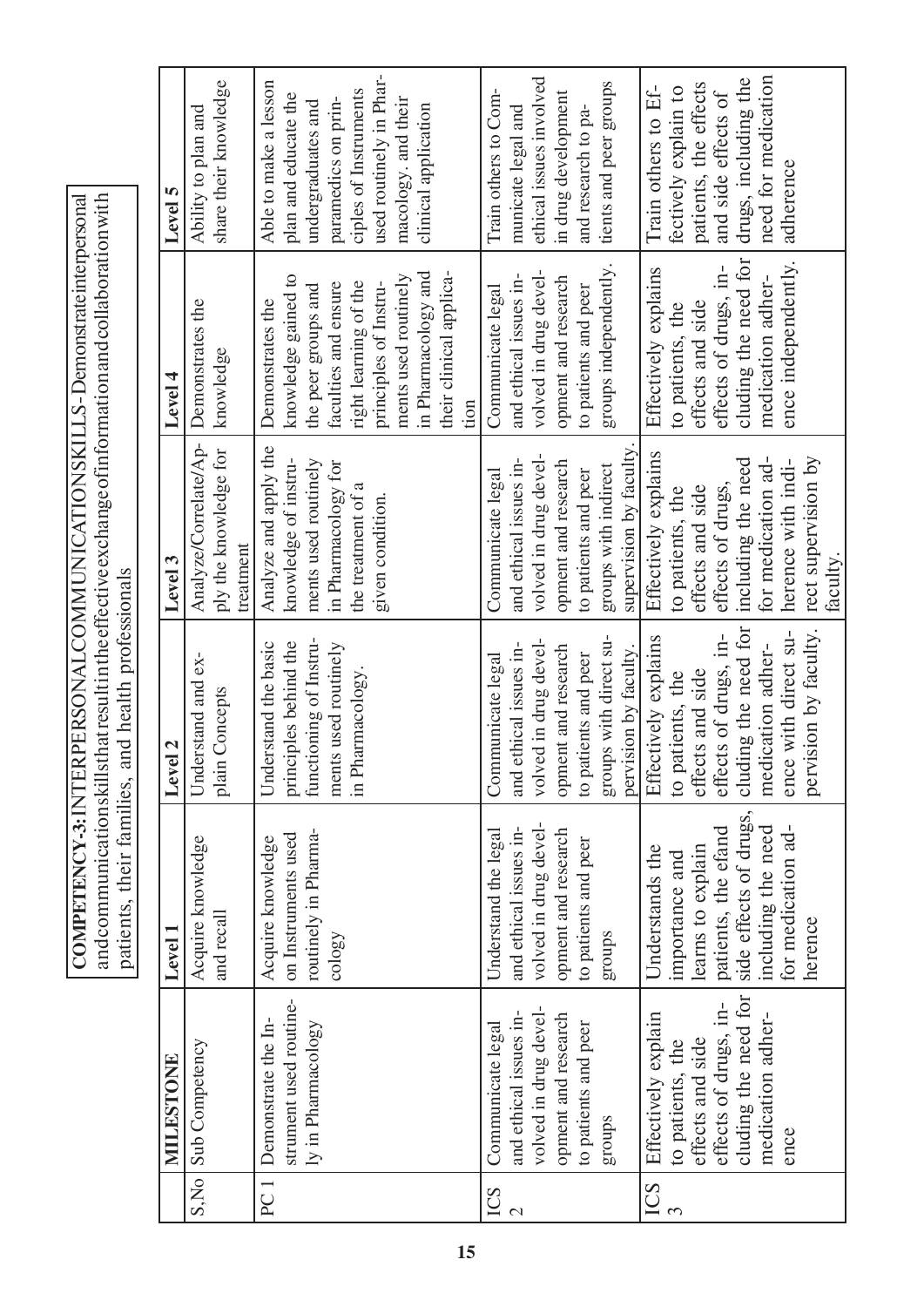**COMPETENCY-3:** INTERPERSONAL COMMUNICATION SKILLS - Demonstrate interpersonal and communication skills that result in the effective exchange of information and collaboration with patients, their families, and health professionals

| S,No | MILESTONE | Level 1 | Level 2 | Level 3 | Level 4 | Level 5 |
|---|---|---|---|---|---|---|
| | Sub Competency | Acquire knowledge and recall | Understand and explain Concepts | Analyze/Correlate/Apply the knowledge for treatment | Demonstrates the knowledge | Ability to plan and share their knowledge |
| PC 1 | Demonstrate the Instrument used routinely in Pharmacology | Acquire knowledge on Instruments used routinely in Pharmacology | Understand the basic principles behind the functioning of Instruments used routinely in Pharmacology. | Analyze and apply the knowledge of instruments used routinely in Pharmacology for the treatment of a given condition. | Demonstrates the knowledge gained to the peer groups and faculties and ensure right learning of the principles of Instruments used routinely in Pharmacology and their clinical application | Able to make a lesson plan and educate the undergraduates and paramedics on principles of Instruments used routinely in Pharmacology. and their clinical application |
| ICS 2 | Communicate legal and ethical issues involved in drug development and research to patients and peer groups | Understand the legal and ethical issues involved in drug development and research to patients and peer groups | Communicate legal and ethical issues involved in drug development and research to patients and peer groups with direct supervision by faculty. | Communicate legal and ethical issues involved in drug development and research to patients and peer groups with indirect supervision by faculty. | Communicate legal and ethical issues involved in drug development and research to patients and peer groups independently. | Train others to Communicate legal and ethical issues involved in drug development and research to patients and peer groups |
| ICS 3 | Effectively explain to patients, the effects and side effects of drugs, including the need for medication adherence | Understands the importance and learns to explain patients, the efand side effects of drugs, including the need for medication adherence | Effectively explains to patients, the effects and side effects of drugs, including the need for medication adherence with direct supervision by faculty. | Effectively explains to patients, the effects and side effects of drugs, including the need for medication adherence with indirect supervision by faculty. | Effectively explains to patients, the effects and side effects of drugs, including the need for medication adherence independently. | Train others to Effectively explain to patients, the effects and side effects of drugs, including the need for medication adherence |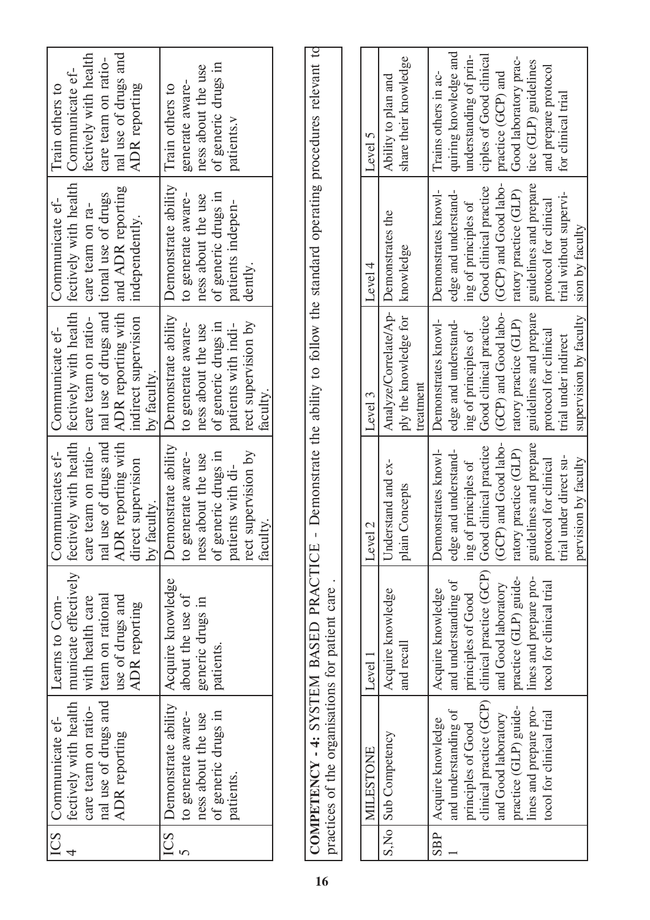| ICS 4 | Communicate effectively with health care team on rational use of drugs and ADR reporting | Learns to Communicate effectively with health care team on rational use of drugs and ADR reporting | Communicates effectively with health care team on rational use of drugs and ADR reporting with direct supervision by faculty. | Communicate effectively with health care team on rational use of drugs and ADR reporting with indirect supervision by faculty. | Communicate effectively with health care team on rational use of drugs and ADR reporting independently. | Train others to Communicate effectively with health care team on rational use of drugs and ADR reporting |
|---|---|---|---|---|---|---|
| ICS 5 | Demonstrate ability to generate awareness about the use of generic drugs in patients. | Acquire knowledge about the use of generic drugs in patients. | Demonstrate ability to generate awareness about the use of generic drugs in patients with direct supervision by faculty. | Demonstrate ability to generate awareness about the use of generic drugs in patients with indirect supervision by faculty. | Demonstrate ability to generate awareness about the use of generic drugs in patients independently. | Train others to generate awareness about the use of generic drugs in patients.v |

**COMPETENCY - 4: SYSTEM BASED PRACTICE** - Demonstrate the ability to follow the standard operating procedures relevant to practices of the organisations for patient care .

| | MILESTONE | | | | | |
|---|---|---|---|---|---|---|
| S,No | Sub Competency | Level 1 | Level 2 | Level 3 | Level 4 | Level 5 |
| | | Acquire knowledge and recall | Understand and explain Concepts | Analyze/Correlate/Apply the knowledge for treatment | Demonstrates the knowledge | Ability to plan and share their knowledge |
| SBP 1 | Acquire knowledge and understanding of principles of Good clinical practice (GCP) and Good laboratory practice (GLP) guidelines and prepare protocol for clinical trial | Acquire knowledge and understanding of principles of Good clinical practice (GCP) and Good laboratory practice (GLP) guidelines and prepare protocol for clinical trial | Demonstrates knowledge and understanding of principles of Good clinical practice (GCP) and Good laboratory practice (GLP) guidelines and prepare protocol for clinical trial under direct supervision by faculty | Demonstrates knowledge and understanding of principles of Good clinical practice (GCP) and Good laboratory practice (GLP) guidelines and prepare protocol for clinical trial under indirect supervision by faculty | Demonstrates knowledge and understanding of principles of Good clinical practice (GCP) and Good laboratory practice (GLP) guidelines and prepare protocol for clinical trial without supervision by faculty | Trains others in acquiring knowledge and understanding of principles of Good clinical practice (GCP) and Good laboratory practice (GLP) guidelines and prepare protocol for clinical trial |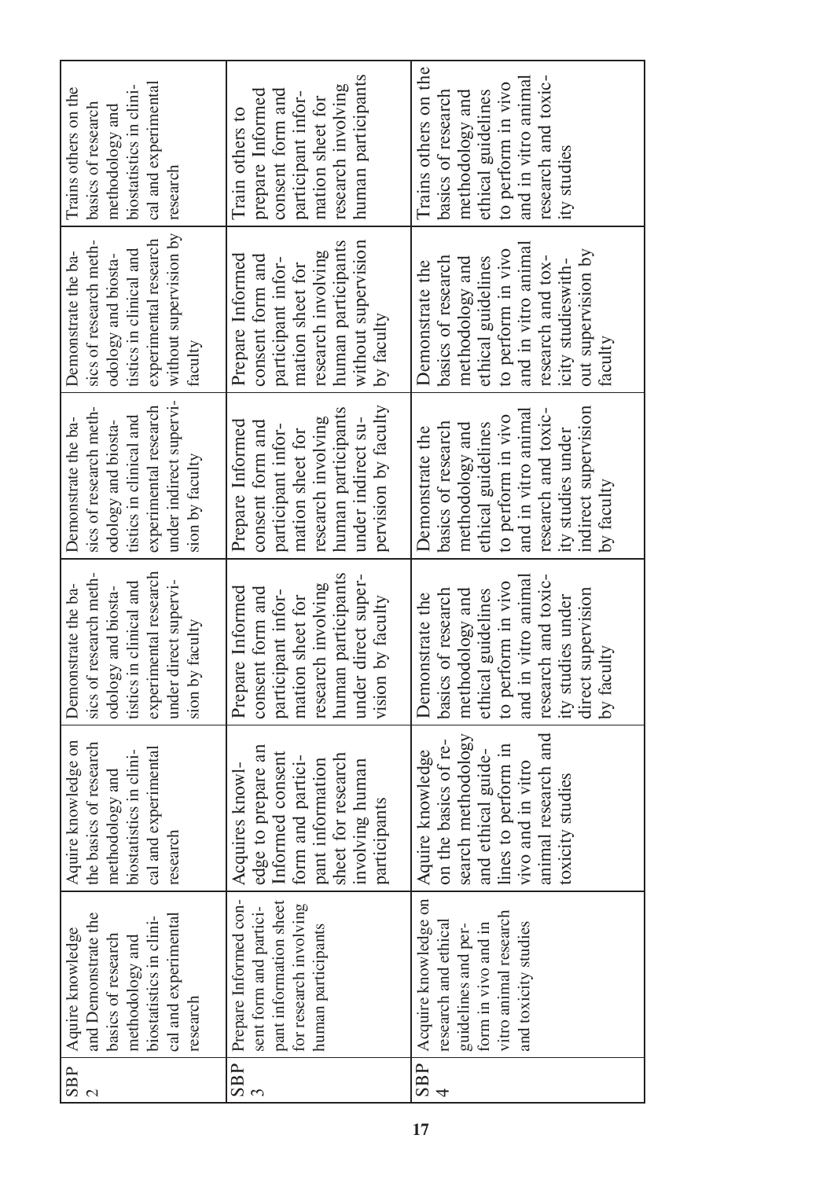| SBP 2 | Aquire knowledge and Demonstrate the basics of research methodology and biostatistics in clinical and experimental research | Aquire knowledge on the basics of research methodology and biostatistics in clinical and experimental research | Demonstrate the basics of research methodology and biostatistics in clinical and experimental research under direct supervision by faculty | Demonstrate the basics of research methodology and biostatistics in clinical and experimental research under indirect supervision by faculty | Demonstrate the basics of research methodology and biostatistics in clinical and experimental research without supervision by faculty | Trains others on the basics of research methodology and biostatistics in clinical and experimental research |
|---|---|---|---|---|---|---|
| SBP 3 | Prepare Informed consent form and participant information sheet for research involving human participants | Acquires knowledge to prepare an Informed consent form and participant information sheet for research involving human participants | Prepare Informed consent form and participant information sheet for research involving human participants under direct supervision by faculty | Prepare Informed consent form and participant information sheet for research involving human participants under indirect supervision by faculty | Prepare Informed consent form and participant information sheet for research involving human participants without supervision by faculty | Train others to prepare Informed consent form and participant information sheet for research involving human participants |
| SBP 4 | Acquire knowledge on research and ethical guidelines and perform in vivo and in vitro animal research and toxicity studies | Aquire knowledge on the basics of research methodology and ethical guidelines to perform in vivo and in vitro animal research and toxicity studies | Demonstrate the basics of research methodology and ethical guidelines to perform in vivo and in vitro animal research and toxicity studies under direct supervision by faculty | Demonstrate the basics of research methodology and ethical guidelines to perform in vivo and in vitro animal research and toxicity studies under indirect supervision by faculty | Demonstrate the basics of research methodology and ethical guidelines to perform in vivo and in vitro animal research and toxicity studieswithout supervision by faculty | Trains others on the basics of research methodology and ethical guidelines to perform in vivo and in vitro animal research and toxicity studies |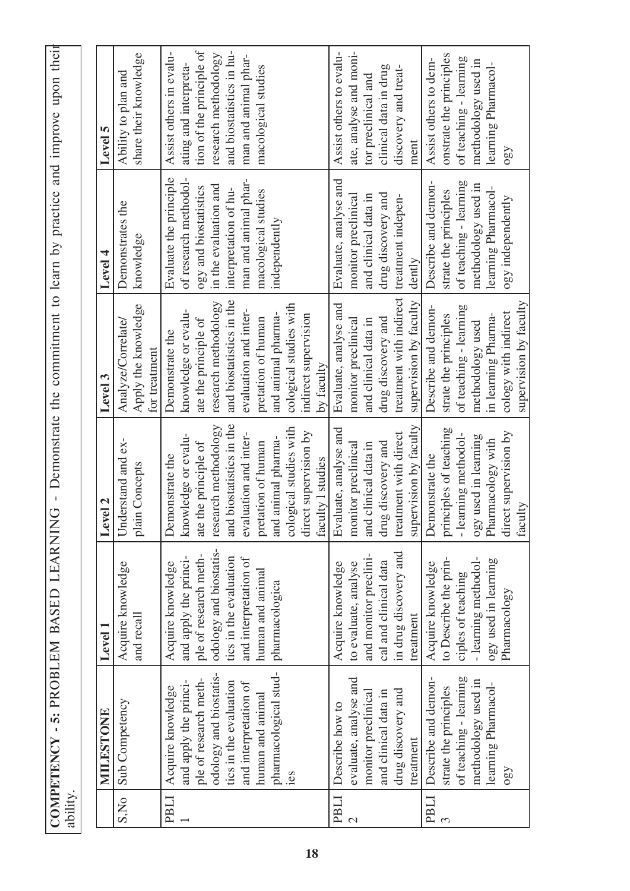**COMPETENCY - 5: PROBLEM BASED LEARNING - Demonstrate the commitment to learn by practice and improve upon their ability.**

| S,No | MILESTONE | Level 1 | Level 2 | Level 3 | Level 4 | Level 5 |
|---|---|---|---|---|---|---|
| | Sub Competency | Acquire knowledge and recall | Understand and explain Concepts | Analyze/Correlate/ Apply the knowledge for treatment | Demonstrates the knowledge | Ability to plan and share their knowledge |
| PBLI 1 | Acquire knowledge and apply the principle of research methodology and biostatistics in the evaluation and interpretation of human and animal pharmacological studies | Acquire knowledge and apply the principle of research methodology and biostatistics in the evaluation and interpretation of human and animal pharmacologica | Demonstrate the knowledge or evaluate the principle of research methodology and biostatistics in the evaluation and interpretation of human and animal pharmacological studies with direct supervision by faculty l studies | Demonstrate the knowledge or evaluate the principle of research methodology and biostatistics in the evaluation and interpretation of human and animal pharmacological studies with indirect supervision by faculty | Evaluate the principle of research methodology and biostatistics in the evaluation and interpretation of human and animal pharmacological studies independently | Assist others in evaluating and interpretation of the principle of research methodology and biostatistics in human and animal pharmacological studies |
| PBLI 2 | Describe how to evaluate, analyse and monitor preclinical and clinical data in drug discovery and treatment | Acquire knowledge to evaluate, analyse and monitor preclinical and clinical data in drug discovery and treatment | Evaluate, analyse and monitor preclinical and clinical data in drug discovery and treatment with direct supervision by faculty | Evaluate, analyse and monitor preclinical and clinical data in drug discovery and treatment with indirect supervision by faculty | Evaluate, analyse and monitor preclinical and clinical data in drug discovery and treatment independently | Assist others to evaluate, analyse and monitor preclinical and clinical data in drug discovery and treatment |
| PBLI 3 | Describe and demonstrate the principles of teaching - learning methodology used in learning Pharmacology | Acquire knowledge to Describe the principles of teaching - learning methodology used in learning Pharmacology | Demonstrate the principles of teaching - learning methodology used in learning Pharmacology with direct supervision by faculty | Describe and demonstrate the principles of teaching - learning methodology used in learning Pharmacology with indirect supervision by faculty | Describe and demonstrate the principles of teaching - learning methodology used in learning Pharmacology independently | Assist others to demonstrate the principles of teaching - learning methodology used in learning Pharmacology |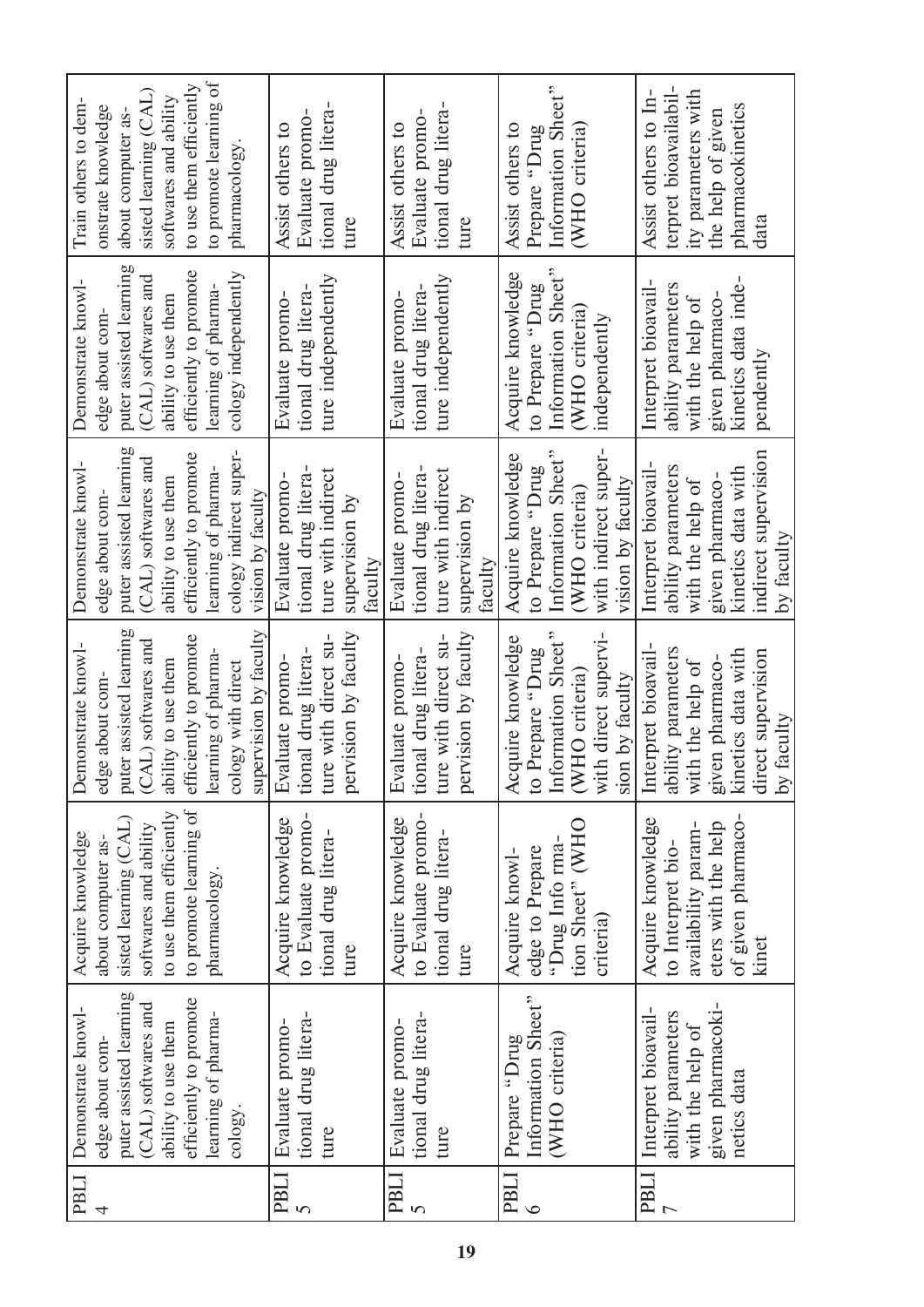| | | | | | | |
|---|---|---|---|---|---|---|
| PBLI 4 | Demonstrate knowledge about computer assisted learning (CAL) softwares and ability to use them efficiently to promote learning of pharmacology. | Acquire knowledge about computer assisted learning (CAL) softwares and ability to use them efficiently to promote learning of pharmacology. | Demonstrate knowledge about computer assisted learning (CAL) softwares and ability to use them efficiently to promote learning of pharmacology with direct supervision by faculty | Demonstrate knowledge about computer assisted learning (CAL) softwares and ability to use them efficiently to promote learning of pharmacology indirect supervision by faculty | Demonstrate knowledge about computer assisted learning (CAL) softwares and ability to use them efficiently to promote learning of pharmacology independently | Train others to demonstrate knowledge about computer assisted learning (CAL) softwares and ability to use them efficiently to promote learning of pharmacology. |
| PBLI 5 | Evaluate promotional drug literature | Acquire knowledge to Evaluate promotional drug literature | Evaluate promotional drug literature with direct supervision by faculty | Evaluate promotional drug literature with indirect supervision by faculty | Evaluate promotional drug literature independently | Assist others to Evaluate promotional drug literature |
| PBLI 5 | Evaluate promotional drug literature | Acquire knowledge to Evaluate promotional drug literature | Evaluate promotional drug literature with direct supervision by faculty | Evaluate promotional drug literature with indirect supervision by faculty | Evaluate promotional drug literature independently | Assist others to Evaluate promotional drug literature |
| PBLI 6 | Prepare "Drug Information Sheet" (WHO criteria) | Acquire knowledge to Prepare "Drug Information Sheet" (WHO criteria) | Acquire knowledge to Prepare "Drug Information Sheet" (WHO criteria) with direct supervision by faculty | Acquire knowledge to Prepare "Drug Information Sheet" (WHO criteria) with indirect supervision by faculty | Acquire knowledge to Prepare "Drug Information Sheet" (WHO criteria) independently | Assist others to Prepare "Drug Information Sheet" (WHO criteria) |
| PBLI 7 | Interpret bioavailability parameters with the help of given pharmacokinetics data | Acquire knowledge to Interpret bioavailability parameters with the help of given pharmacokinet | Interpret bioavailability parameters with the help of given pharmacokinetics data with direct supervision by faculty | Interpret bioavailability parameters with the help of given pharmacokinetics data with indirect supervision by faculty | Interpret bioavailability parameters with the help of given pharmacokinetics data independently | Assist others to Interpret bioavailability parameters with the help of given pharmacokinetics data |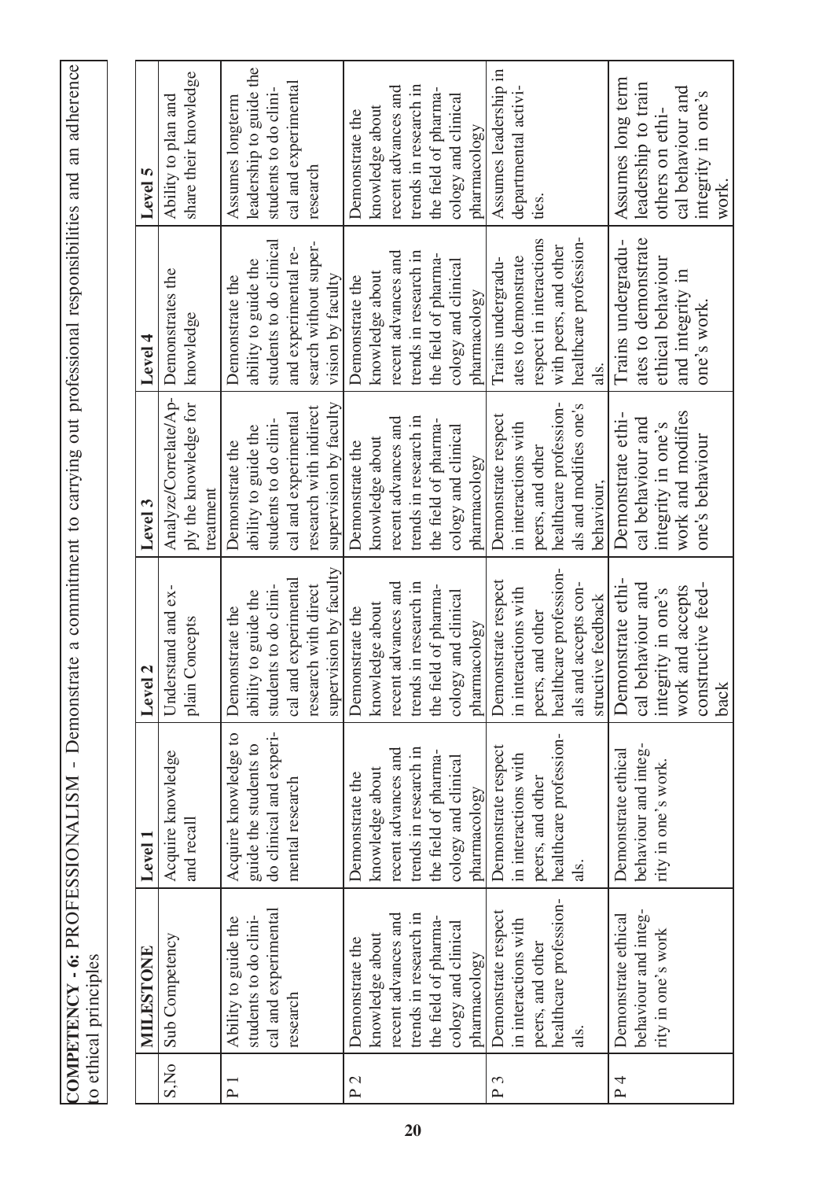**COMPETENCY - 6: PROFESSIONALISM - Demonstrate a commitment to carrying out professional responsibilities and an adherence to ethical principles**

| | MILESTONE | Level 1 | Level 2 | Level 3 | Level 4 | Level 5 |
|---|---|---|---|---|---|---|
| S,No | Sub Competency | Acquire knowledge and recall | Understand and explain Concepts | Analyze/Correlate/Apply the knowledge for treatment | Demonstrates the knowledge | Ability to plan and share their knowledge |
| P 1 | Ability to guide the students to do clinical and experimental research | Acquire knowledge to guide the students to do clinical and experimental research | Demonstrate the ability to guide the students to do clinical and experimental research with direct supervision by faculty | Demonstrate the ability to guide the students to do clinical and experimental research with indirect supervision by faculty | Demonstrate the ability to guide the students to do clinical and experimental research without supervision by faculty | Assumes longterm leadership to guide the students to do clinical and experimental research |
| P 2 | Demonstrate the knowledge about recent advances and trends in research in the field of pharmacology and clinical pharmacology | Demonstrate the knowledge about recent advances and trends in research in the field of pharmacology and clinical pharmacology | Demonstrate the knowledge about recent advances and trends in research in the field of pharmacology and clinical pharmacology | Demonstrate the knowledge about recent advances and trends in research in the field of pharmacology and clinical pharmacology | Demonstrate the knowledge about recent advances and trends in research in the field of pharmacology and clinical pharmacology | Demonstrate the knowledge about recent advances and trends in research in the field of pharmacology and clinical pharmacology |
| P 3 | Demonstrate respect in interactions with peers, and other healthcare professionals. | Demonstrate respect in interactions with peers, and other healthcare professionals. | Demonstrate respect in interactions with peers, and other healthcare professionals and accepts constructive feedback | Demonstrate respect in interactions with peers, and other healthcare professionals and modifies one's behaviour, | Trains undergraduates to demonstrate respect in interactions with peers, and other healthcare professionals. | Assumes leadership in departmental activities. |
| P 4 | Demonstrate ethical behaviour and integrity in one's work | Demonstrate ethical behaviour and integrity in one's work. | Demonstrate ethical behaviour and integrity in one's work and accepts constructive feedback | Demonstrate ethical behaviour and integrity in one's work and modifies one's behaviour | Trains undergraduates to demonstrate ethical behaviour and integrity in one's work. | Assumes long term leadership to train others on ethical behaviour and integrity in one's work. |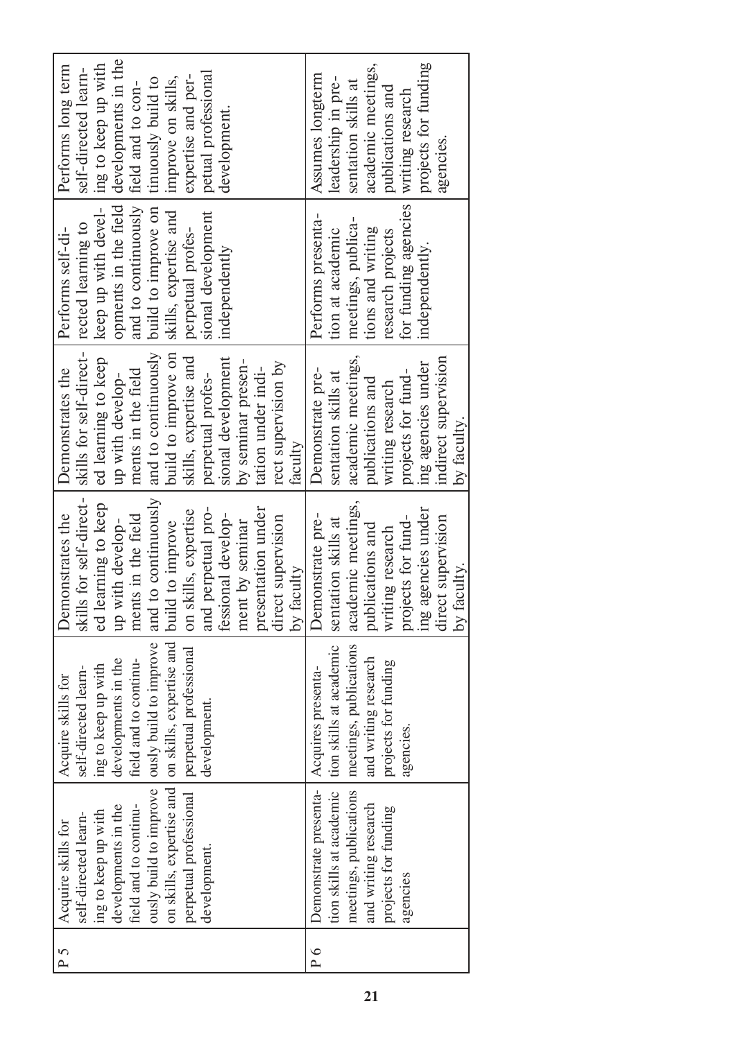| | | | | | | |
|---|---|---|---|---|---|---|
| P 5 | Acquire skills for self-directed learning to keep up with developments in the field and to continuously build to improve on skills, expertise and perpetual professional development. | Acquire skills for self-directed learning to keep up with developments in the field and to continuously build to improve on skills, expertise and perpetual professional development. | Demonstrates the skills for self-directed learning to keep up with developments in the field and to continuously build to improve on skills, expertise and perpetual professional development by seminar presentation under direct supervision by faculty | Demonstrates the skills for self-directed learning to keep up with developments in the field and to continuously build to improve on skills, expertise and perpetual professional development by seminar presentation under indirect supervision by faculty | Performs self-directed learning to keep up with developments in the field and to continuously build to improve on skills, expertise and perpetual professional development independently | Performs long term self-directed learning to keep up with developments in the field and to continuously build to improve on skills, expertise and perpetual professional development. |
| P 6 | Demonstrate presentation skills at academic meetings, publications and writing research projects for funding agencies | Acquires presentation skills at academic meetings, publications and writing research projects for funding agencies. | Demonstrate presentation skills at academic meetings, publications and writing research projects for funding agencies under direct supervision by faculty. | Demonstrate presentation skills at academic meetings, publications and writing research projects for funding agencies under indirect supervision by faculty. | Performs presentation at academic meetings, publications and writing research projects for funding agencies independently. | Assumes longterm leadership in presentation skills at academic meetings, publications and writing research projects for funding agencies. |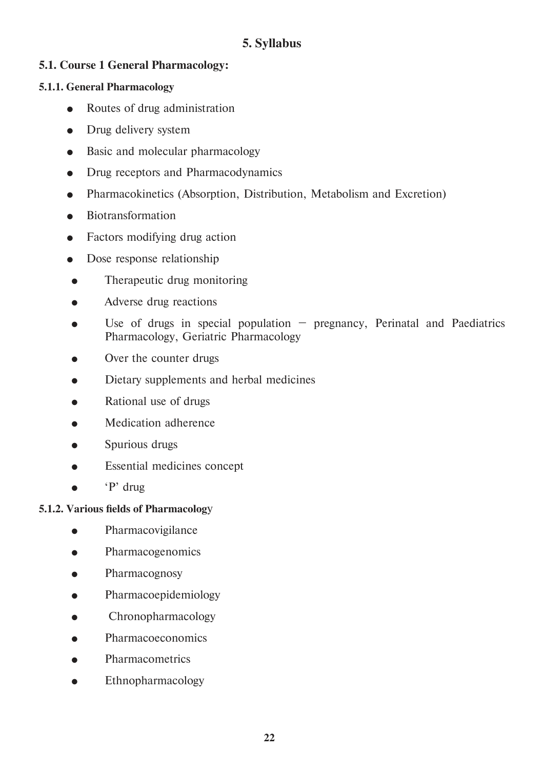# 5. Syllabus

## 5.1. Course 1 General Pharmacology:

### 5.1.1. General Pharmacology

- Routes of drug administration
- Drug delivery system
- Basic and molecular pharmacology
- Drug receptors and Pharmacodynamics
- Pharmacokinetics (Absorption, Distribution, Metabolism and Excretion)
- Biotransformation
- Factors modifying drug action
- Dose response relationship
- Therapeutic drug monitoring
- Adverse drug reactions
- Use of drugs in special population – pregnancy, Perinatal and Paediatrics Pharmacology, Geriatric Pharmacology
- Over the counter drugs
- Dietary supplements and herbal medicines
- Rational use of drugs
- Medication adherence
- Spurious drugs
- Essential medicines concept
- 'P' drug

### 5.1.2. Various fields of Pharmacology

- Pharmacovigilance
- Pharmacogenomics
- Pharmacognosy
- Pharmacoepidemiology
- Chronopharmacology
- Pharmacoeconomics
- Pharmacometrics
- Ethnopharmacology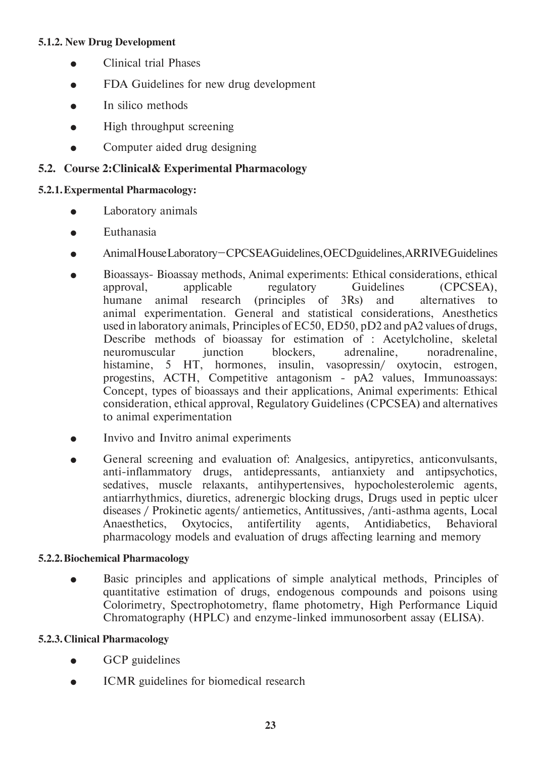#### 5.1.2. New Drug Development

- Clinical trial Phases
- FDA Guidelines for new drug development
- In silico methods
- High throughput screening
- Computer aided drug designing

### 5.2. Course 2:Clinical& Experimental Pharmacology

#### 5.2.1. Expermental Pharmacology:

- Laboratory animals
- Euthanasia
- AnimalHouseLaboratory—CPCSEAGuidelines,OECDguidelines,ARRIVEGuidelines
- Bioassays- Bioassay methods, Animal experiments: Ethical considerations, ethical approval, applicable regulatory Guidelines (CPCSEA), humane animal research (principles of 3Rs) and alternatives to animal experimentation. General and statistical considerations, Anesthetics used in laboratory animals, Principles of EC50, ED50, pD2 and pA2 values of drugs, Describe methods of bioassay for estimation of : Acetylcholine, skeletal neuromuscular junction blockers, adrenaline, noradrenaline, histamine, 5 HT, hormones, insulin, vasopressin/ oxytocin, estrogen, progestins, ACTH, Competitive antagonism - pA2 values, Immunoassays: Concept, types of bioassays and their applications, Animal experiments: Ethical consideration, ethical approval, Regulatory Guidelines (CPCSEA) and alternatives to animal experimentation
- Invivo and Invitro animal experiments
- General screening and evaluation of: Analgesics, antipyretics, anticonvulsants, anti-inflammatory drugs, antidepressants, antianxiety and antipsychotics, sedatives, muscle relaxants, antihypertensives, hypocholesterolemic agents, antiarrhythmics, diuretics, adrenergic blocking drugs, Drugs used in peptic ulcer diseases / Prokinetic agents/ antiemetics, Antitussives, /anti-asthma agents, Local Anaesthetics, Oxytocics, antifertility agents, Antidiabetics, Behavioral pharmacology models and evaluation of drugs affecting learning and memory

#### 5.2.2. Biochemical Pharmacology

- Basic principles and applications of simple analytical methods, Principles of quantitative estimation of drugs, endogenous compounds and poisons using Colorimetry, Spectrophotometry, flame photometry, High Performance Liquid Chromatography (HPLC) and enzyme-linked immunosorbent assay (ELISA).

#### 5.2.3. Clinical Pharmacology

- GCP guidelines
- ICMR guidelines for biomedical research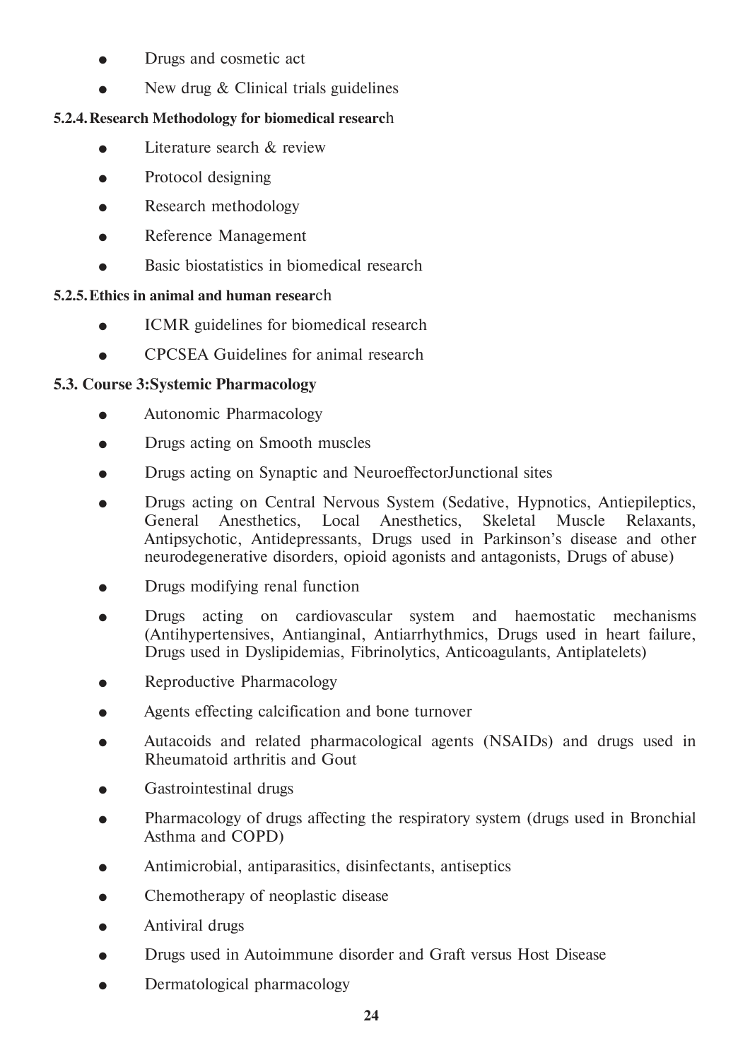- Drugs and cosmetic act
- New drug & Clinical trials guidelines

#### 5.2.4. Research Methodology for biomedical research

- Literature search & review
- Protocol designing
- Research methodology
- Reference Management
- Basic biostatistics in biomedical research

#### 5.2.5. Ethics in animal and human research

- ICMR guidelines for biomedical research
- CPCSEA Guidelines for animal research

### 5.3. Course 3:Systemic Pharmacology

- Autonomic Pharmacology
- Drugs acting on Smooth muscles
- Drugs acting on Synaptic and NeuroeffectorJunctional sites
- Drugs acting on Central Nervous System (Sedative, Hypnotics, Antiepileptics, General Anesthetics, Local Anesthetics, Skeletal Muscle Relaxants, Antipsychotic, Antidepressants, Drugs used in Parkinson's disease and other neurodegenerative disorders, opioid agonists and antagonists, Drugs of abuse)
- Drugs modifying renal function
- Drugs acting on cardiovascular system and haemostatic mechanisms (Antihypertensives, Antianginal, Antiarrhythmics, Drugs used in heart failure, Drugs used in Dyslipidemias, Fibrinolytics, Anticoagulants, Antiplatelets)
- Reproductive Pharmacology
- Agents effecting calcification and bone turnover
- Autacoids and related pharmacological agents (NSAIDs) and drugs used in Rheumatoid arthritis and Gout
- Gastrointestinal drugs
- Pharmacology of drugs affecting the respiratory system (drugs used in Bronchial Asthma and COPD)
- Antimicrobial, antiparasitics, disinfectants, antiseptics
- Chemotherapy of neoplastic disease
- Antiviral drugs
- Drugs used in Autoimmune disorder and Graft versus Host Disease
- Dermatological pharmacology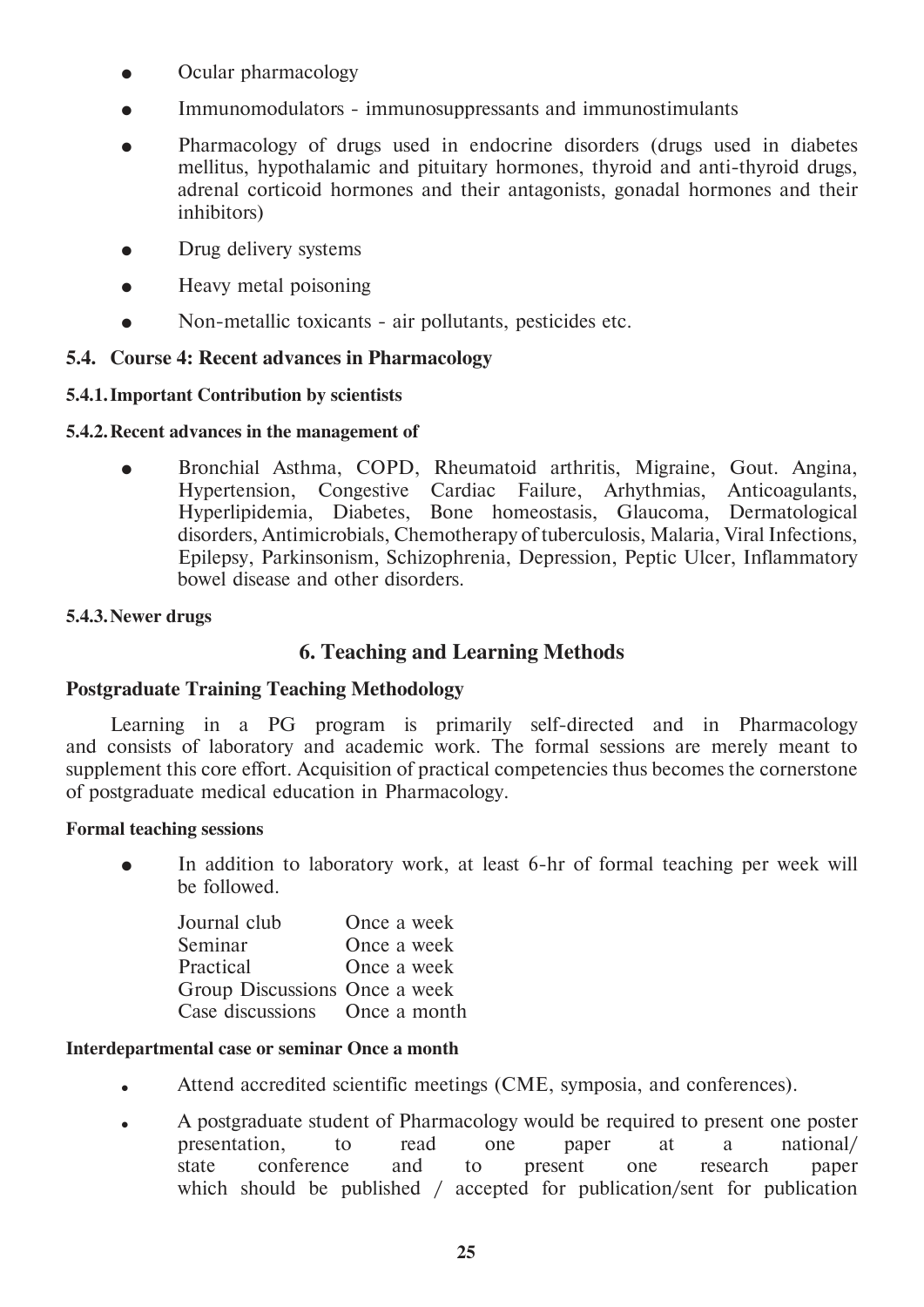- Ocular pharmacology
- Immunomodulators - immunosuppressants and immunostimulants
- Pharmacology of drugs used in endocrine disorders (drugs used in diabetes mellitus, hypothalamic and pituitary hormones, thyroid and anti-thyroid drugs, adrenal corticoid hormones and their antagonists, gonadal hormones and their inhibitors)
- Drug delivery systems
- Heavy metal poisoning
- Non-metallic toxicants - air pollutants, pesticides etc.

### 5.4. Course 4: Recent advances in Pharmacology

#### 5.4.1. Important Contribution by scientists

#### 5.4.2. Recent advances in the management of

- Bronchial Asthma, COPD, Rheumatoid arthritis, Migraine, Gout. Angina, Hypertension, Congestive Cardiac Failure, Arhythmias, Anticoagulants, Hyperlipidemia, Diabetes, Bone homeostasis, Glaucoma, Dermatological disorders, Antimicrobials, Chemotherapy of tuberculosis, Malaria, Viral Infections, Epilepsy, Parkinsonism, Schizophrenia, Depression, Peptic Ulcer, Inflammatory bowel disease and other disorders.

#### 5.4.3. Newer drugs

## 6. Teaching and Learning Methods

### Postgraduate Training Teaching Methodology

Learning in a PG program is primarily self-directed and in Pharmacology and consists of laboratory and academic work. The formal sessions are merely meant to supplement this core effort. Acquisition of practical competencies thus becomes the cornerstone of postgraduate medical education in Pharmacology.

#### Formal teaching sessions

- In addition to laboratory work, at least 6-hr of formal teaching per week will be followed.

| | |
|---|---|
| Journal club | Once a week |
| Seminar | Once a week |
| Practical | Once a week |
| Group Discussions | Once a week |
| Case discussions | Once a month |

**Interdepartmental case or seminar Once a month**

- Attend accredited scientific meetings (CME, symposia, and conferences).
- A postgraduate student of Pharmacology would be required to present one poster presentation, to read one paper at a national/ state conference and to present one research paper which should be published / accepted for publication/sent for publication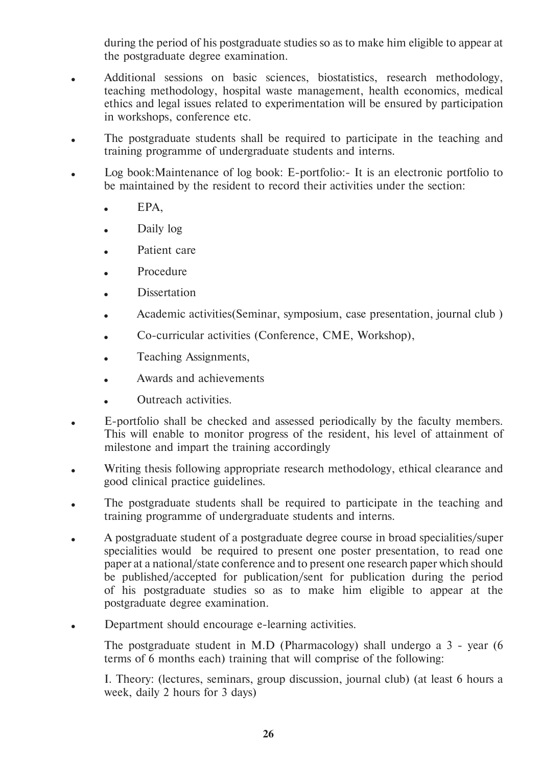during the period of his postgraduate studies so as to make him eligible to appear at the postgraduate degree examination.

- Additional sessions on basic sciences, biostatistics, research methodology, teaching methodology, hospital waste management, health economics, medical ethics and legal issues related to experimentation will be ensured by participation in workshops, conference etc.
- The postgraduate students shall be required to participate in the teaching and training programme of undergraduate students and interns.
- Log book:Maintenance of log book: E-portfolio:- It is an electronic portfolio to be maintained by the resident to record their activities under the section:
  - EPA,
  - Daily log
  - Patient care
  - Procedure
  - Dissertation
  - Academic activities(Seminar, symposium, case presentation, journal club )
  - Co-curricular activities (Conference, CME, Workshop),
  - Teaching Assignments,
  - Awards and achievements
  - Outreach activities.
- E-portfolio shall be checked and assessed periodically by the faculty members. This will enable to monitor progress of the resident, his level of attainment of milestone and impart the training accordingly
- Writing thesis following appropriate research methodology, ethical clearance and good clinical practice guidelines.
- The postgraduate students shall be required to participate in the teaching and training programme of undergraduate students and interns.
- A postgraduate student of a postgraduate degree course in broad specialities/super specialities would be required to present one poster presentation, to read one paper at a national/state conference and to present one research paper which should be published/accepted for publication/sent for publication during the period of his postgraduate studies so as to make him eligible to appear at the postgraduate degree examination.
- Department should encourage e-learning activities.

The postgraduate student in M.D (Pharmacology) shall undergo a 3 - year (6 terms of 6 months each) training that will comprise of the following:

I. Theory: (lectures, seminars, group discussion, journal club) (at least 6 hours a week, daily 2 hours for 3 days)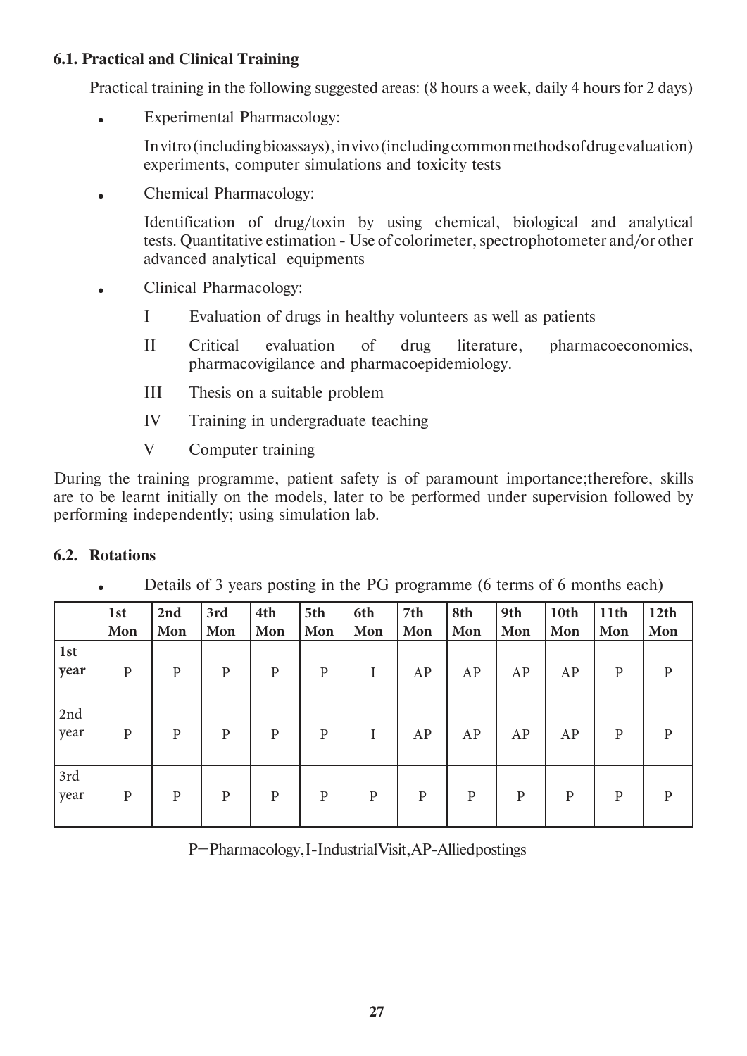### 6.1. Practical and Clinical Training

Practical training in the following suggested areas: (8 hours a week, daily 4 hours for 2 days)

- Experimental Pharmacology:

  In vitro (including bioassays), in vivo (including common methods of drug evaluation) experiments, computer simulations and toxicity tests

- Chemical Pharmacology:

  Identification of drug/toxin by using chemical, biological and analytical tests. Quantitative estimation - Use of colorimeter, spectrophotometer and/or other advanced analytical equipments

- Clinical Pharmacology:

  I Evaluation of drugs in healthy volunteers as well as patients

  II Critical evaluation of drug literature, pharmacoeconomics, pharmacovigilance and pharmacoepidemiology.

  III Thesis on a suitable problem

  IV Training in undergraduate teaching

  V Computer training

During the training programme, patient safety is of paramount importance;therefore, skills are to be learnt initially on the models, later to be performed under supervision followed by performing independently; using simulation lab.

### 6.2. Rotations

- Details of 3 years posting in the PG programme (6 terms of 6 months each)

| | 1st Mon | 2nd Mon | 3rd Mon | 4th Mon | 5th Mon | 6th Mon | 7th Mon | 8th Mon | 9th Mon | 10th Mon | 11th Mon | 12th Mon |
|---|---|---|---|---|---|---|---|---|---|---|---|---|
| 1st year | P | P | P | P | P | I | AP | AP | AP | AP | P | P |
| 2nd year | P | P | P | P | P | I | AP | AP | AP | AP | P | P |
| 3rd year | P | P | P | P | P | P | P | P | P | P | P | P |

P–Pharmacology, I-Industrial Visit, AP-Allied postings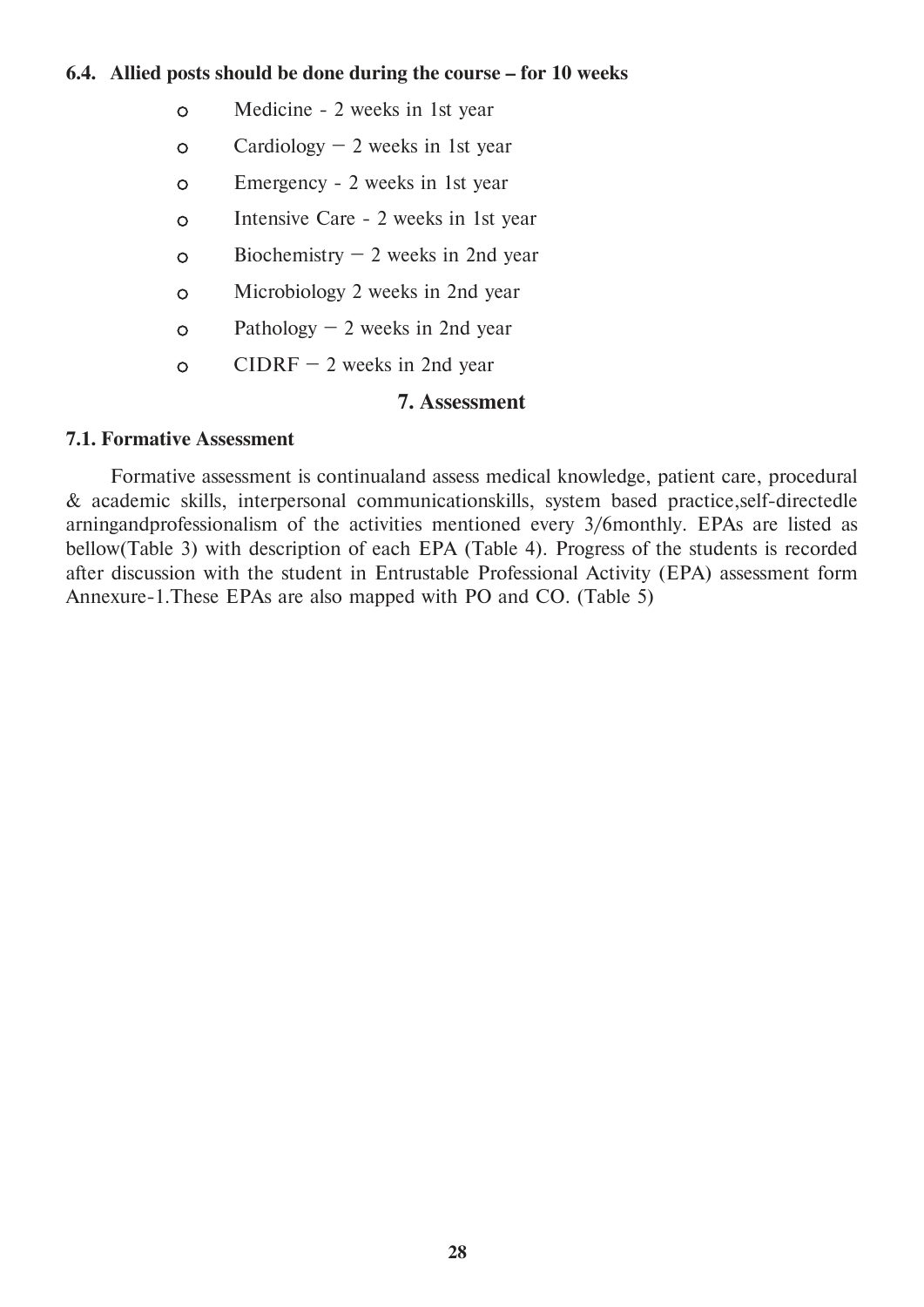### 6.4. Allied posts should be done during the course – for 10 weeks

- Medicine - 2 weeks in 1st year
- Cardiology – 2 weeks in 1st year
- Emergency - 2 weeks in 1st year
- Intensive Care - 2 weeks in 1st year
- Biochemistry – 2 weeks in 2nd year
- Microbiology 2 weeks in 2nd year
- Pathology – 2 weeks in 2nd year
- CIDRF – 2 weeks in 2nd year

## 7. Assessment

### 7.1. Formative Assessment

Formative assessment is continualand assess medical knowledge, patient care, procedural & academic skills, interpersonal communicationskills, system based practice,self-directedle arningandprofessionalism of the activities mentioned every 3/6monthly. EPAs are listed as bellow(Table 3) with description of each EPA (Table 4). Progress of the students is recorded after discussion with the student in Entrustable Professional Activity (EPA) assessment form Annexure-1.These EPAs are also mapped with PO and CO. (Table 5)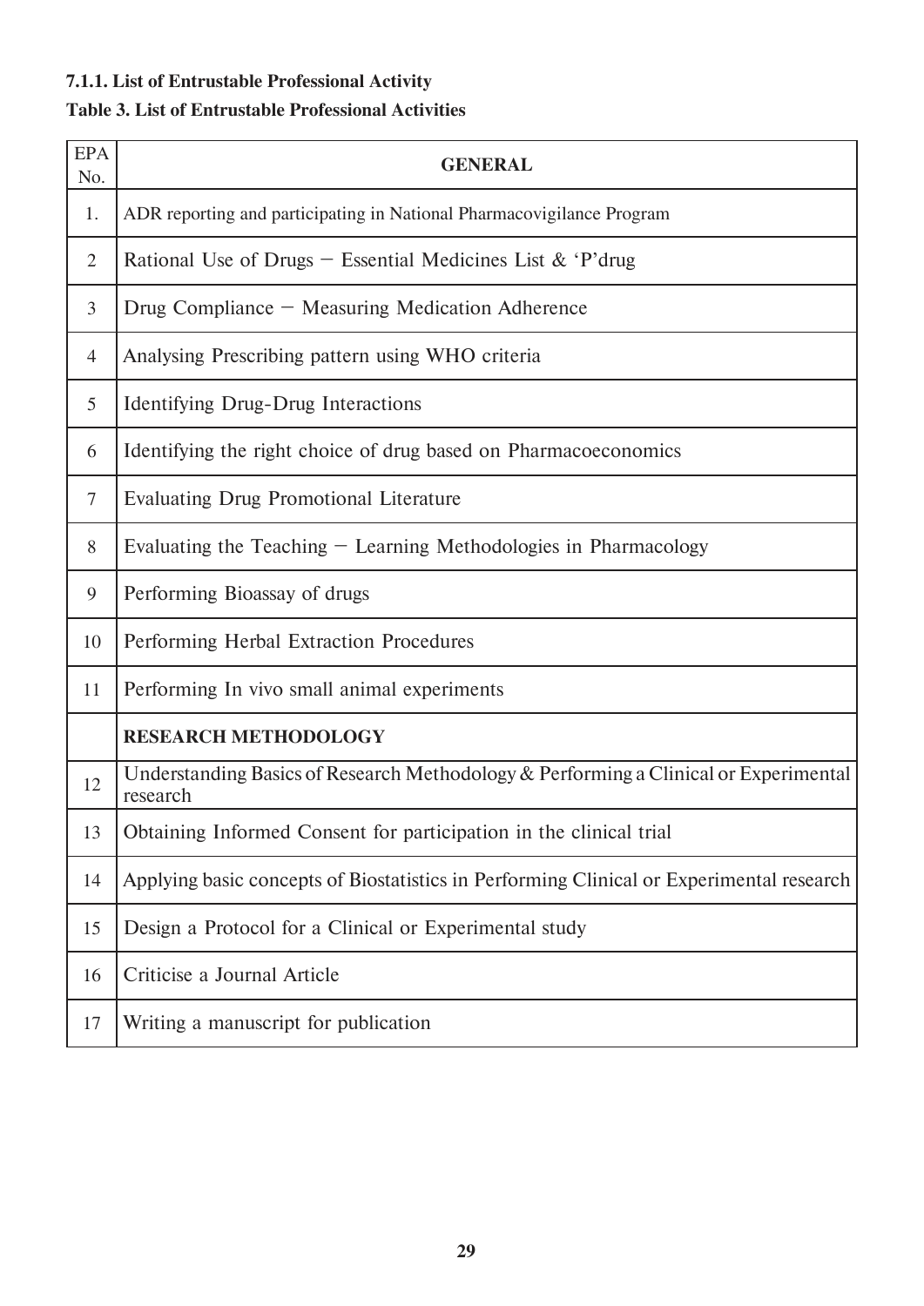#### 7.1.1. List of Entrustable Professional Activity

**Table 3. List of Entrustable Professional Activities**

| EPA No. | GENERAL |
|---|---|
| 1. | ADR reporting and participating in National Pharmacovigilance Program |
| 2 | Rational Use of Drugs – Essential Medicines List & 'P'drug |
| 3 | Drug Compliance – Measuring Medication Adherence |
| 4 | Analysing Prescribing pattern using WHO criteria |
| 5 | Identifying Drug-Drug Interactions |
| 6 | Identifying the right choice of drug based on Pharmacoeconomics |
| 7 | Evaluating Drug Promotional Literature |
| 8 | Evaluating the Teaching – Learning Methodologies in Pharmacology |
| 9 | Performing Bioassay of drugs |
| 10 | Performing Herbal Extraction Procedures |
| 11 | Performing In vivo small animal experiments |
| | **RESEARCH METHODOLOGY** |
| 12 | Understanding Basics of Research Methodology & Performing a Clinical or Experimental research |
| 13 | Obtaining Informed Consent for participation in the clinical trial |
| 14 | Applying basic concepts of Biostatistics in Performing Clinical or Experimental research |
| 15 | Design a Protocol for a Clinical or Experimental study |
| 16 | Criticise a Journal Article |
| 17 | Writing a manuscript for publication |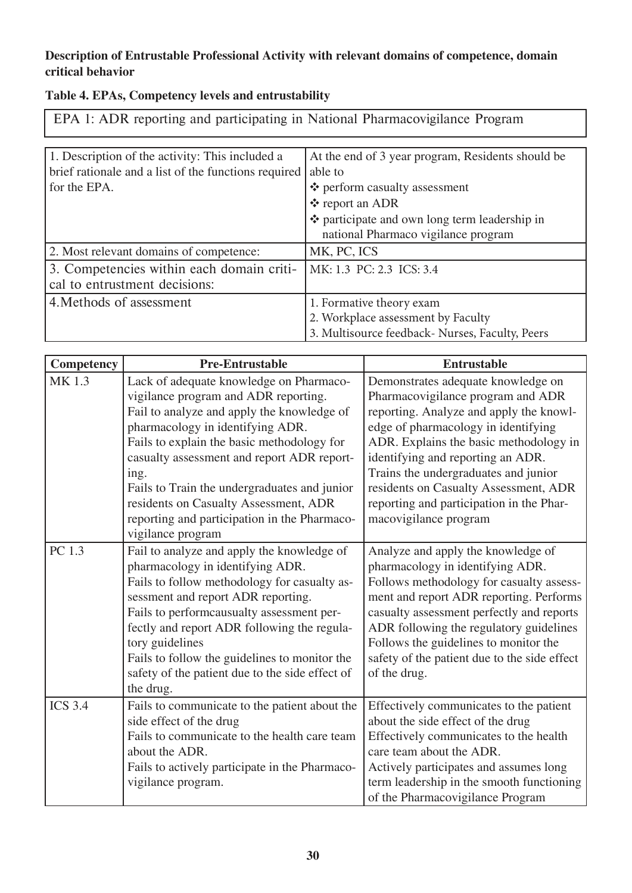**Description of Entrustable Professional Activity with relevant domains of competence, domain critical behavior**

**Table 4. EPAs, Competency levels and entrustability**

| EPA 1: ADR reporting and participating in National Pharmacovigilance Program | |
|---|---|
| 1. Description of the activity: This included a brief rationale and a list of the functions required for the EPA. | At the end of 3 year program, Residents should be able to<br>❖ perform casualty assessment<br>❖ report an ADR<br>❖ participate and own long term leadership in national Pharmaco vigilance program |
| 2. Most relevant domains of competence: | MK, PC, ICS |
| 3. Competencies within each domain critical to entrustment decisions: | MK: 1.3 PC: 2.3 ICS: 3.4 |
| 4. Methods of assessment | 1. Formative theory exam<br>2. Workplace assessment by Faculty<br>3. Multisource feedback- Nurses, Faculty, Peers |

| Competency | Pre-Entrustable | Entrustable |
|---|---|---|
| MK 1.3 | Lack of adequate knowledge on Pharmacovigilance program and ADR reporting.<br>Fail to analyze and apply the knowledge of pharmacology in identifying ADR.<br>Fails to explain the basic methodology for casualty assessment and report ADR reporting.<br>Fails to Train the undergraduates and junior residents on Casualty Assessment, ADR reporting and participation in the Pharmacovigilance program | Demonstrates adequate knowledge on Pharmacovigilance program and ADR reporting. Analyze and apply the knowledge of pharmacology in identifying ADR. Explains the basic methodology in identifying and reporting an ADR. Trains the undergraduates and junior residents on Casualty Assessment, ADR reporting and participation in the Pharmacovigilance program |
| PC 1.3 | Fail to analyze and apply the knowledge of pharmacology in identifying ADR.<br>Fails to follow methodology for casualty assessment and report ADR reporting.<br>Fails to performcausualty assessment perfectly and report ADR following the regulatory guidelines<br>Fails to follow the guidelines to monitor the safety of the patient due to the side effect of the drug. | Analyze and apply the knowledge of pharmacology in identifying ADR.<br>Follows methodology for casualty assessment and report ADR reporting. Performs casualty assessment perfectly and reports ADR following the regulatory guidelines Follows the guidelines to monitor the safety of the patient due to the side effect of the drug. |
| ICS 3.4 | Fails to communicate to the patient about the side effect of the drug<br>Fails to communicate to the health care team about the ADR.<br>Fails to actively participate in the Pharmacovigilance program. | Effectively communicates to the patient about the side effect of the drug<br>Effectively communicates to the health care team about the ADR.<br>Actively participates and assumes long term leadership in the smooth functioning of the Pharmacovigilance Program |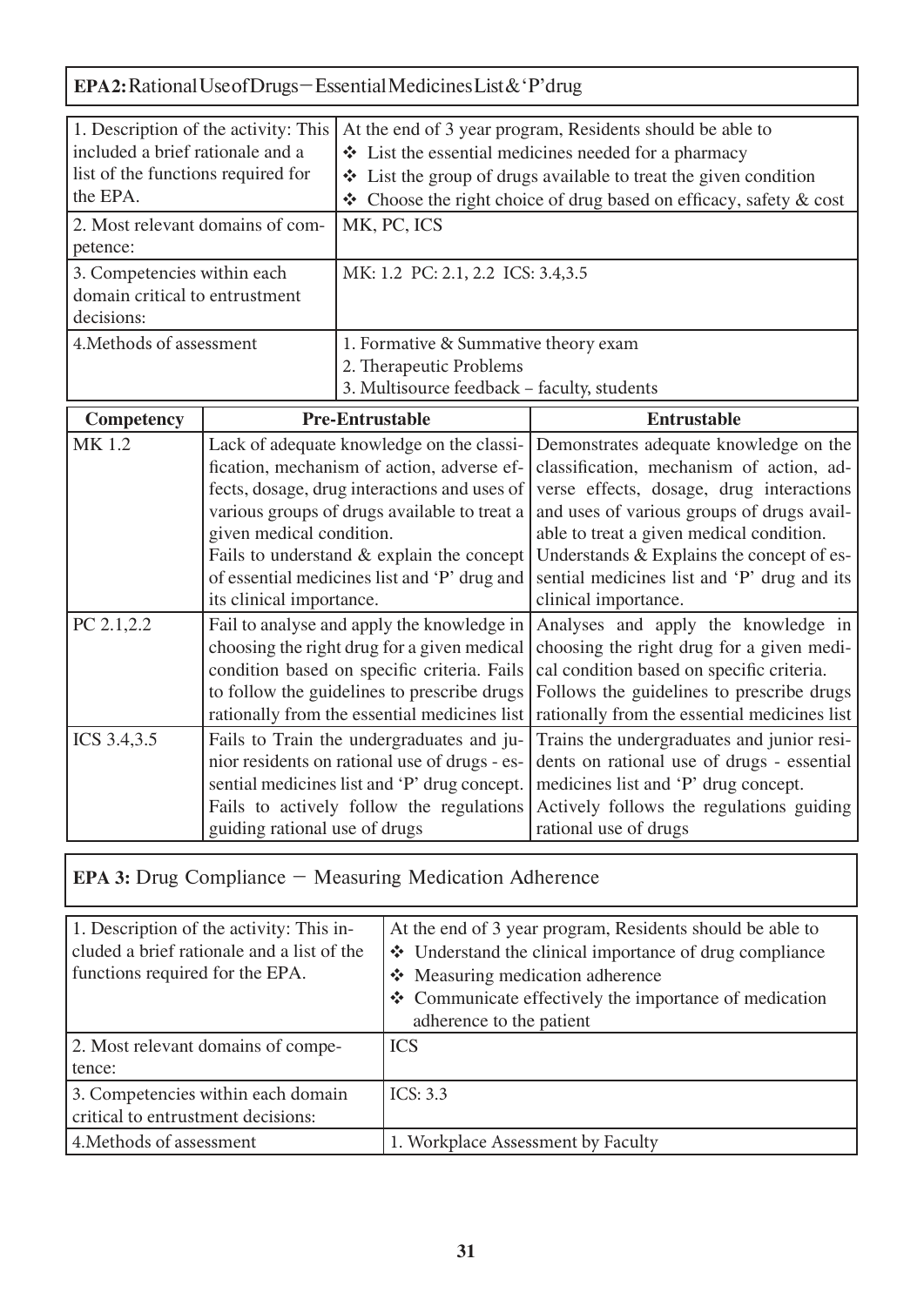**EPA2:** Rational Use of Drugs – Essential Medicines List & 'P' drug

| | |
|---|---|
| 1. Description of the activity: This included a brief rationale and a list of the functions required for the EPA. | At the end of 3 year program, Residents should be able to<br>❖ List the essential medicines needed for a pharmacy<br>❖ List the group of drugs available to treat the given condition<br>❖ Choose the right choice of drug based on efficacy, safety & cost |
| 2. Most relevant domains of competence: | MK, PC, ICS |
| 3. Competencies within each domain critical to entrustment decisions: | MK: 1.2 PC: 2.1, 2.2 ICS: 3.4,3.5 |
| 4.Methods of assessment | 1. Formative & Summative theory exam<br>2. Therapeutic Problems<br>3. Multisource feedback – faculty, students |

| Competency | Pre-Entrustable | Entrustable |
|---|---|---|
| MK 1.2 | Lack of adequate knowledge on the classification, mechanism of action, adverse effects, dosage, drug interactions and uses of various groups of drugs available to treat a given medical condition.<br>Fails to understand & explain the concept of essential medicines list and 'P' drug and its clinical importance. | Demonstrates adequate knowledge on the classification, mechanism of action, adverse effects, dosage, drug interactions and uses of various groups of drugs available to treat a given medical condition.<br>Understands & Explains the concept of essential medicines list and 'P' drug and its clinical importance. |
| PC 2.1,2.2 | Fail to analyse and apply the knowledge in choosing the right drug for a given medical condition based on specific criteria. Fails to follow the guidelines to prescribe drugs rationally from the essential medicines list | Analyses and apply the knowledge in choosing the right drug for a given medical condition based on specific criteria.<br>Follows the guidelines to prescribe drugs rationally from the essential medicines list |
| ICS 3.4,3.5 | Fails to Train the undergraduates and junior residents on rational use of drugs - essential medicines list and 'P' drug concept.<br>Fails to actively follow the regulations guiding rational use of drugs | Trains the undergraduates and junior residents on rational use of drugs - essential medicines list and 'P' drug concept.<br>Actively follows the regulations guiding rational use of drugs |

**EPA 3:** Drug Compliance – Measuring Medication Adherence

| | |
|---|---|
| 1. Description of the activity: This included a brief rationale and a list of the functions required for the EPA. | At the end of 3 year program, Residents should be able to<br>❖ Understand the clinical importance of drug compliance<br>❖ Measuring medication adherence<br>❖ Communicate effectively the importance of medication adherence to the patient |
| 2. Most relevant domains of competence: | ICS |
| 3. Competencies within each domain critical to entrustment decisions: | ICS: 3.3 |
| 4.Methods of assessment | 1. Workplace Assessment by Faculty |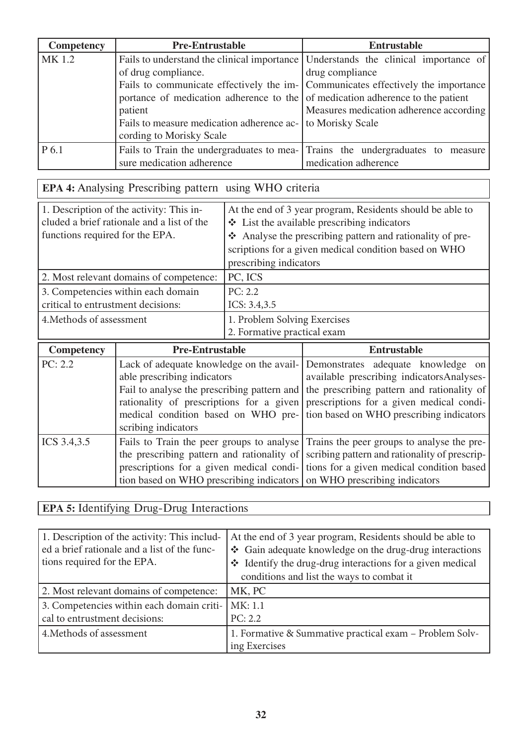| Competency | Pre-Entrustable | Entrustable |
|---|---|---|
| MK 1.2 | Fails to understand the clinical importance of drug compliance. Fails to communicate effectively the importance of medication adherence to the patient Fails to measure medication adherence according to Morisky Scale | Understands the clinical importance of drug compliance Communicates effectively the importance of medication adherence to the patient Measures medication adherence according to Morisky Scale |
| P 6.1 | Fails to Train the undergraduates to measure medication adherence | Trains the undergraduates to measure medication adherence |

**EPA 4:** Analysing Prescribing pattern using WHO criteria

| | |
|---|---|
| 1. Description of the activity: This included a brief rationale and a list of the functions required for the EPA. | At the end of 3 year program, Residents should be able to ❖ List the available prescribing indicators ❖ Analyse the prescribing pattern and rationality of prescriptions for a given medical condition based on WHO prescribing indicators |
| 2. Most relevant domains of competence: | PC, ICS |
| 3. Competencies within each domain critical to entrustment decisions: | PC: 2.2<br>ICS: 3.4,3.5 |
| 4.Methods of assessment | 1. Problem Solving Exercises<br>2. Formative practical exam |

| Competency | Pre-Entrustable | Entrustable |
|---|---|---|
| PC: 2.2 | Lack of adequate knowledge on the available prescribing indicators Fail to analyse the prescribing pattern and rationality of prescriptions for a given medical condition based on WHO prescribing indicators | Demonstrates adequate knowledge on available prescribing indicatorsAnalyses the prescribing pattern and rationality of prescriptions for a given medical condition based on WHO prescribing indicators |
| ICS 3.4,3.5 | Fails to Train the peer groups to analyse the prescribing pattern and rationality of prescriptions for a given medical condition based on WHO prescribing indicators | Trains the peer groups to analyse the prescribing pattern and rationality of prescriptions for a given medical condition based on WHO prescribing indicators |

**EPA 5:** Identifying Drug-Drug Interactions

| | |
|---|---|
| 1. Description of the activity: This included a brief rationale and a list of the functions required for the EPA. | At the end of 3 year program, Residents should be able to ❖ Gain adequate knowledge on the drug-drug interactions ❖ Identify the drug-drug interactions for a given medical conditions and list the ways to combat it |
| 2. Most relevant domains of competence: | MK, PC |
| 3. Competencies within each domain critical to entrustment decisions: | MK: 1.1<br>PC: 2.2 |
| 4.Methods of assessment | 1. Formative & Summative practical exam – Problem Solving Exercises |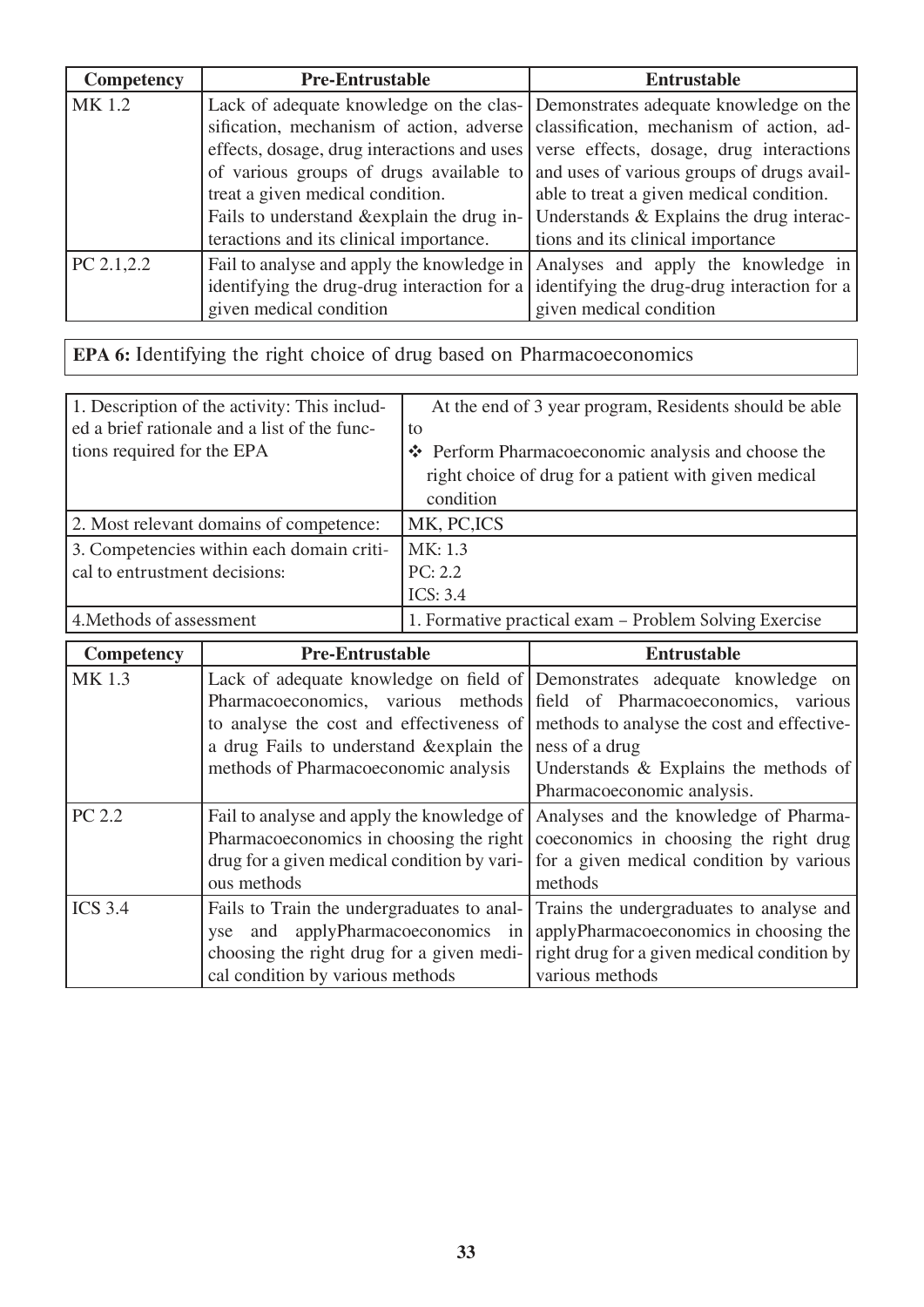| Competency | Pre-Entrustable | Entrustable |
|---|---|---|
| MK 1.2 | Lack of adequate knowledge on the classification, mechanism of action, adverse effects, dosage, drug interactions and uses of various groups of drugs available to treat a given medical condition.<br>Fails to understand &explain the drug interactions and its clinical importance. | Demonstrates adequate knowledge on the classification, mechanism of action, adverse effects, dosage, drug interactions and uses of various groups of drugs available to treat a given medical condition.<br>Understands & Explains the drug interactions and its clinical importance |
| PC 2.1,2.2 | Fail to analyse and apply the knowledge in identifying the drug-drug interaction for a given medical condition | Analyses and apply the knowledge in identifying the drug-drug interaction for a given medical condition |

**EPA 6:** Identifying the right choice of drug based on Pharmacoeconomics

| | |
|---|---|
| 1. Description of the activity: This included a brief rationale and a list of the functions required for the EPA | At the end of 3 year program, Residents should be able to<br>❖ Perform Pharmacoeconomic analysis and choose the right choice of drug for a patient with given medical condition |
| 2. Most relevant domains of competence: | MK, PC,ICS |
| 3. Competencies within each domain critical to entrustment decisions: | MK: 1.3<br>PC: 2.2<br>ICS: 3.4 |
| 4.Methods of assessment | 1. Formative practical exam – Problem Solving Exercise |

| Competency | Pre-Entrustable | Entrustable |
|---|---|---|
| MK 1.3 | Lack of adequate knowledge on field of Pharmacoeconomics, various methods to analyse the cost and effectiveness of a drug Fails to understand &explain the methods of Pharmacoeconomic analysis | Demonstrates adequate knowledge on field of Pharmacoeconomics, various methods to analyse the cost and effectiveness of a drug<br>Understands & Explains the methods of Pharmacoeconomic analysis. |
| PC 2.2 | Fail to analyse and apply the knowledge of Pharmacoeconomics in choosing the right drug for a given medical condition by various methods | Analyses and the knowledge of Pharmacoeconomics in choosing the right drug for a given medical condition by various methods |
| ICS 3.4 | Fails to Train the undergraduates to analyse and applyPharmacoeconomics in choosing the right drug for a given medical condition by various methods | Trains the undergraduates to analyse and applyPharmacoeconomics in choosing the right drug for a given medical condition by various methods |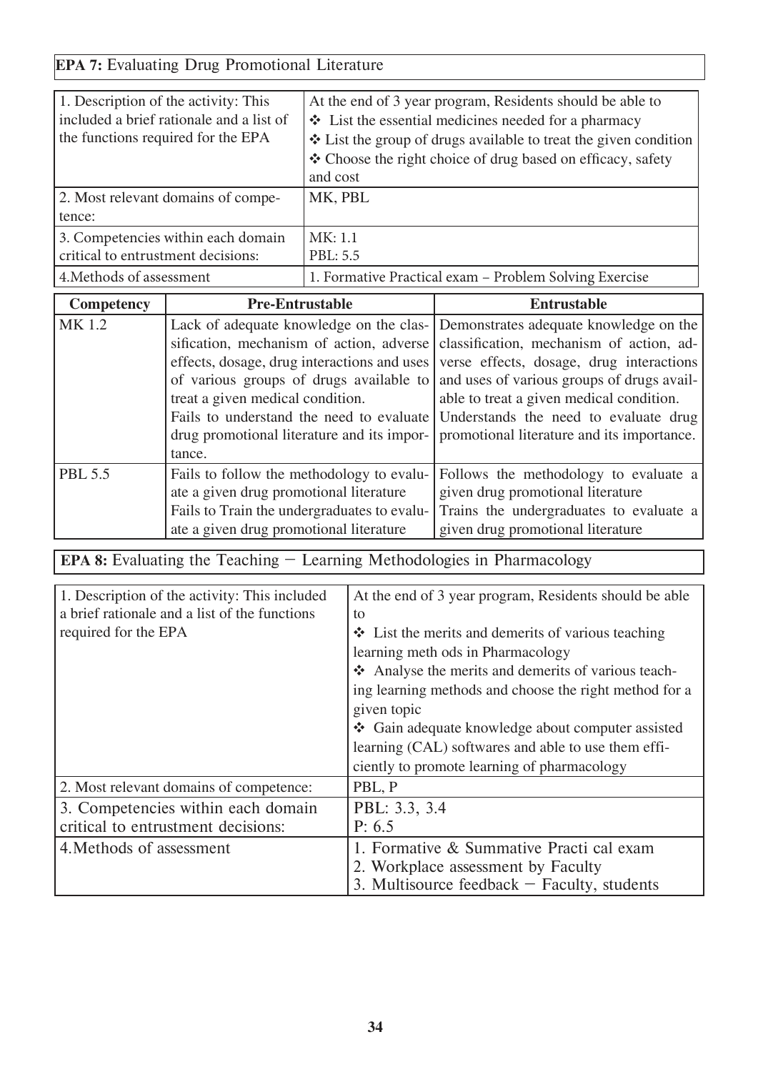**EPA 7:** Evaluating Drug Promotional Literature

| | |
|---|---|
| 1. Description of the activity: This included a brief rationale and a list of the functions required for the EPA | At the end of 3 year program, Residents should be able to<br>❖ List the essential medicines needed for a pharmacy<br>❖ List the group of drugs available to treat the given condition<br>❖ Choose the right choice of drug based on efficacy, safety and cost |
| 2. Most relevant domains of competence: | MK, PBL |
| 3. Competencies within each domain critical to entrustment decisions: | MK: 1.1<br>PBL: 5.5 |
| 4.Methods of assessment | 1. Formative Practical exam – Problem Solving Exercise |

| Competency | Pre-Entrustable | Entrustable |
|---|---|---|
| MK 1.2 | Lack of adequate knowledge on the classification, mechanism of action, adverse effects, dosage, drug interactions and uses of various groups of drugs available to treat a given medical condition.<br>Fails to understand the need to evaluate drug promotional literature and its importance. | Demonstrates adequate knowledge on the classification, mechanism of action, adverse effects, dosage, drug interactions and uses of various groups of drugs available to treat a given medical condition.<br>Understands the need to evaluate drug promotional literature and its importance. |
| PBL 5.5 | Fails to follow the methodology to evaluate a given drug promotional literature<br>Fails to Train the undergraduates to evaluate a given drug promotional literature | Follows the methodology to evaluate a given drug promotional literature<br>Trains the undergraduates to evaluate a given drug promotional literature |

**EPA 8:** Evaluating the Teaching – Learning Methodologies in Pharmacology

| | |
|---|---|
| 1. Description of the activity: This included a brief rationale and a list of the functions required for the EPA | At the end of 3 year program, Residents should be able to<br>❖ List the merits and demerits of various teaching learning meth ods in Pharmacology<br>❖ Analyse the merits and demerits of various teaching learning methods and choose the right method for a given topic<br>❖ Gain adequate knowledge about computer assisted learning (CAL) softwares and able to use them efficiently to promote learning of pharmacology |
| 2. Most relevant domains of competence: | PBL, P |
| 3. Competencies within each domain critical to entrustment decisions: | PBL: 3.3, 3.4<br>P: 6.5 |
| 4.Methods of assessment | 1. Formative & Summative Practi cal exam<br>2. Workplace assessment by Faculty<br>3. Multisource feedback – Faculty, students |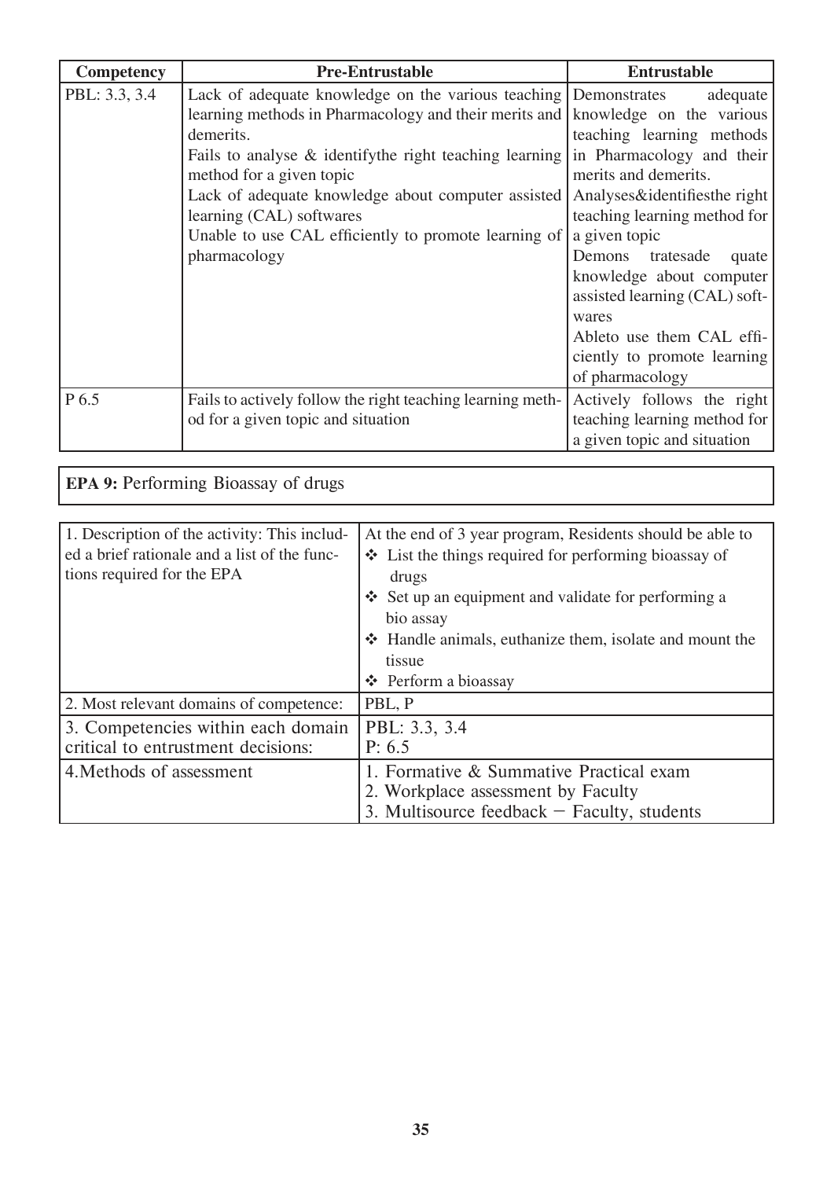| Competency | Pre-Entrustable | Entrustable |
|---|---|---|
| PBL: 3.3, 3.4 | Lack of adequate knowledge on the various teaching learning methods in Pharmacology and their merits and demerits.<br>Fails to analyse & identifythe right teaching learning method for a given topic<br>Lack of adequate knowledge about computer assisted learning (CAL) softwares<br>Unable to use CAL efficiently to promote learning of pharmacology | Demonstrates adequate knowledge on the various teaching learning methods in Pharmacology and their merits and demerits.<br>Analyses&identifiesthe right teaching learning method for a given topic<br>Demons tratesade quate knowledge about computer assisted learning (CAL) softwares<br>Ableto use them CAL efficiently to promote learning of pharmacology |
| P 6.5 | Fails to actively follow the right teaching learning method for a given topic and situation | Actively follows the right teaching learning method for a given topic and situation |

| **EPA 9:** Performing Bioassay of drugs |
|---|

| 1. Description of the activity: This included a brief rationale and a list of the functions required for the EPA | At the end of 3 year program, Residents should be able to<br>❖ List the things required for performing bioassay of drugs<br>❖ Set up an equipment and validate for performing a bio assay<br>❖ Handle animals, euthanize them, isolate and mount the tissue<br>❖ Perform a bioassay |
|---|---|
| 2. Most relevant domains of competence: | PBL, P |
| 3. Competencies within each domain critical to entrustment decisions: | PBL: 3.3, 3.4<br>P: 6.5 |
| 4.Methods of assessment | 1. Formative & Summative Practical exam<br>2. Workplace assessment by Faculty<br>3. Multisource feedback – Faculty, students |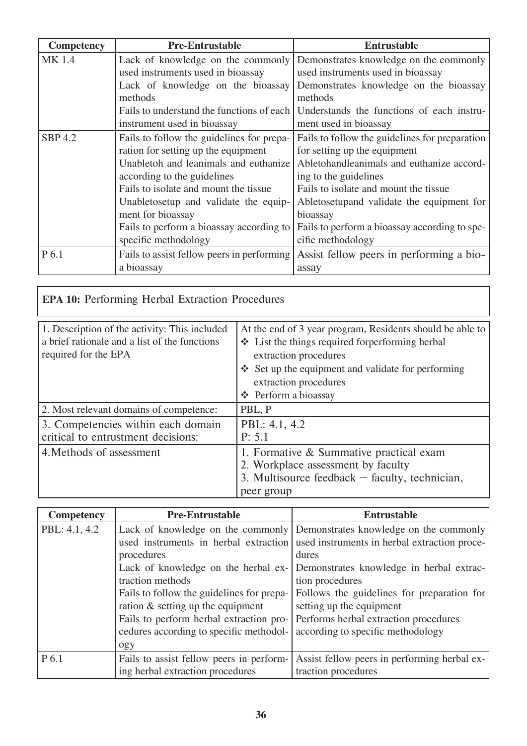| Competency | Pre-Entrustable | Entrustable |
|---|---|---|
| MK 1.4 | Lack of knowledge on the commonly used instruments used in bioassay<br>Lack of knowledge on the bioassay methods<br>Fails to understand the functions of each instrument used in bioassay | Demonstrates knowledge on the commonly used instruments used in bioassay<br>Demonstrates knowledge on the bioassay methods<br>Understands the functions of each instrument used in bioassay |
| SBP 4.2 | Fails to follow the guidelines for preparation for setting up the equipment<br>Unabletoh and leanimals and euthanize according to the guidelines<br>Fails to isolate and mount the tissue<br>Unabletosetup and validate the equipment for bioassay<br>Fails to perform a bioassay according to specific methodology | Fails to follow the guidelines for preparation for setting up the equipment<br>Abletohandleanimals and euthanize according to the guidelines<br>Fails to isolate and mount the tissue<br>Abletosetupand validate the equipment for bioassay<br>Fails to perform a bioassay according to specific methodology |
| P 6.1 | Fails to assist fellow peers in performing a bioassay | Assist fellow peers in performing a bioassay |

**EPA 10:** Performing Herbal Extraction Procedures

| | |
|---|---|
| 1. Description of the activity: This included a brief rationale and a list of the functions required for the EPA | At the end of 3 year program, Residents should be able to<br>❖ List the things required forperforming herbal extraction procedures<br>❖ Set up the equipment and validate for performing extraction procedures<br>❖ Perform a bioassay |
| 2. Most relevant domains of competence: | PBL, P |
| 3. Competencies within each domain critical to entrustment decisions: | PBL: 4.1, 4.2<br>P: 5.1 |
| 4.Methods of assessment | 1. Formative & Summative practical exam<br>2. Workplace assessment by faculty<br>3. Multisource feedback – faculty, technician, peer group |

| Competency | Pre-Entrustable | Entrustable |
|---|---|---|
| PBL: 4.1, 4.2 | Lack of knowledge on the commonly used instruments in herbal extraction procedures<br>Lack of knowledge on the herbal extraction methods<br>Fails to follow the guidelines for preparation & setting up the equipment<br>Fails to perform herbal extraction procedures according to specific methodology | Demonstrates knowledge on the commonly used instruments in herbal extraction procedures<br>Demonstrates knowledge in herbal extraction procedures<br>Follows the guidelines for preparation for setting up the equipment<br>Performs herbal extraction procedures according to specific methodology |
| P 6.1 | Fails to assist fellow peers in performing herbal extraction procedures | Assist fellow peers in performing herbal extraction procedures |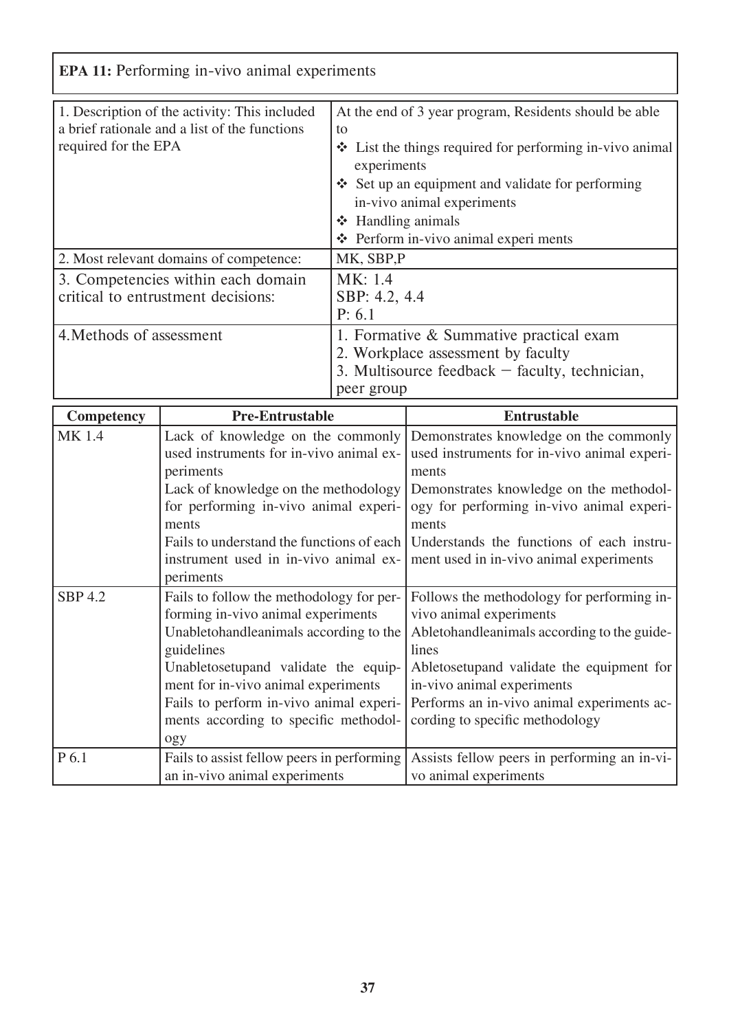**EPA 11:** Performing in-vivo animal experiments

| | |
|---|---|
| 1. Description of the activity: This included a brief rationale and a list of the functions required for the EPA | At the end of 3 year program, Residents should be able to<br>❖ List the things required for performing in-vivo animal experiments<br>❖ Set up an equipment and validate for performing in-vivo animal experiments<br>❖ Handling animals<br>❖ Perform in-vivo animal experi ments |
| 2. Most relevant domains of competence: | MK, SBP,P |
| 3. Competencies within each domain critical to entrustment decisions: | MK: 1.4<br>SBP: 4.2, 4.4<br>P: 6.1 |
| 4.Methods of assessment | 1. Formative & Summative practical exam<br>2. Workplace assessment by faculty<br>3. Multisource feedback – faculty, technician, peer group |

| Competency | Pre-Entrustable | Entrustable |
|---|---|---|
| MK 1.4 | Lack of knowledge on the commonly used instruments for in-vivo animal experiments<br>Lack of knowledge on the methodology for performing in-vivo animal experiments<br>Fails to understand the functions of each instrument used in in-vivo animal experiments | Demonstrates knowledge on the commonly used instruments for in-vivo animal experiments<br>Demonstrates knowledge on the methodology for performing in-vivo animal experiments<br>Understands the functions of each instrument used in in-vivo animal experiments |
| SBP 4.2 | Fails to follow the methodology for performing in-vivo animal experiments<br>Unabletohandleanimals according to the guidelines<br>Unabletosetupand validate the equipment for in-vivo animal experiments<br>Fails to perform in-vivo animal experiments according to specific methodology | Follows the methodology for performing in-vivo animal experiments<br>Abletohandleanimals according to the guidelines<br>Abletosetupand validate the equipment for in-vivo animal experiments<br>Performs an in-vivo animal experiments according to specific methodology |
| P 6.1 | Fails to assist fellow peers in performing an in-vivo animal experiments | Assists fellow peers in performing an in-vivo animal experiments |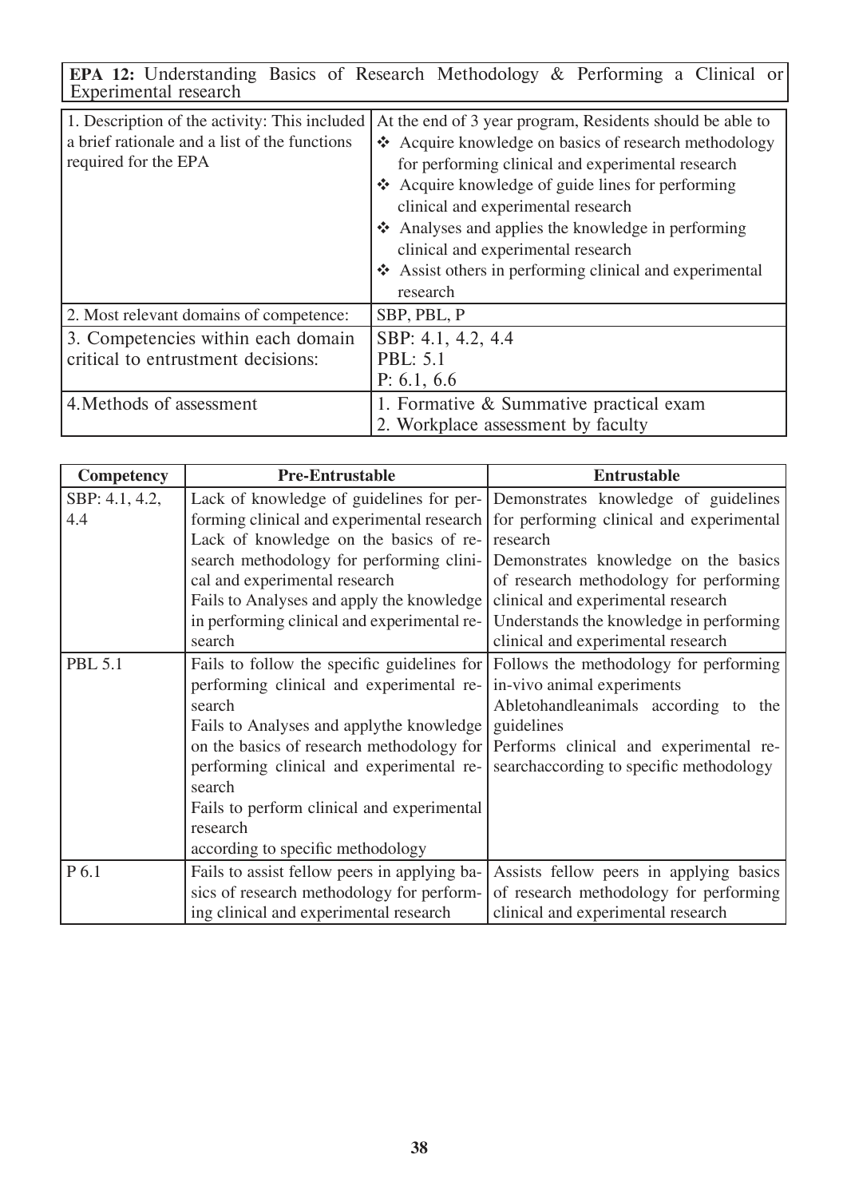**EPA 12:** Understanding Basics of Research Methodology & Performing a Clinical or Experimental research

| | |
|---|---|
| 1. Description of the activity: This included a brief rationale and a list of the functions required for the EPA | At the end of 3 year program, Residents should be able to<br>❖ Acquire knowledge on basics of research methodology for performing clinical and experimental research<br>❖ Acquire knowledge of guide lines for performing clinical and experimental research<br>❖ Analyses and applies the knowledge in performing clinical and experimental research<br>❖ Assist others in performing clinical and experimental research |
| 2. Most relevant domains of competence: | SBP, PBL, P |
| 3. Competencies within each domain critical to entrustment decisions: | SBP: 4.1, 4.2, 4.4<br>PBL: 5.1<br>P: 6.1, 6.6 |
| 4.Methods of assessment | 1. Formative & Summative practical exam<br>2. Workplace assessment by faculty |

| Competency | Pre-Entrustable | Entrustable |
|---|---|---|
| SBP: 4.1, 4.2, 4.4 | Lack of knowledge of guidelines for performing clinical and experimental research<br>Lack of knowledge on the basics of research methodology for performing clinical and experimental research<br>Fails to Analyses and apply the knowledge in performing clinical and experimental research | Demonstrates knowledge of guidelines for performing clinical and experimental research<br>Demonstrates knowledge on the basics of research methodology for performing clinical and experimental research<br>Understands the knowledge in performing clinical and experimental research |
| PBL 5.1 | Fails to follow the specific guidelines for performing clinical and experimental research<br>Fails to Analyses and applythe knowledge on the basics of research methodology for performing clinical and experimental research<br>Fails to perform clinical and experimental research<br>according to specific methodology | Follows the methodology for performing in-vivo animal experiments<br>Abletohandleanimals according to the guidelines<br>Performs clinical and experimental researchaccording to specific methodology |
| P 6.1 | Fails to assist fellow peers in applying basics of research methodology for performing clinical and experimental research | Assists fellow peers in applying basics of research methodology for performing clinical and experimental research |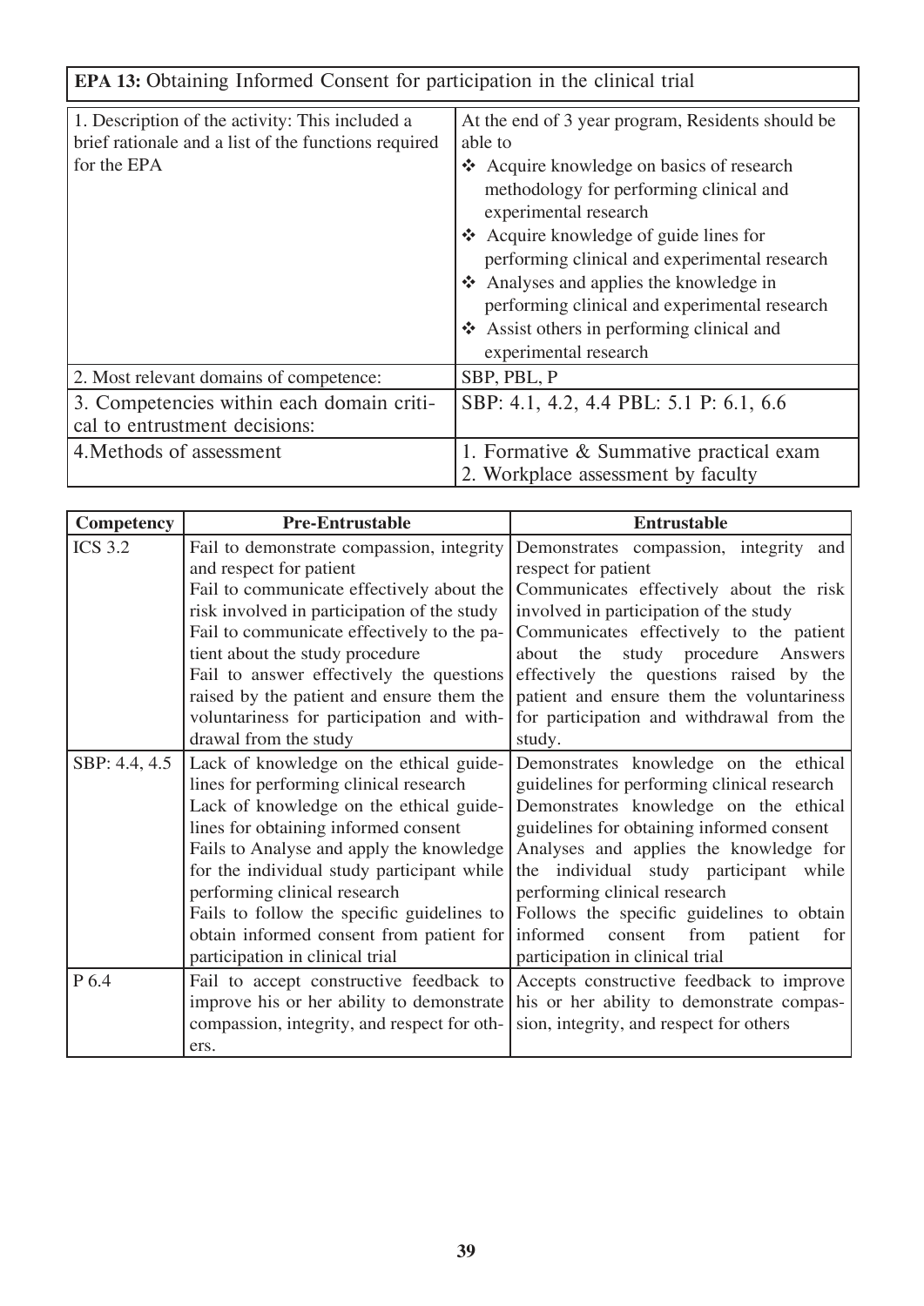**EPA 13:** Obtaining Informed Consent for participation in the clinical trial

| | |
|---|---|
| 1. Description of the activity: This included a brief rationale and a list of the functions required for the EPA | At the end of 3 year program, Residents should be able to<br>❖ Acquire knowledge on basics of research methodology for performing clinical and experimental research<br>❖ Acquire knowledge of guide lines for performing clinical and experimental research<br>❖ Analyses and applies the knowledge in performing clinical and experimental research<br>❖ Assist others in performing clinical and experimental research |
| 2. Most relevant domains of competence: | SBP, PBL, P |
| 3. Competencies within each domain critical to entrustment decisions: | SBP: 4.1, 4.2, 4.4 PBL: 5.1 P: 6.1, 6.6 |
| 4.Methods of assessment | 1. Formative & Summative practical exam<br>2. Workplace assessment by faculty |

| Competency | Pre-Entrustable | Entrustable |
|---|---|---|
| ICS 3.2 | Fail to demonstrate compassion, integrity and respect for patient<br>Fail to communicate effectively about the risk involved in participation of the study<br>Fail to communicate effectively to the patient about the study procedure<br>Fail to answer effectively the questions raised by the patient and ensure them the voluntariness for participation and withdrawal from the study | Demonstrates compassion, integrity and respect for patient<br>Communicates effectively about the risk involved in participation of the study<br>Communicates effectively to the patient about the study procedure Answers effectively the questions raised by the patient and ensure them the voluntariness for participation and withdrawal from the study. |
| SBP: 4.4, 4.5 | Lack of knowledge on the ethical guidelines for performing clinical research<br>Lack of knowledge on the ethical guidelines for obtaining informed consent<br>Fails to Analyse and apply the knowledge for the individual study participant while performing clinical research<br>Fails to follow the specific guidelines to obtain informed consent from patient for participation in clinical trial | Demonstrates knowledge on the ethical guidelines for performing clinical research<br>Demonstrates knowledge on the ethical guidelines for obtaining informed consent<br>Analyses and applies the knowledge for the individual study participant while performing clinical research<br>Follows the specific guidelines to obtain informed consent from patient for participation in clinical trial |
| P 6.4 | Fail to accept constructive feedback to improve his or her ability to demonstrate compassion, integrity, and respect for others. | Accepts constructive feedback to improve his or her ability to demonstrate compassion, integrity, and respect for others |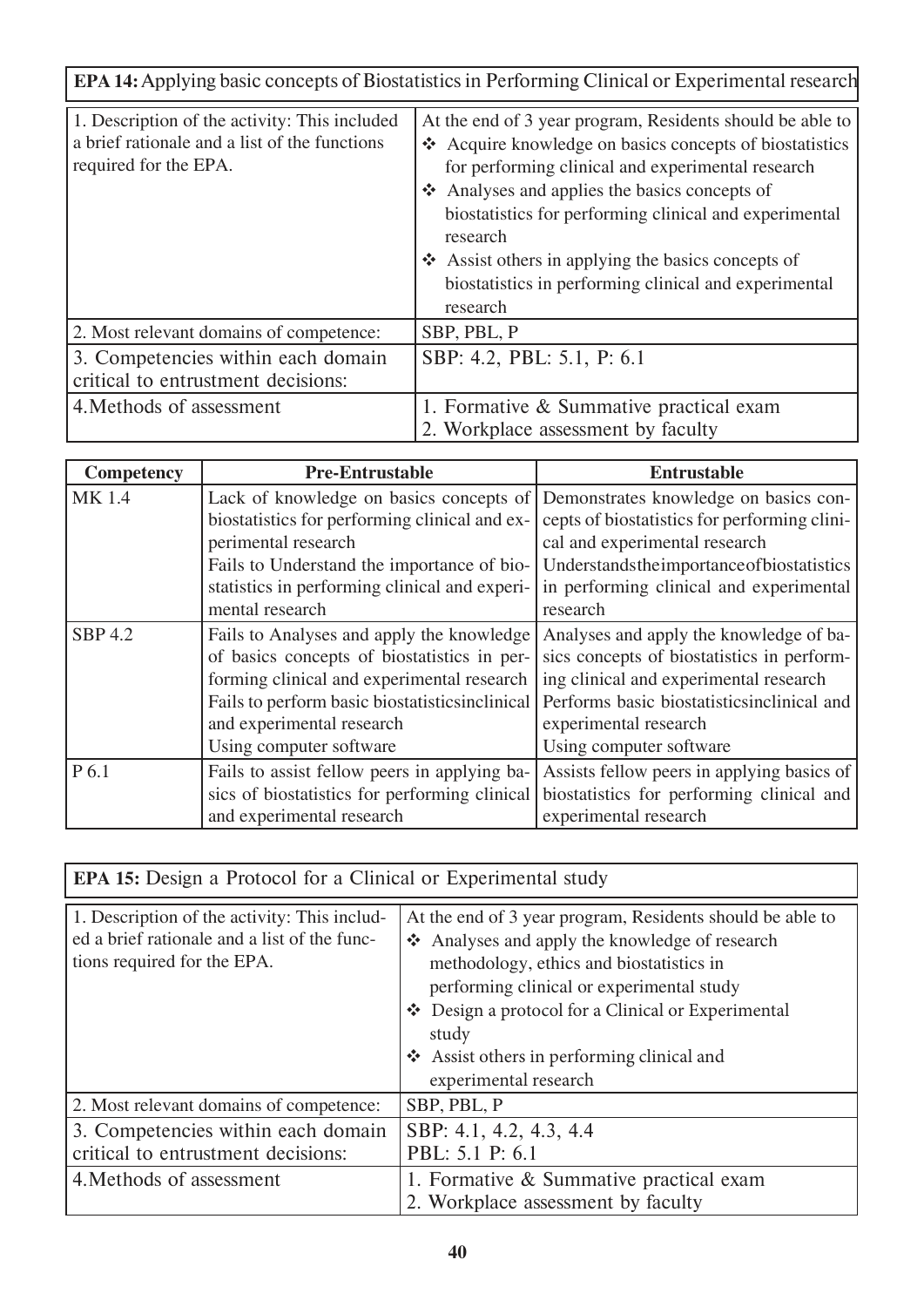**EPA 14:** Applying basic concepts of Biostatistics in Performing Clinical or Experimental research

| | |
|---|---|
| 1. Description of the activity: This included a brief rationale and a list of the functions required for the EPA. | At the end of 3 year program, Residents should be able to<br>❖ Acquire knowledge on basics concepts of biostatistics for performing clinical and experimental research<br>❖ Analyses and applies the basics concepts of biostatistics for performing clinical and experimental research<br>❖ Assist others in applying the basics concepts of biostatistics in performing clinical and experimental research |
| 2. Most relevant domains of competence: | SBP, PBL, P |
| 3. Competencies within each domain critical to entrustment decisions: | SBP: 4.2, PBL: 5.1, P: 6.1 |
| 4. Methods of assessment | 1. Formative & Summative practical exam<br>2. Workplace assessment by faculty |

| Competency | Pre-Entrustable | Entrustable |
|---|---|---|
| MK 1.4 | Lack of knowledge on basics concepts of biostatistics for performing clinical and experimental research<br>Fails to Understand the importance of biostatistics in performing clinical and experimental research | Demonstrates knowledge on basics concepts of biostatistics for performing clinical and experimental research<br>Understandstheimportanceofbiostatistics in performing clinical and experimental research |
| SBP 4.2 | Fails to Analyses and apply the knowledge of basics concepts of biostatistics in performing clinical and experimental research<br>Fails to perform basic biostatisticsinclinical and experimental research<br>Using computer software | Analyses and apply the knowledge of basics concepts of biostatistics in performing clinical and experimental research<br>Performs basic biostatisticsinclinical and experimental research<br>Using computer software |
| P 6.1 | Fails to assist fellow peers in applying basics of biostatistics for performing clinical and experimental research | Assists fellow peers in applying basics of biostatistics for performing clinical and experimental research |

**EPA 15:** Design a Protocol for a Clinical or Experimental study

| | |
|---|---|
| 1. Description of the activity: This included a brief rationale and a list of the functions required for the EPA. | At the end of 3 year program, Residents should be able to<br>❖ Analyses and apply the knowledge of research methodology, ethics and biostatistics in performing clinical or experimental study<br>❖ Design a protocol for a Clinical or Experimental study<br>❖ Assist others in performing clinical and experimental research |
| 2. Most relevant domains of competence: | SBP, PBL, P |
| 3. Competencies within each domain critical to entrustment decisions: | SBP: 4.1, 4.2, 4.3, 4.4<br>PBL: 5.1 P: 6.1 |
| 4. Methods of assessment | 1. Formative & Summative practical exam<br>2. Workplace assessment by faculty |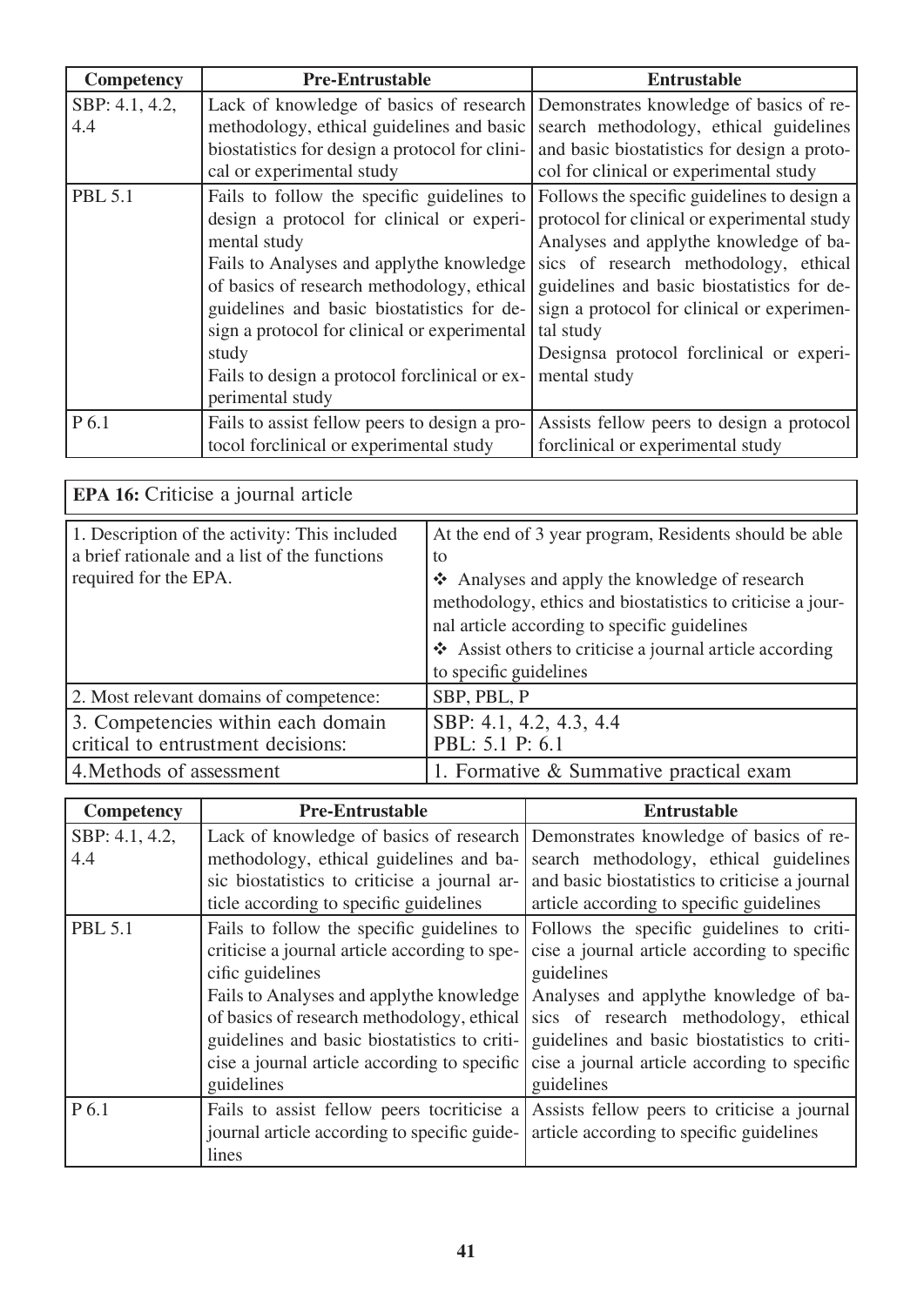| Competency | Pre-Entrustable | Entrustable |
|---|---|---|
| SBP: 4.1, 4.2, 4.4 | Lack of knowledge of basics of research methodology, ethical guidelines and basic biostatistics for design a protocol for clinical or experimental study | Demonstrates knowledge of basics of research methodology, ethical guidelines and basic biostatistics for design a protocol for clinical or experimental study |
| PBL 5.1 | Fails to follow the specific guidelines to design a protocol for clinical or experimental study<br>Fails to Analyses and applythe knowledge of basics of research methodology, ethical guidelines and basic biostatistics for design a protocol for clinical or experimental study<br>Fails to design a protocol forclinical or experimental study | Follows the specific guidelines to design a protocol for clinical or experimental study<br>Analyses and applythe knowledge of basics of research methodology, ethical guidelines and basic biostatistics for design a protocol for clinical or experimental study<br>Designsa protocol forclinical or experimental study |
| P 6.1 | Fails to assist fellow peers to design a protocol forclinical or experimental study | Assists fellow peers to design a protocol forclinical or experimental study |

| **EPA 16:** Criticise a journal article | |
|---|---|
| 1. Description of the activity: This included a brief rationale and a list of the functions required for the EPA. | At the end of 3 year program, Residents should be able to<br>❖ Analyses and apply the knowledge of research methodology, ethics and biostatistics to criticise a journal article according to specific guidelines<br>❖ Assist others to criticise a journal article according to specific guidelines |
| 2. Most relevant domains of competence: | SBP, PBL, P |
| 3. Competencies within each domain critical to entrustment decisions: | SBP: 4.1, 4.2, 4.3, 4.4<br>PBL: 5.1 P: 6.1 |
| 4.Methods of assessment | 1. Formative & Summative practical exam |

| Competency | Pre-Entrustable | Entrustable |
|---|---|---|
| SBP: 4.1, 4.2, 4.4 | Lack of knowledge of basics of research methodology, ethical guidelines and basic biostatistics to criticise a journal article according to specific guidelines | Demonstrates knowledge of basics of research methodology, ethical guidelines and basic biostatistics to criticise a journal article according to specific guidelines |
| PBL 5.1 | Fails to follow the specific guidelines to criticise a journal article according to specific guidelines<br>Fails to Analyses and applythe knowledge of basics of research methodology, ethical guidelines and basic biostatistics to criticise a journal article according to specific guidelines | Follows the specific guidelines to criticise a journal article according to specific guidelines<br>Analyses and applythe knowledge of basics of research methodology, ethical guidelines and basic biostatistics to criticise a journal article according to specific guidelines |
| P 6.1 | Fails to assist fellow peers tocriticise a journal article according to specific guidelines | Assists fellow peers to criticise a journal article according to specific guidelines |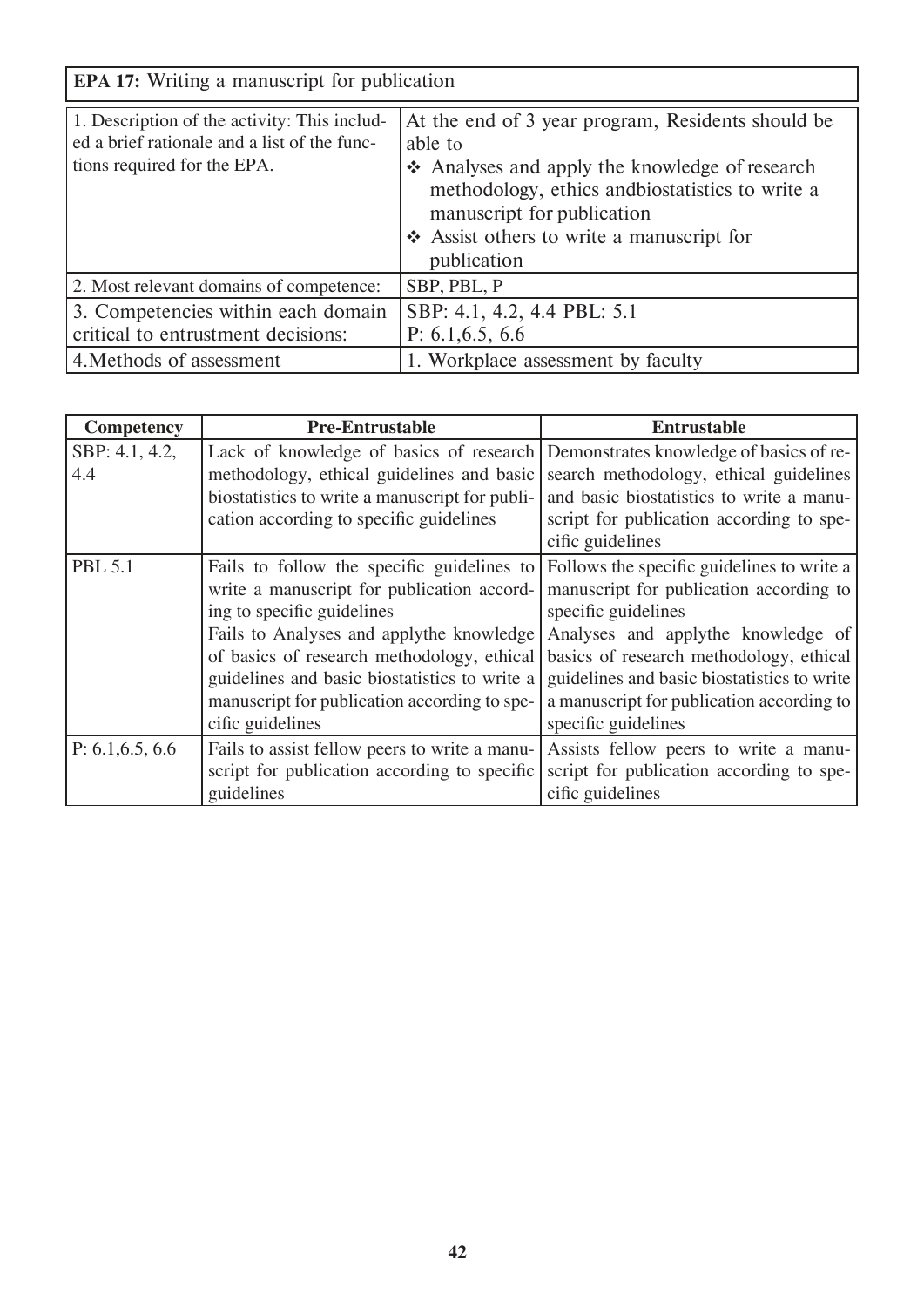| **EPA 17:** Writing a manuscript for publication | |
|---|---|
| 1. Description of the activity: This included a brief rationale and a list of the functions required for the EPA. | At the end of 3 year program, Residents should be able to<br>❖ Analyses and apply the knowledge of research methodology, ethics andbiostatistics to write a manuscript for publication<br>❖ Assist others to write a manuscript for publication |
| 2. Most relevant domains of competence: | SBP, PBL, P |
| 3. Competencies within each domain critical to entrustment decisions: | SBP: 4.1, 4.2, 4.4 PBL: 5.1<br>P: 6.1,6.5, 6.6 |
| 4.Methods of assessment | 1. Workplace assessment by faculty |

| Competency | Pre-Entrustable | Entrustable |
|---|---|---|
| SBP: 4.1, 4.2, 4.4 | Lack of knowledge of basics of research methodology, ethical guidelines and basic biostatistics to write a manuscript for publication according to specific guidelines | Demonstrates knowledge of basics of research methodology, ethical guidelines and basic biostatistics to write a manuscript for publication according to specific guidelines |
| PBL 5.1 | Fails to follow the specific guidelines to write a manuscript for publication according to specific guidelines<br>Fails to Analyses and applythe knowledge of basics of research methodology, ethical guidelines and basic biostatistics to write a manuscript for publication according to specific guidelines | Follows the specific guidelines to write a manuscript for publication according to specific guidelines<br>Analyses and applythe knowledge of basics of research methodology, ethical guidelines and basic biostatistics to write a manuscript for publication according to specific guidelines |
| P: 6.1,6.5, 6.6 | Fails to assist fellow peers to write a manuscript for publication according to specific guidelines | Assists fellow peers to write a manuscript for publication according to specific guidelines |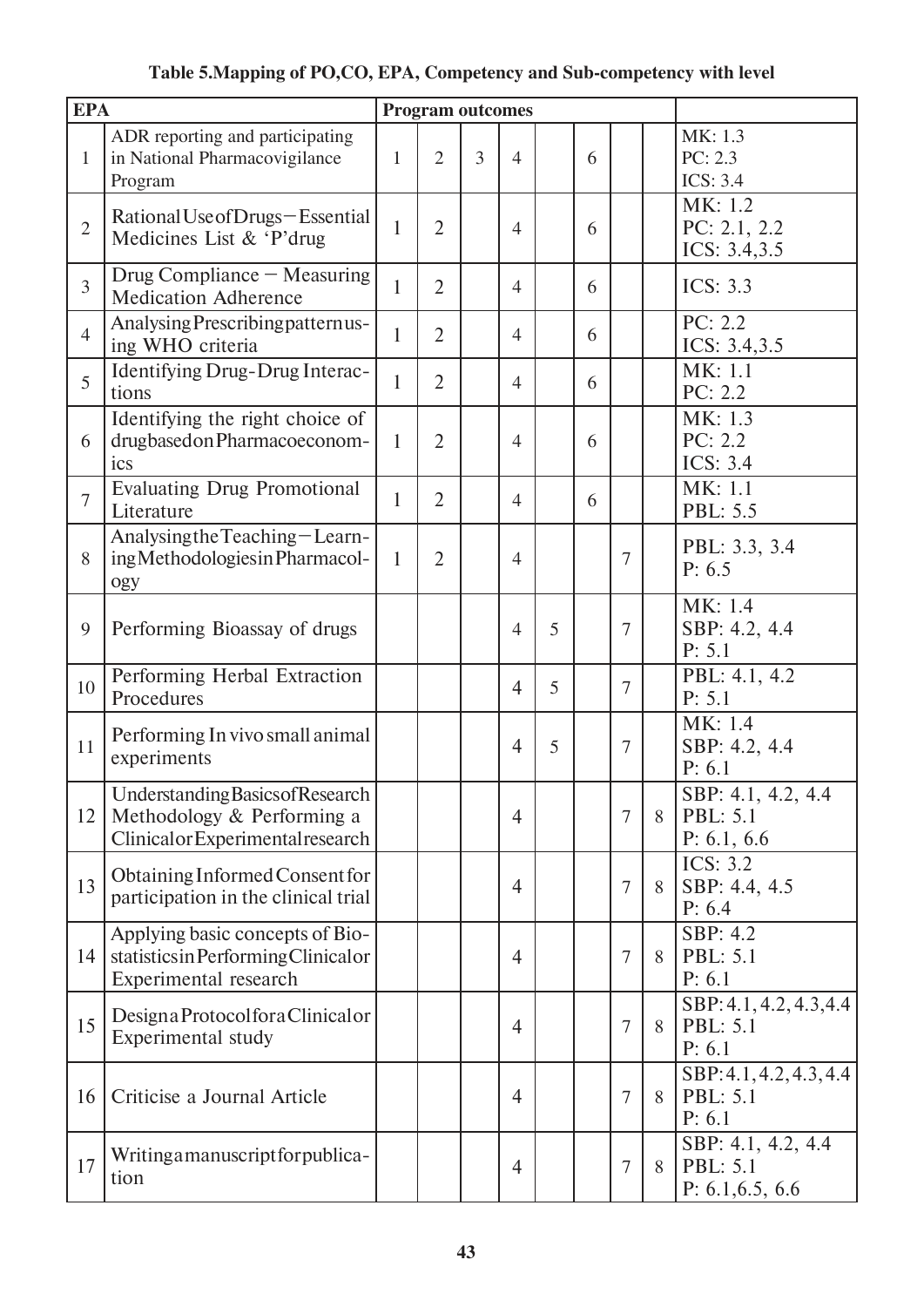**Table 5.Mapping of PO,CO, EPA, Competency and Sub-competency with level**

| EPA | | Program outcomes | | | | | | | | |
|---|---|---|---|---|---|---|---|---|---|---|
| 1 | ADR reporting and participating in National Pharmacovigilance Program | 1 | 2 | 3 | 4 | | 6 | | | MK: 1.3<br>PC: 2.3<br>ICS: 3.4 |
| 2 | Rational Use of Drugs – Essential Medicines List & 'P'drug | 1 | 2 | | 4 | | 6 | | | MK: 1.2<br>PC: 2.1, 2.2<br>ICS: 3.4,3.5 |
| 3 | Drug Compliance – Measuring Medication Adherence | 1 | 2 | | 4 | | 6 | | | ICS: 3.3 |
| 4 | Analysing Prescribing pattern using WHO criteria | 1 | 2 | | 4 | | 6 | | | PC: 2.2<br>ICS: 3.4,3.5 |
| 5 | Identifying Drug-Drug Interactions | 1 | 2 | | 4 | | 6 | | | MK: 1.1<br>PC: 2.2 |
| 6 | Identifying the right choice of drug based on Pharmacoeconomics | 1 | 2 | | 4 | | 6 | | | MK: 1.3<br>PC: 2.2<br>ICS: 3.4 |
| 7 | Evaluating Drug Promotional Literature | 1 | 2 | | 4 | | 6 | | | MK: 1.1<br>PBL: 5.5 |
| 8 | Analysing the Teaching – Learning Methodologies in Pharmacology | 1 | 2 | | 4 | | | 7 | | PBL: 3.3, 3.4<br>P: 6.5 |
| 9 | Performing Bioassay of drugs | | | | 4 | 5 | | 7 | | MK: 1.4<br>SBP: 4.2, 4.4<br>P: 5.1 |
| 10 | Performing Herbal Extraction Procedures | | | | 4 | 5 | | 7 | | PBL: 4.1, 4.2<br>P: 5.1 |
| 11 | Performing In vivo small animal experiments | | | | 4 | 5 | | 7 | | MK: 1.4<br>SBP: 4.2, 4.4<br>P: 6.1 |
| 12 | Understanding Basics of Research Methodology & Performing a Clinical or Experimental research | | | | 4 | | | 7 | 8 | SBP: 4.1, 4.2, 4.4<br>PBL: 5.1<br>P: 6.1, 6.6 |
| 13 | Obtaining Informed Consent for participation in the clinical trial | | | | 4 | | | 7 | 8 | ICS: 3.2<br>SBP: 4.4, 4.5<br>P: 6.4 |
| 14 | Applying basic concepts of Biostatistics in Performing Clinical or Experimental research | | | | 4 | | | 7 | 8 | SBP: 4.2<br>PBL: 5.1<br>P: 6.1 |
| 15 | Design a Protocol for a Clinical or Experimental study | | | | 4 | | | 7 | 8 | SBP: 4.1, 4.2, 4.3,4.4<br>PBL: 5.1<br>P: 6.1 |
| 16 | Criticise a Journal Article | | | | 4 | | | 7 | 8 | SBP: 4.1, 4.2, 4.3, 4.4<br>PBL: 5.1<br>P: 6.1 |
| 17 | Writing a manuscript for publication | | | | 4 | | | 7 | 8 | SBP: 4.1, 4.2, 4.4<br>PBL: 5.1<br>P: 6.1,6.5, 6.6 |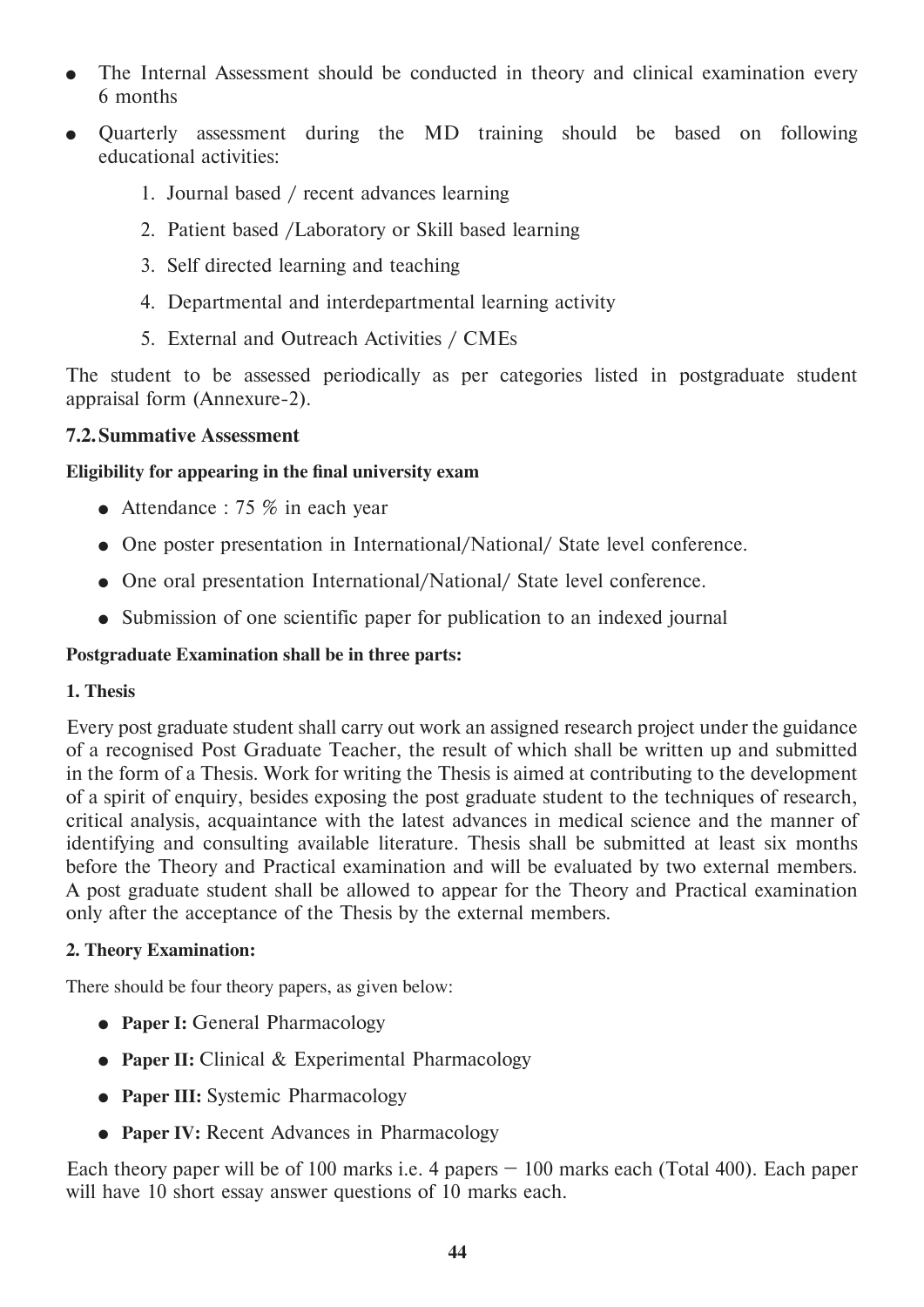- The Internal Assessment should be conducted in theory and clinical examination every 6 months
- Quarterly assessment during the MD training should be based on following educational activities:
    1. Journal based / recent advances learning
    2. Patient based /Laboratory or Skill based learning
    3. Self directed learning and teaching
    4. Departmental and interdepartmental learning activity
    5. External and Outreach Activities / CMEs

The student to be assessed periodically as per categories listed in postgraduate student appraisal form (Annexure-2).

### 7.2. Summative Assessment

**Eligibility for appearing in the final university exam**

- Attendance : 75 % in each year
- One poster presentation in International/National/ State level conference.
- One oral presentation International/National/ State level conference.
- Submission of one scientific paper for publication to an indexed journal

**Postgraduate Examination shall be in three parts:**

**1. Thesis**

Every post graduate student shall carry out work an assigned research project under the guidance of a recognised Post Graduate Teacher, the result of which shall be written up and submitted in the form of a Thesis. Work for writing the Thesis is aimed at contributing to the development of a spirit of enquiry, besides exposing the post graduate student to the techniques of research, critical analysis, acquaintance with the latest advances in medical science and the manner of identifying and consulting available literature. Thesis shall be submitted at least six months before the Theory and Practical examination and will be evaluated by two external members. A post graduate student shall be allowed to appear for the Theory and Practical examination only after the acceptance of the Thesis by the external members.

**2. Theory Examination:**

There should be four theory papers, as given below:

- **Paper I:** General Pharmacology
- **Paper II:** Clinical & Experimental Pharmacology
- **Paper III:** Systemic Pharmacology
- **Paper IV:** Recent Advances in Pharmacology

Each theory paper will be of 100 marks i.e. 4 papers – 100 marks each (Total 400). Each paper will have 10 short essay answer questions of 10 marks each.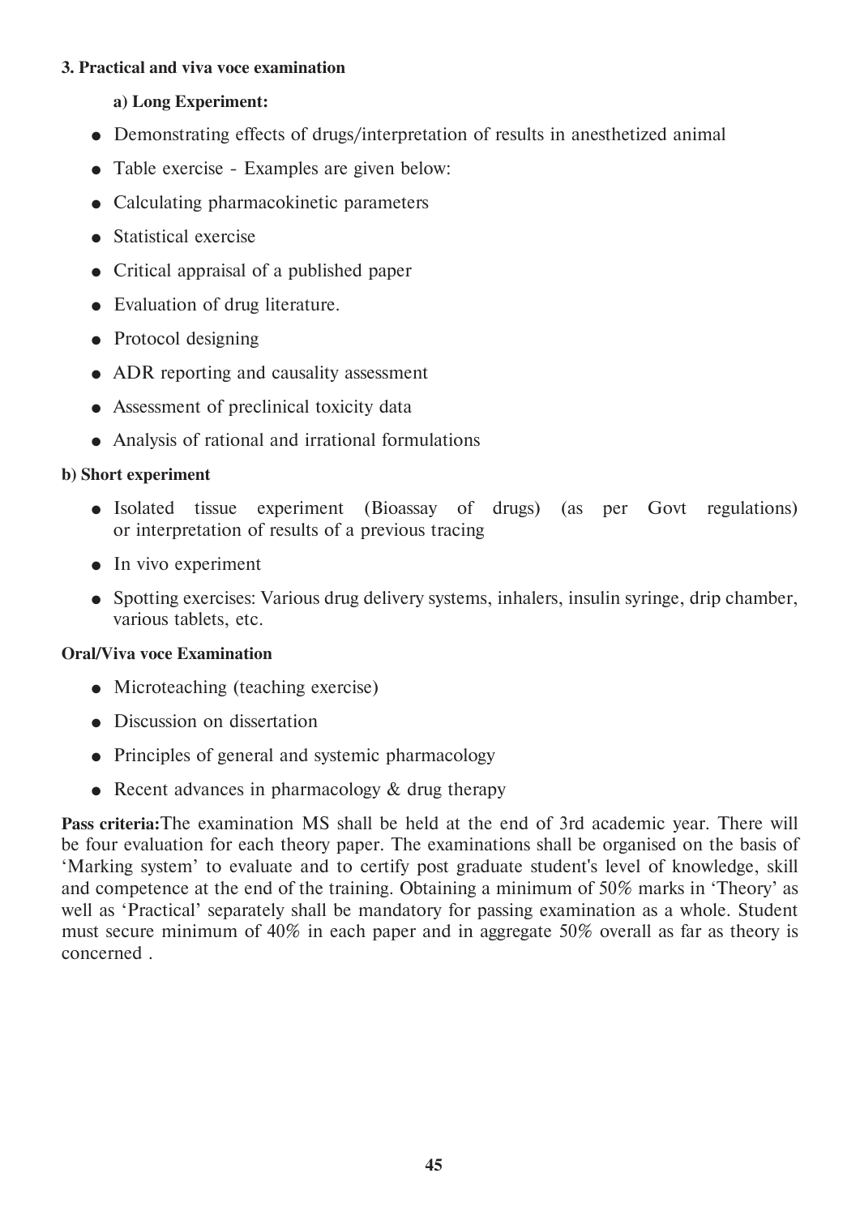**3. Practical and viva voce examination**

**a) Long Experiment:**

- Demonstrating effects of drugs/interpretation of results in anesthetized animal
- Table exercise - Examples are given below:
- Calculating pharmacokinetic parameters
- Statistical exercise
- Critical appraisal of a published paper
- Evaluation of drug literature.
- Protocol designing
- ADR reporting and causality assessment
- Assessment of preclinical toxicity data
- Analysis of rational and irrational formulations

**b) Short experiment**

- Isolated tissue experiment (Bioassay of drugs) (as per Govt regulations) or interpretation of results of a previous tracing
- In vivo experiment
- Spotting exercises: Various drug delivery systems, inhalers, insulin syringe, drip chamber, various tablets, etc.

**Oral/Viva voce Examination**

- Microteaching (teaching exercise)
- Discussion on dissertation
- Principles of general and systemic pharmacology
- Recent advances in pharmacology & drug therapy

**Pass criteria:**The examination MS shall be held at the end of 3rd academic year. There will be four evaluation for each theory paper. The examinations shall be organised on the basis of 'Marking system' to evaluate and to certify post graduate student's level of knowledge, skill and competence at the end of the training. Obtaining a minimum of 50% marks in 'Theory' as well as 'Practical' separately shall be mandatory for passing examination as a whole. Student must secure minimum of 40% in each paper and in aggregate 50% overall as far as theory is concerned .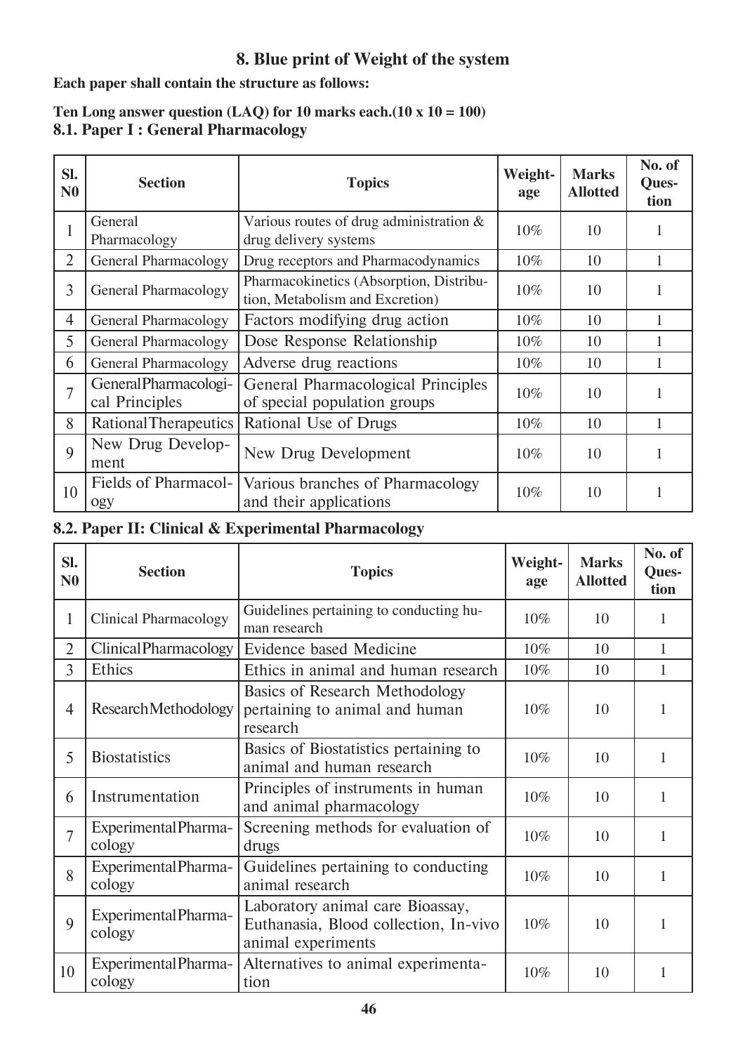## 8. Blue print of Weight of the system

**Each paper shall contain the structure as follows:**

**Ten Long answer question (LAQ) for 10 marks each.(10 x 10 = 100)**

### 8.1. Paper I : General Pharmacology

| Sl. N0 | Section | Topics | Weight-age | Marks Allotted | No. of Ques-tion |
|---|---|---|---|---|---|
| 1 | General Pharmacology | Various routes of drug administration & drug delivery systems | 10% | 10 | 1 |
| 2 | General Pharmacology | Drug receptors and Pharmacodynamics | 10% | 10 | 1 |
| 3 | General Pharmacology | Pharmacokinetics (Absorption, Distribution, Metabolism and Excretion) | 10% | 10 | 1 |
| 4 | General Pharmacology | Factors modifying drug action | 10% | 10 | 1 |
| 5 | General Pharmacology | Dose Response Relationship | 10% | 10 | 1 |
| 6 | General Pharmacology | Adverse drug reactions | 10% | 10 | 1 |
| 7 | General Pharmacological Principles | General Pharmacological Principles of special population groups | 10% | 10 | 1 |
| 8 | Rational Therapeutics | Rational Use of Drugs | 10% | 10 | 1 |
| 9 | New Drug Development | New Drug Development | 10% | 10 | 1 |
| 10 | Fields of Pharmacology | Various branches of Pharmacology and their applications | 10% | 10 | 1 |

### 8.2. Paper II: Clinical & Experimental Pharmacology

| Sl. N0 | Section | Topics | Weight-age | Marks Allotted | No. of Ques-tion |
|---|---|---|---|---|---|
| 1 | Clinical Pharmacology | Guidelines pertaining to conducting human research | 10% | 10 | 1 |
| 2 | Clinical Pharmacology | Evidence based Medicine | 10% | 10 | 1 |
| 3 | Ethics | Ethics in animal and human research | 10% | 10 | 1 |
| 4 | Research Methodology | Basics of Research Methodology pertaining to animal and human research | 10% | 10 | 1 |
| 5 | Biostatistics | Basics of Biostatistics pertaining to animal and human research | 10% | 10 | 1 |
| 6 | Instrumentation | Principles of instruments in human and animal pharmacology | 10% | 10 | 1 |
| 7 | Experimental Pharmacology | Screening methods for evaluation of drugs | 10% | 10 | 1 |
| 8 | Experimental Pharmacology | Guidelines pertaining to conducting animal research | 10% | 10 | 1 |
| 9 | Experimental Pharmacology | Laboratory animal care Bioassay, Euthanasia, Blood collection, In-vivo animal experiments | 10% | 10 | 1 |
| 10 | Experimental Pharmacology | Alternatives to animal experimentation | 10% | 10 | 1 |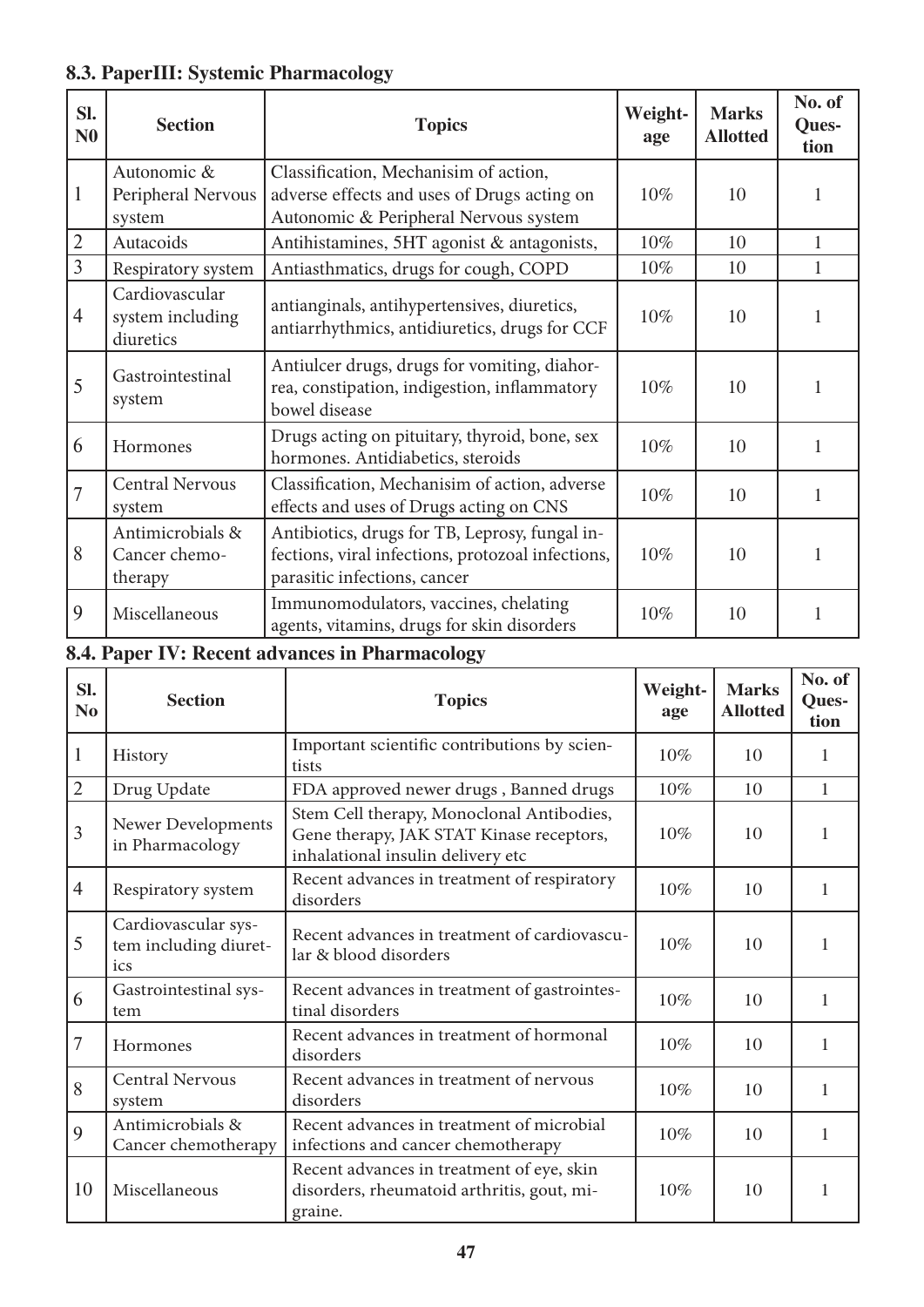### 8.3. PaperIII: Systemic Pharmacology

| Sl. N0 | Section | Topics | Weight-age | Marks Allotted | No. of Ques-tion |
|---|---|---|---|---|---|
| 1 | Autonomic & Peripheral Nervous system | Classification, Mechanisim of action, adverse effects and uses of Drugs acting on Autonomic & Peripheral Nervous system | 10% | 10 | 1 |
| 2 | Autacoids | Antihistamines, 5HT agonist & antagonists, | 10% | 10 | 1 |
| 3 | Respiratory system | Antiasthmatics, drugs for cough, COPD | 10% | 10 | 1 |
| 4 | Cardiovascular system including diuretics | antianginals, antihypertensives, diuretics, antiarrhythmics, antidiuretics, drugs for CCF | 10% | 10 | 1 |
| 5 | Gastrointestinal system | Antiulcer drugs, drugs for vomiting, diahorrea, constipation, indigestion, inflammatory bowel disease | 10% | 10 | 1 |
| 6 | Hormones | Drugs acting on pituitary, thyroid, bone, sex hormones. Antidiabetics, steroids | 10% | 10 | 1 |
| 7 | Central Nervous system | Classification, Mechanisim of action, adverse effects and uses of Drugs acting on CNS | 10% | 10 | 1 |
| 8 | Antimicrobials & Cancer chemotherapy | Antibiotics, drugs for TB, Leprosy, fungal infections, viral infections, protozoal infections, parasitic infections, cancer | 10% | 10 | 1 |
| 9 | Miscellaneous | Immunomodulators, vaccines, chelating agents, vitamins, drugs for skin disorders | 10% | 10 | 1 |

### 8.4. Paper IV: Recent advances in Pharmacology

| Sl. No | Section | Topics | Weight-age | Marks Allotted | No. of Ques-tion |
|---|---|---|---|---|---|
| 1 | History | Important scientific contributions by scientists | 10% | 10 | 1 |
| 2 | Drug Update | FDA approved newer drugs , Banned drugs | 10% | 10 | 1 |
| 3 | Newer Developments in Pharmacology | Stem Cell therapy, Monoclonal Antibodies, Gene therapy, JAK STAT Kinase receptors, inhalational insulin delivery etc | 10% | 10 | 1 |
| 4 | Respiratory system | Recent advances in treatment of respiratory disorders | 10% | 10 | 1 |
| 5 | Cardiovascular system including diuretics | Recent advances in treatment of cardiovascular & blood disorders | 10% | 10 | 1 |
| 6 | Gastrointestinal system | Recent advances in treatment of gastrointestinal disorders | 10% | 10 | 1 |
| 7 | Hormones | Recent advances in treatment of hormonal disorders | 10% | 10 | 1 |
| 8 | Central Nervous system | Recent advances in treatment of nervous disorders | 10% | 10 | 1 |
| 9 | Antimicrobials & Cancer chemotherapy | Recent advances in treatment of microbial infections and cancer chemotherapy | 10% | 10 | 1 |
| 10 | Miscellaneous | Recent advances in treatment of eye, skin disorders, rheumatoid arthritis, gout, migraine. | 10% | 10 | 1 |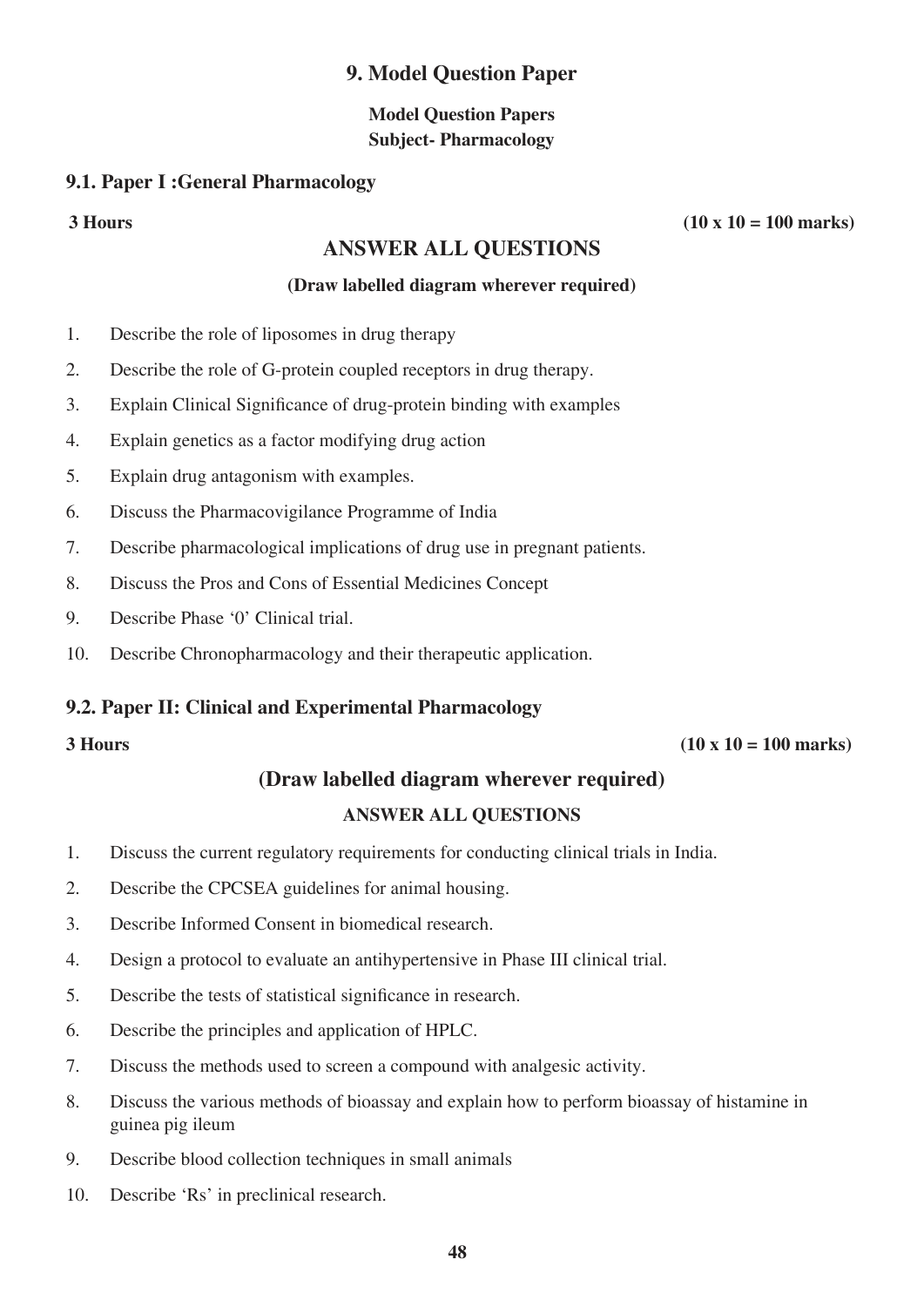# 9. Model Question Paper

**Model Question Papers**
**Subject- Pharmacology**

## 9.1. Paper I :General Pharmacology

**3 Hours** **(10 x 10 = 100 marks)**

### ANSWER ALL QUESTIONS

**(Draw labelled diagram wherever required)**

1. Describe the role of liposomes in drug therapy
2. Describe the role of G-protein coupled receptors in drug therapy.
3. Explain Clinical Significance of drug-protein binding with examples
4. Explain genetics as a factor modifying drug action
5. Explain drug antagonism with examples.
6. Discuss the Pharmacovigilance Programme of India
7. Describe pharmacological implications of drug use in pregnant patients.
8. Discuss the Pros and Cons of Essential Medicines Concept
9. Describe Phase '0' Clinical trial.
10. Describe Chronopharmacology and their therapeutic application.

## 9.2. Paper II: Clinical and Experimental Pharmacology

**3 Hours** **(10 x 10 = 100 marks)**

### (Draw labelled diagram wherever required)

**ANSWER ALL QUESTIONS**

1. Discuss the current regulatory requirements for conducting clinical trials in India.
2. Describe the CPCSEA guidelines for animal housing.
3. Describe Informed Consent in biomedical research.
4. Design a protocol to evaluate an antihypertensive in Phase III clinical trial.
5. Describe the tests of statistical significance in research.
6. Describe the principles and application of HPLC.
7. Discuss the methods used to screen a compound with analgesic activity.
8. Discuss the various methods of bioassay and explain how to perform bioassay of histamine in guinea pig ileum
9. Describe blood collection techniques in small animals
10. Describe 'Rs' in preclinical research.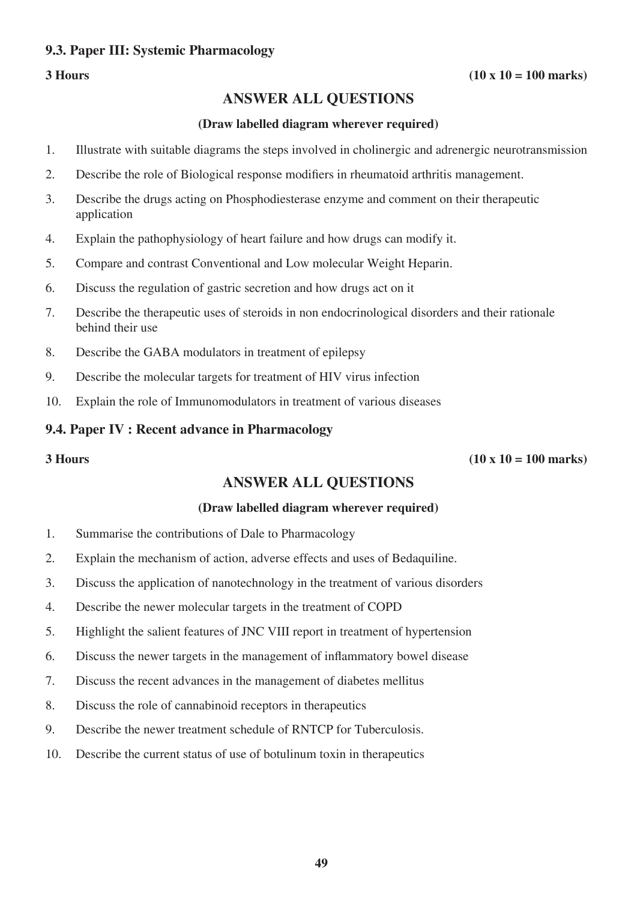### 9.3. Paper III: Systemic Pharmacology

**3 Hours** **(10 x 10 = 100 marks)**

## ANSWER ALL QUESTIONS

**(Draw labelled diagram wherever required)**

1. Illustrate with suitable diagrams the steps involved in cholinergic and adrenergic neurotransmission
2. Describe the role of Biological response modifiers in rheumatoid arthritis management.
3. Describe the drugs acting on Phosphodiesterase enzyme and comment on their therapeutic application
4. Explain the pathophysiology of heart failure and how drugs can modify it.
5. Compare and contrast Conventional and Low molecular Weight Heparin.
6. Discuss the regulation of gastric secretion and how drugs act on it
7. Describe the therapeutic uses of steroids in non endocrinological disorders and their rationale behind their use
8. Describe the GABA modulators in treatment of epilepsy
9. Describe the molecular targets for treatment of HIV virus infection
10. Explain the role of Immunomodulators in treatment of various diseases

### 9.4. Paper IV : Recent advance in Pharmacology

**3 Hours** **(10 x 10 = 100 marks)**

## ANSWER ALL QUESTIONS

**(Draw labelled diagram wherever required)**

1. Summarise the contributions of Dale to Pharmacology
2. Explain the mechanism of action, adverse effects and uses of Bedaquiline.
3. Discuss the application of nanotechnology in the treatment of various disorders
4. Describe the newer molecular targets in the treatment of COPD
5. Highlight the salient features of JNC VIII report in treatment of hypertension
6. Discuss the newer targets in the management of inflammatory bowel disease
7. Discuss the recent advances in the management of diabetes mellitus
8. Discuss the role of cannabinoid receptors in therapeutics
9. Describe the newer treatment schedule of RNTCP for Tuberculosis.
10. Describe the current status of use of botulinum toxin in therapeutics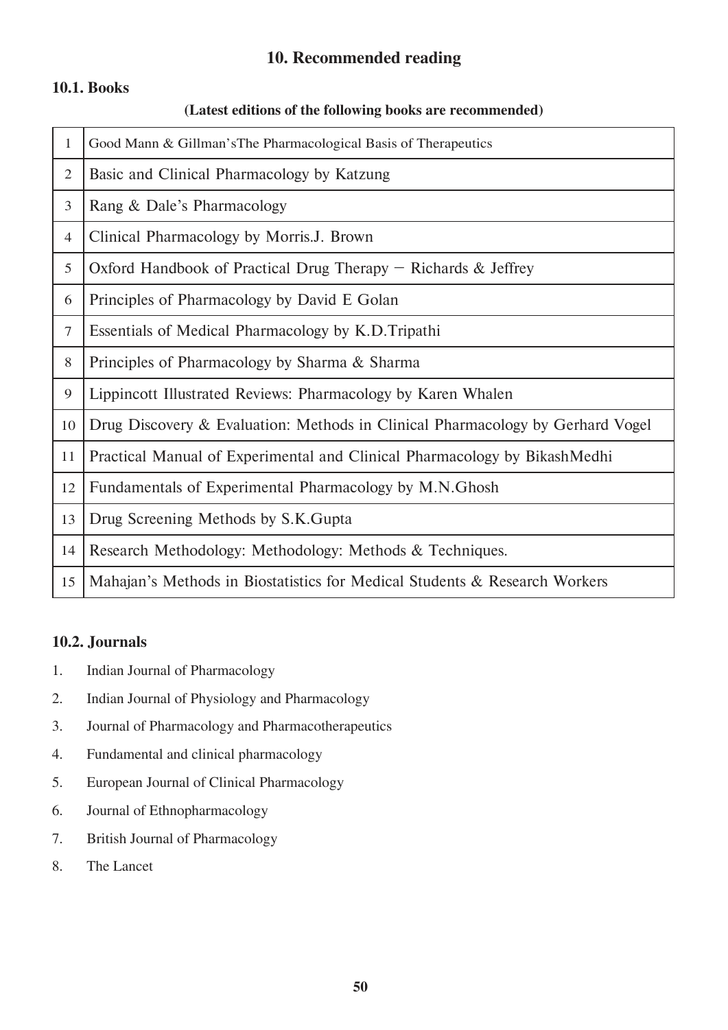# 10. Recommended reading

## 10.1. Books

**(Latest editions of the following books are recommended)**

| | |
|---|---|
| 1 | Good Mann & Gillman'sThe Pharmacological Basis of Therapeutics |
| 2 | Basic and Clinical Pharmacology by Katzung |
| 3 | Rang & Dale's Pharmacology |
| 4 | Clinical Pharmacology by Morris.J. Brown |
| 5 | Oxford Handbook of Practical Drug Therapy – Richards & Jeffrey |
| 6 | Principles of Pharmacology by David E Golan |
| 7 | Essentials of Medical Pharmacology by K.D.Tripathi |
| 8 | Principles of Pharmacology by Sharma & Sharma |
| 9 | Lippincott Illustrated Reviews: Pharmacology by Karen Whalen |
| 10 | Drug Discovery & Evaluation: Methods in Clinical Pharmacology by Gerhard Vogel |
| 11 | Practical Manual of Experimental and Clinical Pharmacology by BikashMedhi |
| 12 | Fundamentals of Experimental Pharmacology by M.N.Ghosh |
| 13 | Drug Screening Methods by S.K.Gupta |
| 14 | Research Methodology: Methodology: Methods & Techniques. |
| 15 | Mahajan's Methods in Biostatistics for Medical Students & Research Workers |

## 10.2. Journals

1. Indian Journal of Pharmacology
2. Indian Journal of Physiology and Pharmacology
3. Journal of Pharmacology and Pharmacotherapeutics
4. Fundamental and clinical pharmacology
5. European Journal of Clinical Pharmacology
6. Journal of Ethnopharmacology
7. British Journal of Pharmacology
8. The Lancet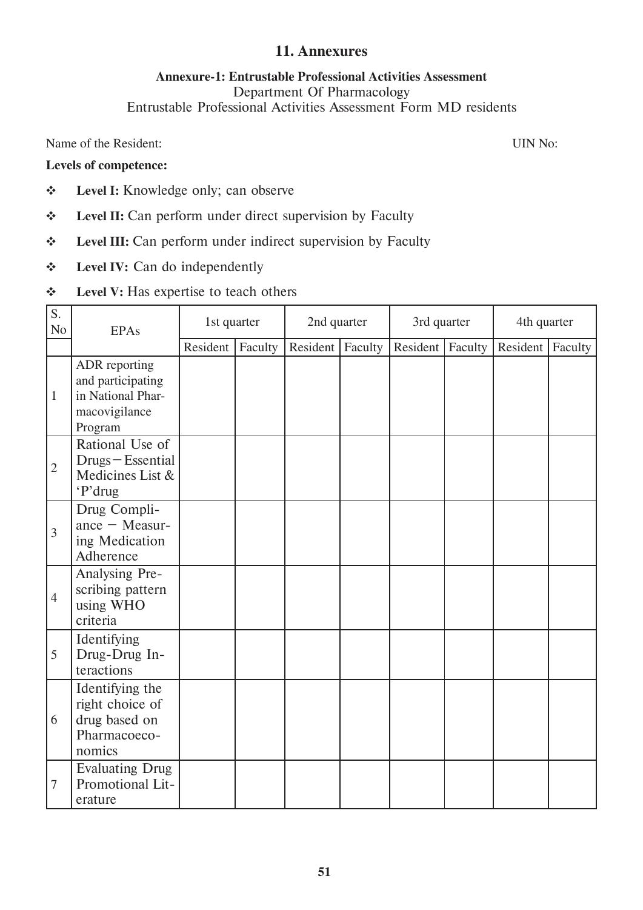# 11. Annexures

## Annexure-1: Entrustable Professional Activities Assessment

Department Of Pharmacology

Entrustable Professional Activities Assessment Form MD residents

Name of the Resident: UIN No:

**Levels of competence:**

- **Level I:** Knowledge only; can observe
- **Level II:** Can perform under direct supervision by Faculty
- **Level III:** Can perform under indirect supervision by Faculty
- **Level IV:** Can do independently
- **Level V:** Has expertise to teach others

| S. No | EPAs | 1st quarter | | 2nd quarter | | 3rd quarter | | 4th quarter | |
|---|---|---|---|---|---|---|---|---|---|
| | | Resident | Faculty | Resident | Faculty | Resident | Faculty | Resident | Faculty |
| 1 | ADR reporting and participating in National Pharmacovigilance Program | | | | | | | | |
| 2 | Rational Use of Drugs – Essential Medicines List & 'P'drug | | | | | | | | |
| 3 | Drug Compliance – Measuring Medication Adherence | | | | | | | | |
| 4 | Analysing Prescribing pattern using WHO criteria | | | | | | | | |
| 5 | Identifying Drug-Drug Interactions | | | | | | | | |
| 6 | Identifying the right choice of drug based on Pharmacoeconomics | | | | | | | | |
| 7 | Evaluating Drug Promotional Literature | | | | | | | | |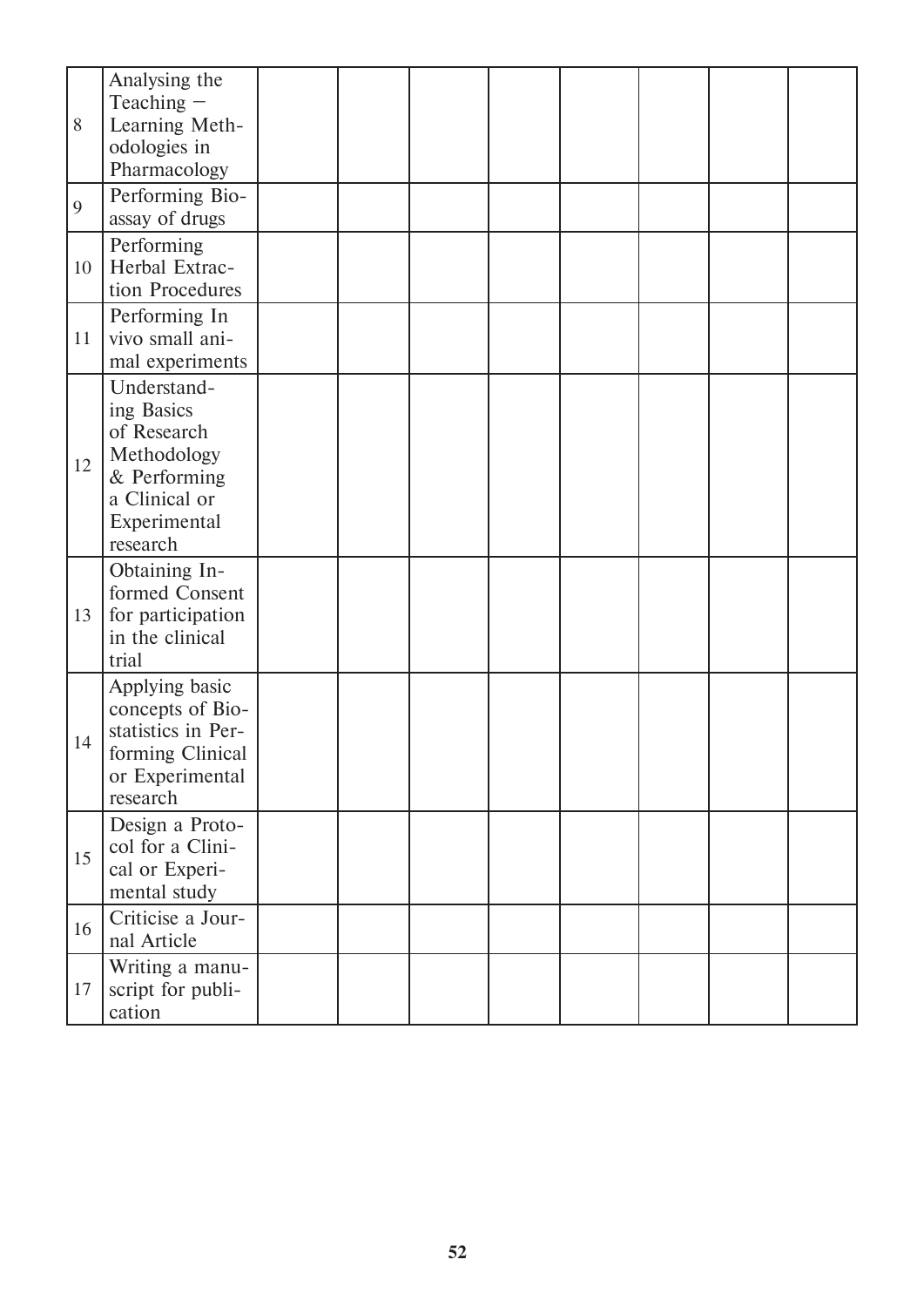| | | | | | | | | | |
|---|---|---|---|---|---|---|---|---|---|
| 8 | Analysing the Teaching – Learning Methodologies in Pharmacology | | | | | | | | |
| 9 | Performing Bioassay of drugs | | | | | | | | |
| 10 | Performing Herbal Extraction Procedures | | | | | | | | |
| 11 | Performing In vivo small animal experiments | | | | | | | | |
| 12 | Understanding Basics of Research Methodology & Performing a Clinical or Experimental research | | | | | | | | |
| 13 | Obtaining Informed Consent for participation in the clinical trial | | | | | | | | |
| 14 | Applying basic concepts of Biostatistics in Performing Clinical or Experimental research | | | | | | | | |
| 15 | Design a Protocol for a Clinical or Experimental study | | | | | | | | |
| 16 | Criticise a Journal Article | | | | | | | | |
| 17 | Writing a manuscript for publication | | | | | | | | |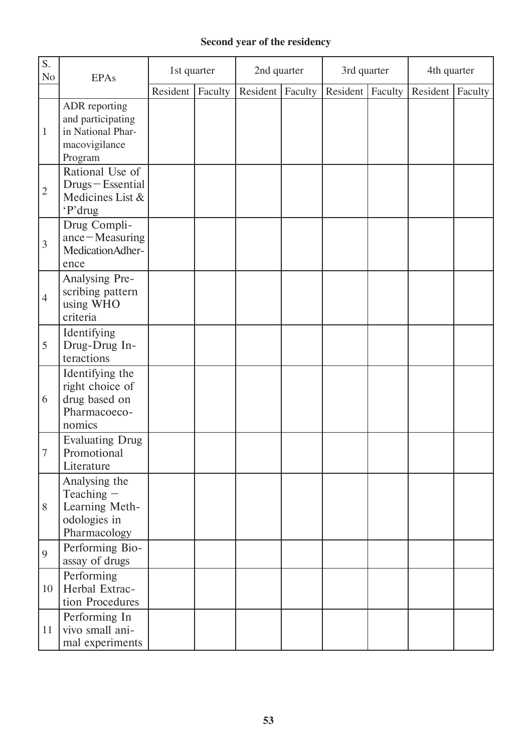**Second year of the residency**

| S. No | EPAs | 1st quarter | | 2nd quarter | | 3rd quarter | | 4th quarter | |
|---|---|---|---|---|---|---|---|---|---|
| | | Resident | Faculty | Resident | Faculty | Resident | Faculty | Resident | Faculty |
| 1 | ADR reporting and participating in National Pharmacovigilance Program | | | | | | | | |
| 2 | Rational Use of Drugs−Essential Medicines List & 'P'drug | | | | | | | | |
| 3 | Drug Compliance−Measuring MedicationAdherence | | | | | | | | |
| 4 | Analysing Prescribing pattern using WHO criteria | | | | | | | | |
| 5 | Identifying Drug-Drug Interactions | | | | | | | | |
| 6 | Identifying the right choice of drug based on Pharmacoeconomics | | | | | | | | |
| 7 | Evaluating Drug Promotional Literature | | | | | | | | |
| 8 | Analysing the Teaching − Learning Methodologies in Pharmacology | | | | | | | | |
| 9 | Performing Bioassay of drugs | | | | | | | | |
| 10 | Performing Herbal Extraction Procedures | | | | | | | | |
| 11 | Performing In vivo small animal experiments | | | | | | | | |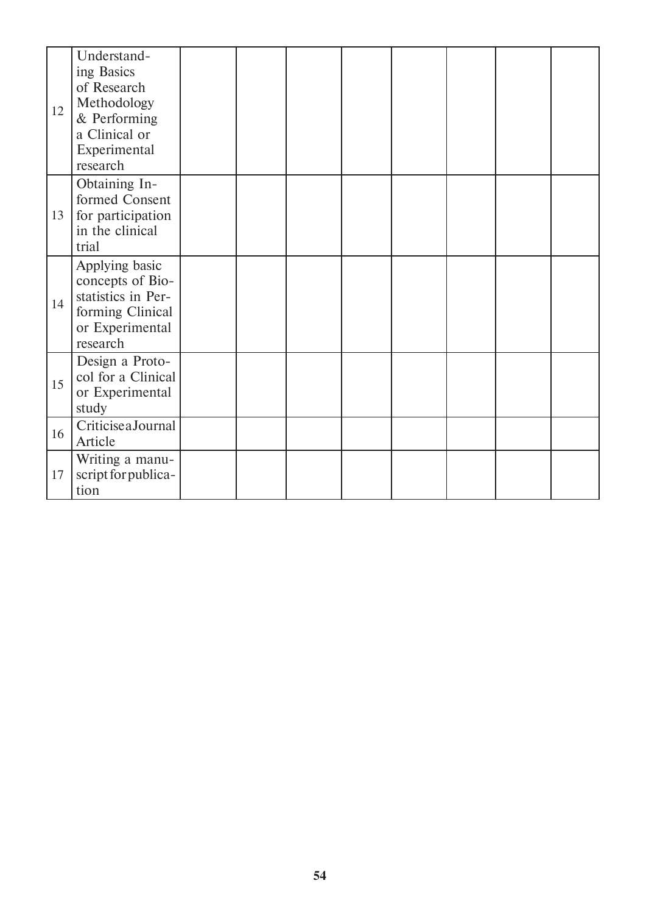|  |  |  |  |  |  |  |  |  |  |
|---|---|---|---|---|---|---|---|---|---|
| 12 | Understanding Basics of Research Methodology & Performing a Clinical or Experimental research |  |  |  |  |  |  |  |  |
| 13 | Obtaining Informed Consent for participation in the clinical trial |  |  |  |  |  |  |  |  |
| 14 | Applying basic concepts of Biostatistics in Performing Clinical or Experimental research |  |  |  |  |  |  |  |  |
| 15 | Design a Protocol for a Clinical or Experimental study |  |  |  |  |  |  |  |  |
| 16 | Criticise a Journal Article |  |  |  |  |  |  |  |  |
| 17 | Writing a manuscript for publication |  |  |  |  |  |  |  |  |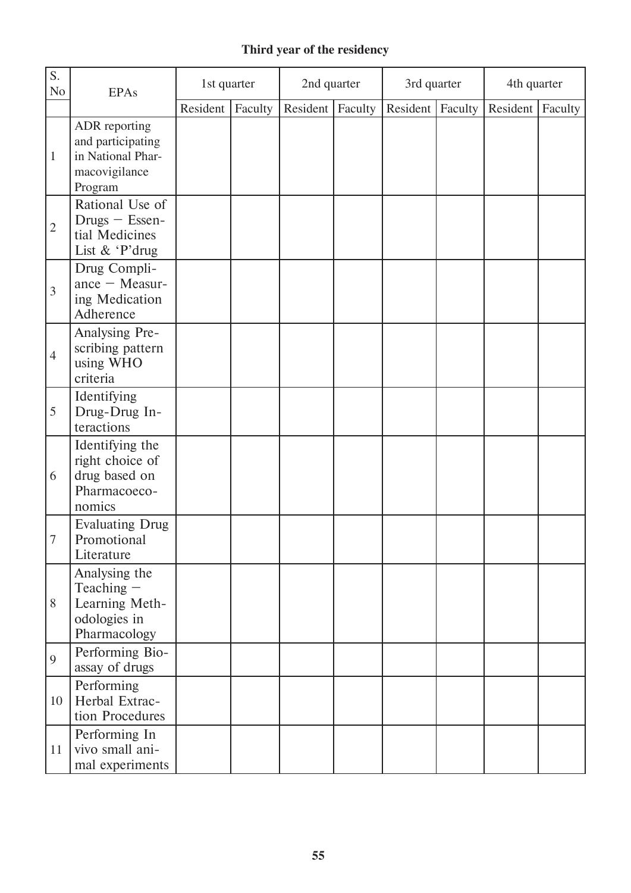**Third year of the residency**

| S. No | EPAs | 1st quarter | | 2nd quarter | | 3rd quarter | | 4th quarter | |
|---|---|---|---|---|---|---|---|---|---|
| | | Resident | Faculty | Resident | Faculty | Resident | Faculty | Resident | Faculty |
| 1 | ADR reporting and participating in National Pharmacovigilance Program | | | | | | | | |
| 2 | Rational Use of Drugs – Essential Medicines List & 'P'drug | | | | | | | | |
| 3 | Drug Compliance – Measuring Medication Adherence | | | | | | | | |
| 4 | Analysing Prescribing pattern using WHO criteria | | | | | | | | |
| 5 | Identifying Drug-Drug Interactions | | | | | | | | |
| 6 | Identifying the right choice of drug based on Pharmacoeconomics | | | | | | | | |
| 7 | Evaluating Drug Promotional Literature | | | | | | | | |
| 8 | Analysing the Teaching – Learning Methodologies in Pharmacology | | | | | | | | |
| 9 | Performing Bioassay of drugs | | | | | | | | |
| 10 | Performing Herbal Extraction Procedures | | | | | | | | |
| 11 | Performing In vivo small animal experiments | | | | | | | | |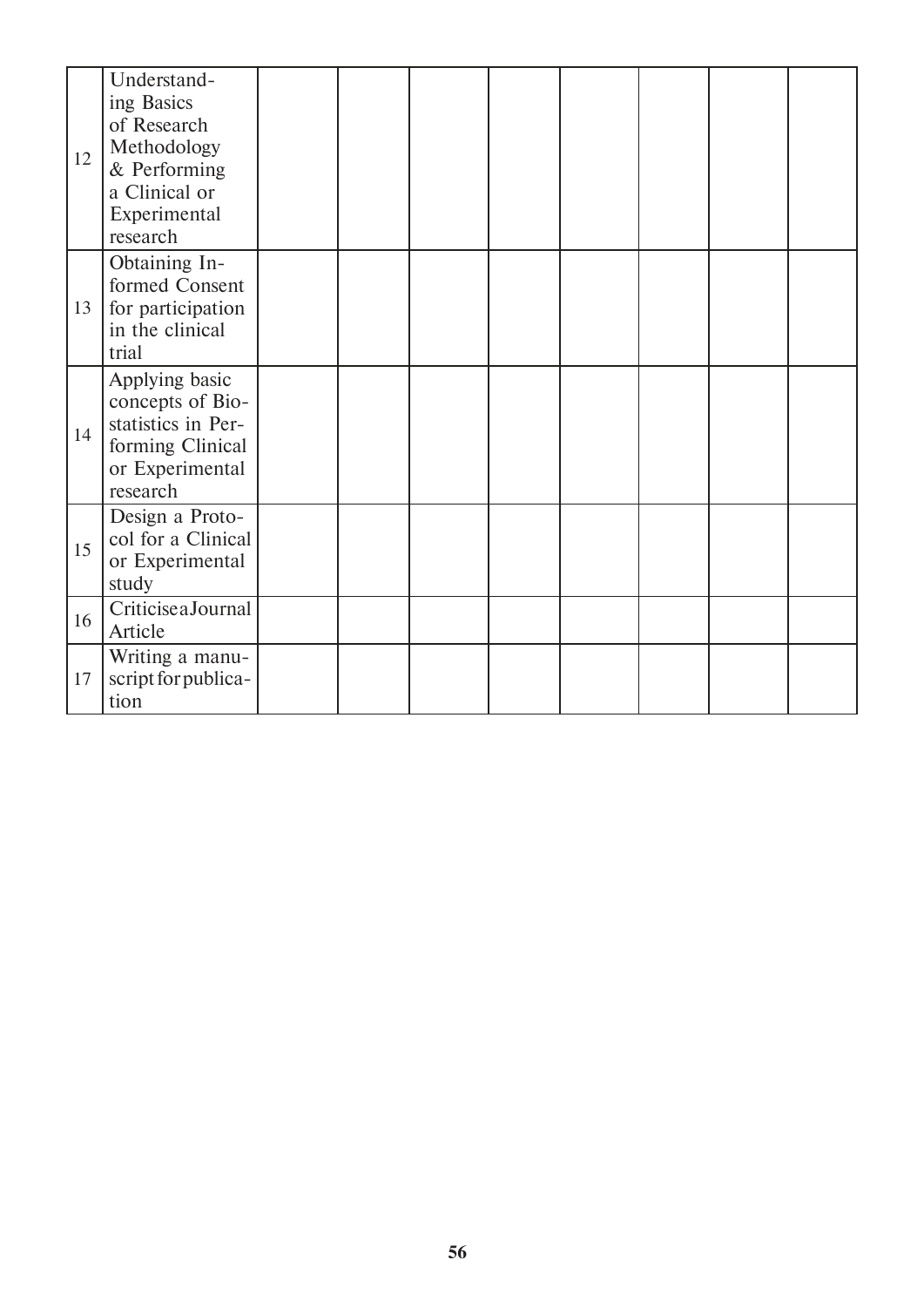| | | | | | | | | | |
|---|---|---|---|---|---|---|---|---|---|
| 12 | Understanding Basics of Research Methodology & Performing a Clinical or Experimental research | | | | | | | | |
| 13 | Obtaining Informed Consent for participation in the clinical trial | | | | | | | | |
| 14 | Applying basic concepts of Biostatistics in Performing Clinical or Experimental research | | | | | | | | |
| 15 | Design a Protocol for a Clinical or Experimental study | | | | | | | | |
| 16 | Criticise a Journal Article | | | | | | | | |
| 17 | Writing a manuscript for publication | | | | | | | | |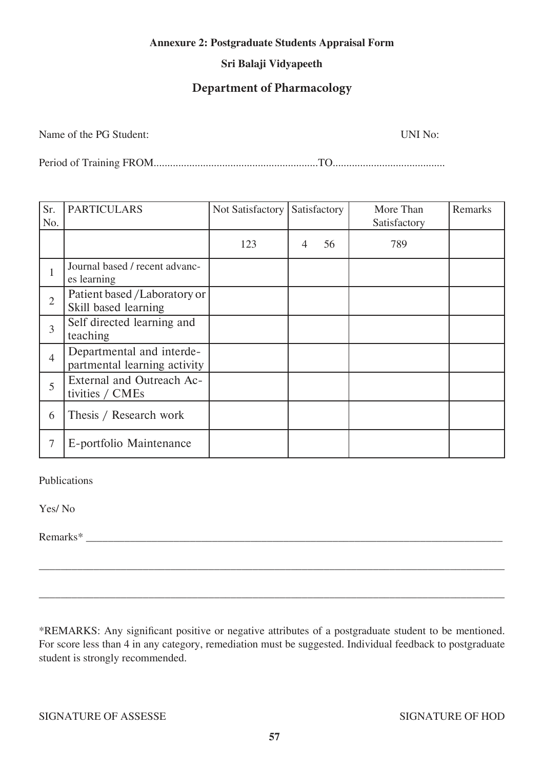**Annexure 2: Postgraduate Students Appraisal Form**

**Sri Balaji Vidyapeeth**

## Department of Pharmacology

Name of the PG Student: UNI No:

Period of Training FROM............................................................TO.........................................

| Sr. No. | PARTICULARS | Not Satisfactory | Satisfactory | More Than Satisfactory | Remarks |
|---|---|---|---|---|---|
| | | 123 | 4 56 | 789 | |
| 1 | Journal based / recent advances learning | | | | |
| 2 | Patient based /Laboratory or Skill based learning | | | | |
| 3 | Self directed learning and teaching | | | | |
| 4 | Departmental and interdepartmental learning activity | | | | |
| 5 | External and Outreach Activities / CMEs | | | | |
| 6 | Thesis / Research work | | | | |
| 7 | E-portfolio Maintenance | | | | |

Publications

Yes/ No

Remarks* ___________________________________________________________________________

_______________________________________________________________________________

_______________________________________________________________________________

*REMARKS: Any significant positive or negative attributes of a postgraduate student to be mentioned. For score less than 4 in any category, remediation must be suggested. Individual feedback to postgraduate student is strongly recommended.

SIGNATURE OF ASSESSE SIGNATURE OF HOD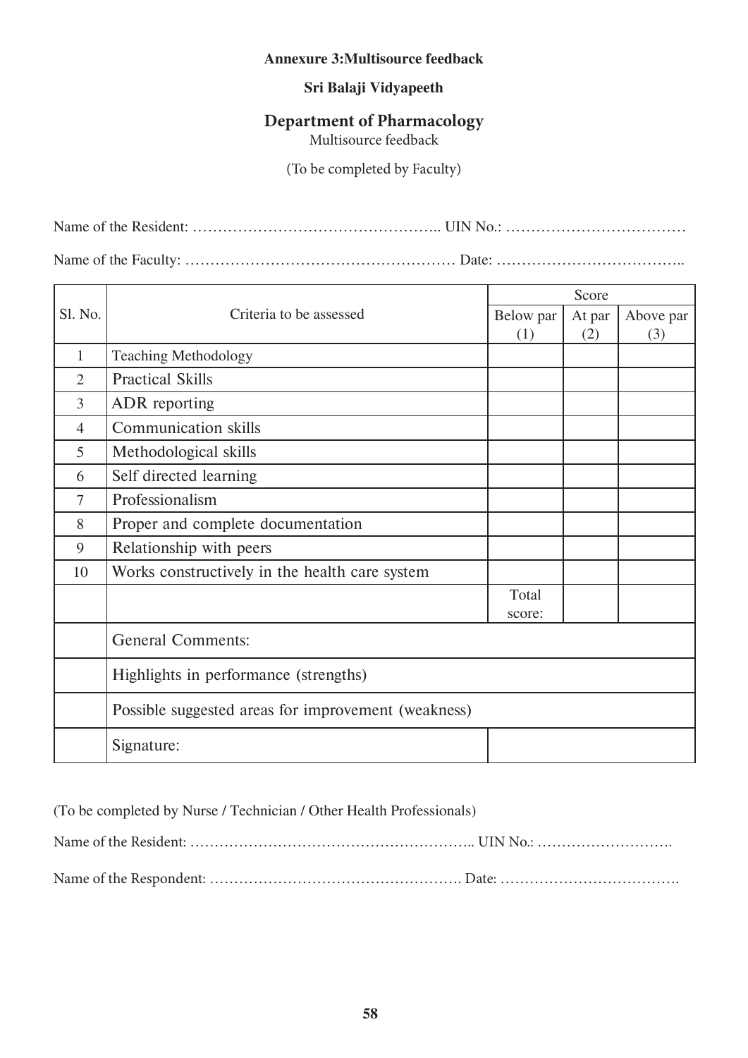**Annexure 3:Multisource feedback**

**Sri Balaji Vidyapeeth**

## Department of Pharmacology

Multisource feedback

(To be completed by Faculty)

Name of the Resident: ………………………………………….. UIN No.: ………………………………

Name of the Faculty: ……………………………………………… Date: ………………………………..

| Sl. No. | Criteria to be assessed | Score | | |
|---|---|---|---|---|
| | | Below par (1) | At par (2) | Above par (3) |
| 1 | Teaching Methodology | | | |
| 2 | Practical Skills | | | |
| 3 | ADR reporting | | | |
| 4 | Communication skills | | | |
| 5 | Methodological skills | | | |
| 6 | Self directed learning | | | |
| 7 | Professionalism | | | |
| 8 | Proper and complete documentation | | | |
| 9 | Relationship with peers | | | |
| 10 | Works constructively in the health care system | | | |
| | | Total score: | | |
| | General Comments: | | | |
| | Highlights in performance (strengths) | | | |
| | Possible suggested areas for improvement (weakness) | | | |
| | Signature: | | | |

(To be completed by Nurse / Technician / Other Health Professionals)

Name of the Resident: ………………………………………………….. UIN No.: ……………………….

Name of the Respondent: ……………………………………………. Date: ……………………………….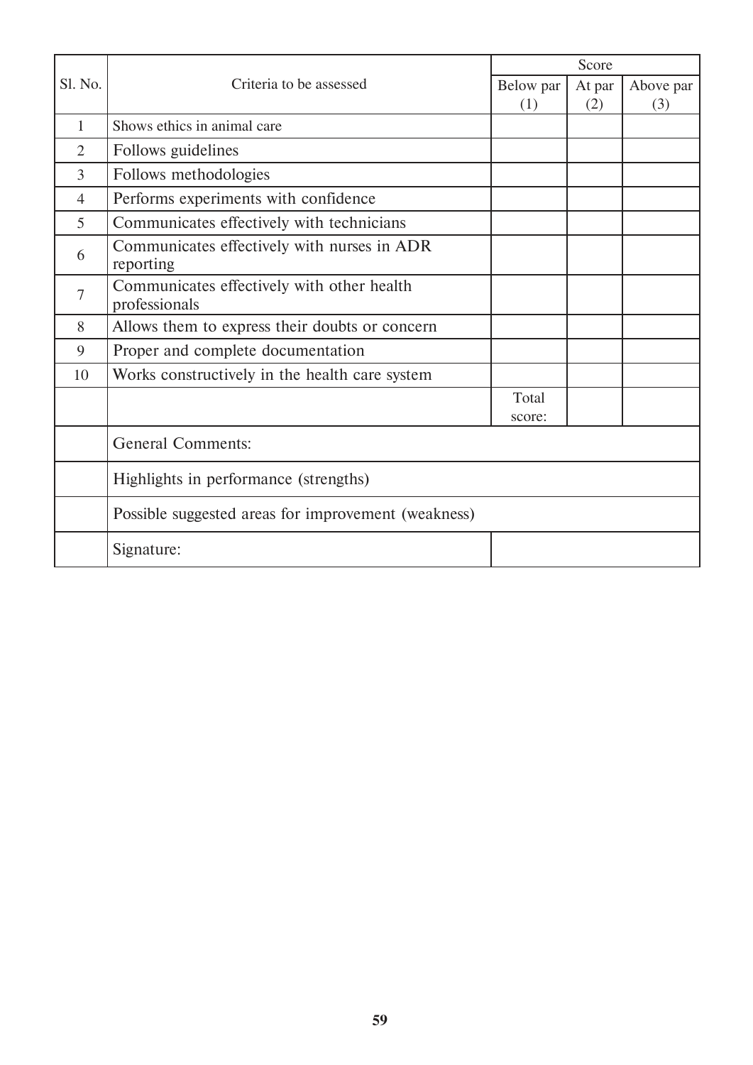| Sl. No. | Criteria to be assessed | Score | | |
|---|---|---|---|---|
| | | Below par (1) | At par (2) | Above par (3) |
| 1 | Shows ethics in animal care | | | |
| 2 | Follows guidelines | | | |
| 3 | Follows methodologies | | | |
| 4 | Performs experiments with confidence | | | |
| 5 | Communicates effectively with technicians | | | |
| 6 | Communicates effectively with nurses in ADR reporting | | | |
| 7 | Communicates effectively with other health professionals | | | |
| 8 | Allows them to express their doubts or concern | | | |
| 9 | Proper and complete documentation | | | |
| 10 | Works constructively in the health care system | | | |
| | | Total score: | | |
| | General Comments: | | | |
| | Highlights in performance (strengths) | | | |
| | Possible suggested areas for improvement (weakness) | | | |
| | Signature: | | | |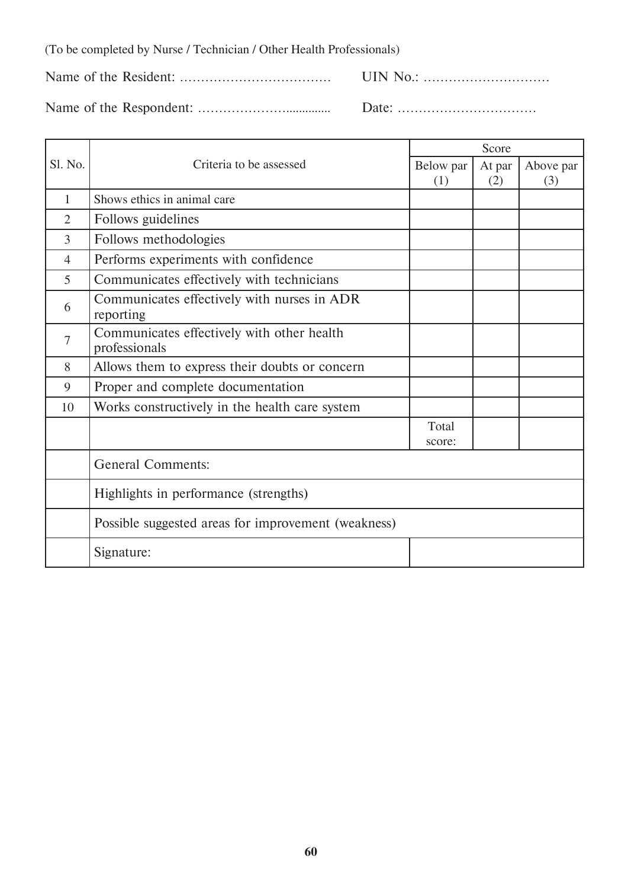(To be completed by Nurse / Technician / Other Health Professionals)

Name of the Resident: ……………………………… UIN No.: …………………………

Name of the Respondent: ………………….............. Date: ……………………………

| Sl. No. | Criteria to be assessed | Score | | |
|---|---|---|---|---|
| | | Below par (1) | At par (2) | Above par (3) |
| 1 | Shows ethics in animal care | | | |
| 2 | Follows guidelines | | | |
| 3 | Follows methodologies | | | |
| 4 | Performs experiments with confidence | | | |
| 5 | Communicates effectively with technicians | | | |
| 6 | Communicates effectively with nurses in ADR reporting | | | |
| 7 | Communicates effectively with other health professionals | | | |
| 8 | Allows them to express their doubts or concern | | | |
| 9 | Proper and complete documentation | | | |
| 10 | Works constructively in the health care system | | | |
| | | Total score: | | |
| | General Comments: | | | |
| | Highlights in performance (strengths) | | | |
| | Possible suggested areas for improvement (weakness) | | | |
| | Signature: | | | |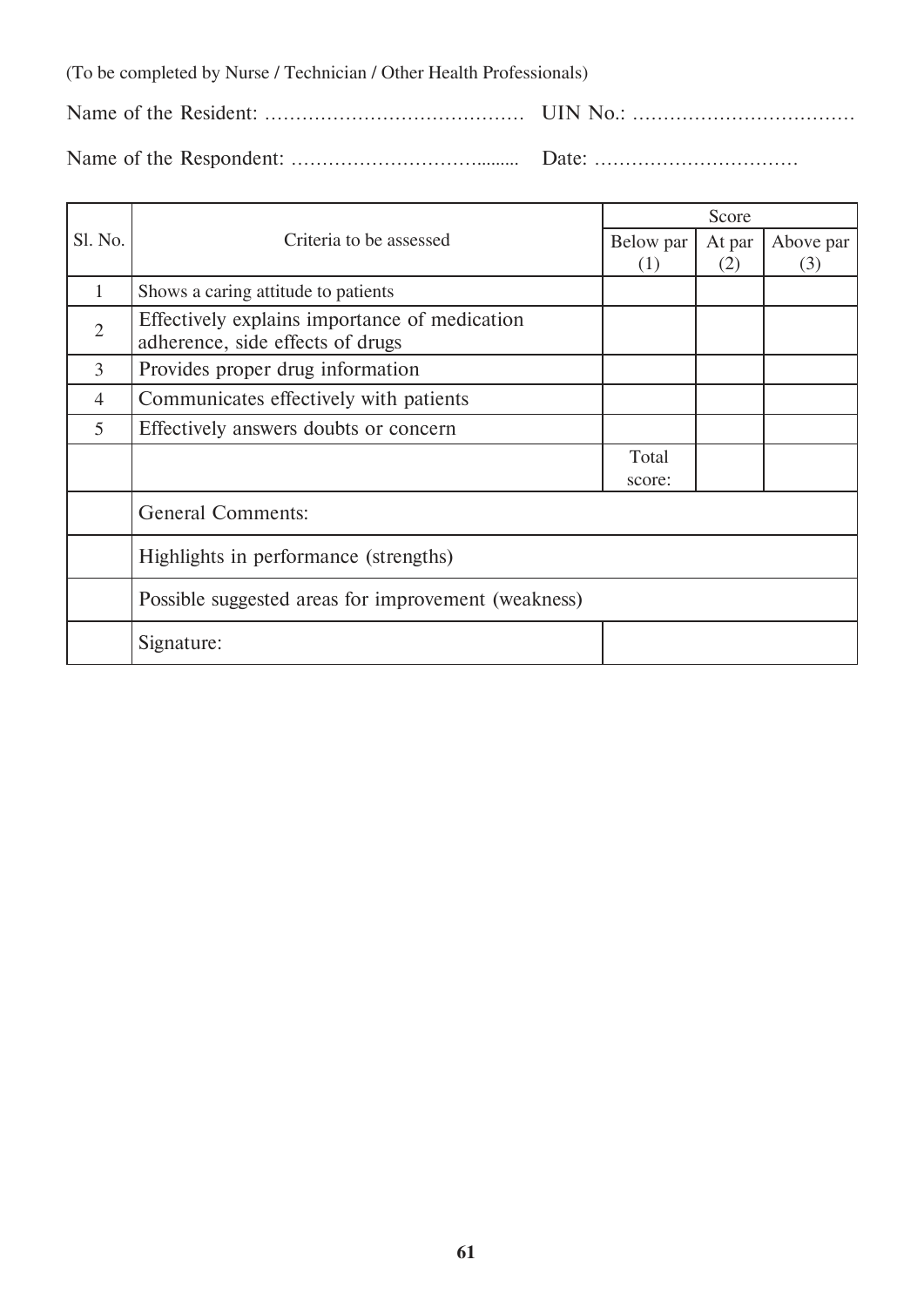(To be completed by Nurse / Technician / Other Health Professionals)

Name of the Resident: …………………………………… UIN No.: ………………………………

Name of the Respondent: ……………………………......... Date: ……………………………

| Sl. No. | Criteria to be assessed | Score | | |
|---|---|---|---|---|
| | | Below par (1) | At par (2) | Above par (3) |
| 1 | Shows a caring attitude to patients | | | |
| 2 | Effectively explains importance of medication adherence, side effects of drugs | | | |
| 3 | Provides proper drug information | | | |
| 4 | Communicates effectively with patients | | | |
| 5 | Effectively answers doubts or concern | | | |
| | | Total score: | | |
| | General Comments: | | | |
| | Highlights in performance (strengths) | | | |
| | Possible suggested areas for improvement (weakness) | | | |
| | Signature: | | | |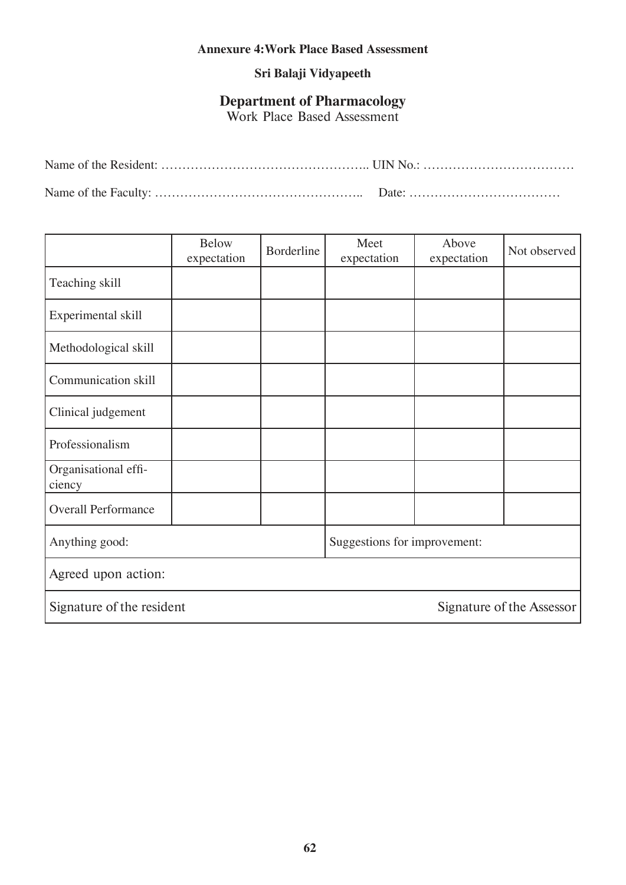**Annexure 4:Work Place Based Assessment**

**Sri Balaji Vidyapeeth**

## Department of Pharmacology

Work Place Based Assessment

Name of the Resident: ………………………………………….. UIN No.: ………………………………

Name of the Faculty: …………………………………………..  Date: ………………………………

| | Below expectation | Borderline | Meet expectation | Above expectation | Not observed |
|---|---|---|---|---|---|
| Teaching skill | | | | | |
| Experimental skill | | | | | |
| Methodological skill | | | | | |
| Communication skill | | | | | |
| Clinical judgement | | | | | |
| Professionalism | | | | | |
| Organisational efficiency | | | | | |
| Overall Performance | | | | | |
| Anything good: | | | Suggestions for improvement: | | |
| Agreed upon action: | | | | | |
| Signature of the resident | | | | | Signature of the Assessor |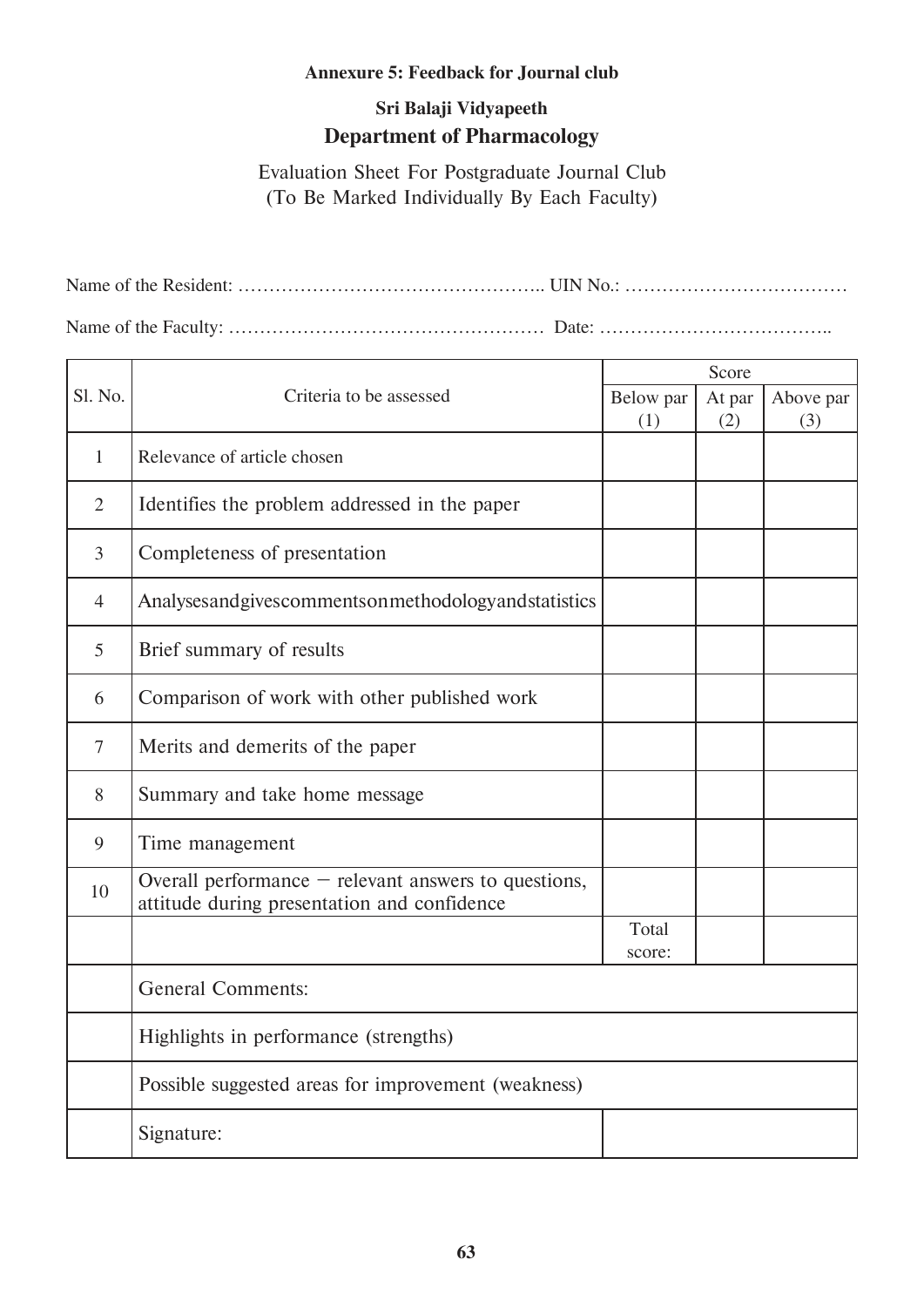**Annexure 5: Feedback for Journal club**

**Sri Balaji Vidyapeeth**

## Department of Pharmacology

Evaluation Sheet For Postgraduate Journal Club
(To Be Marked Individually By Each Faculty)

Name of the Resident: ………………………………………….. UIN No.: ………………………………

Name of the Faculty: …………………………………………… Date: ………………………………..

| Sl. No. | Criteria to be assessed | Score | | |
|---|---|---|---|---|
| | | Below par (1) | At par (2) | Above par (3) |
| 1 | Relevance of article chosen | | | |
| 2 | Identifies the problem addressed in the paper | | | |
| 3 | Completeness of presentation | | | |
| 4 | Analysesandgivescommentsonmethodologyandstatistics | | | |
| 5 | Brief summary of results | | | |
| 6 | Comparison of work with other published work | | | |
| 7 | Merits and demerits of the paper | | | |
| 8 | Summary and take home message | | | |
| 9 | Time management | | | |
| 10 | Overall performance – relevant answers to questions, attitude during presentation and confidence | | | |
| | | Total score: | | |
| | General Comments: | | | |
| | Highlights in performance (strengths) | | | |
| | Possible suggested areas for improvement (weakness) | | | |
| | Signature: | | | |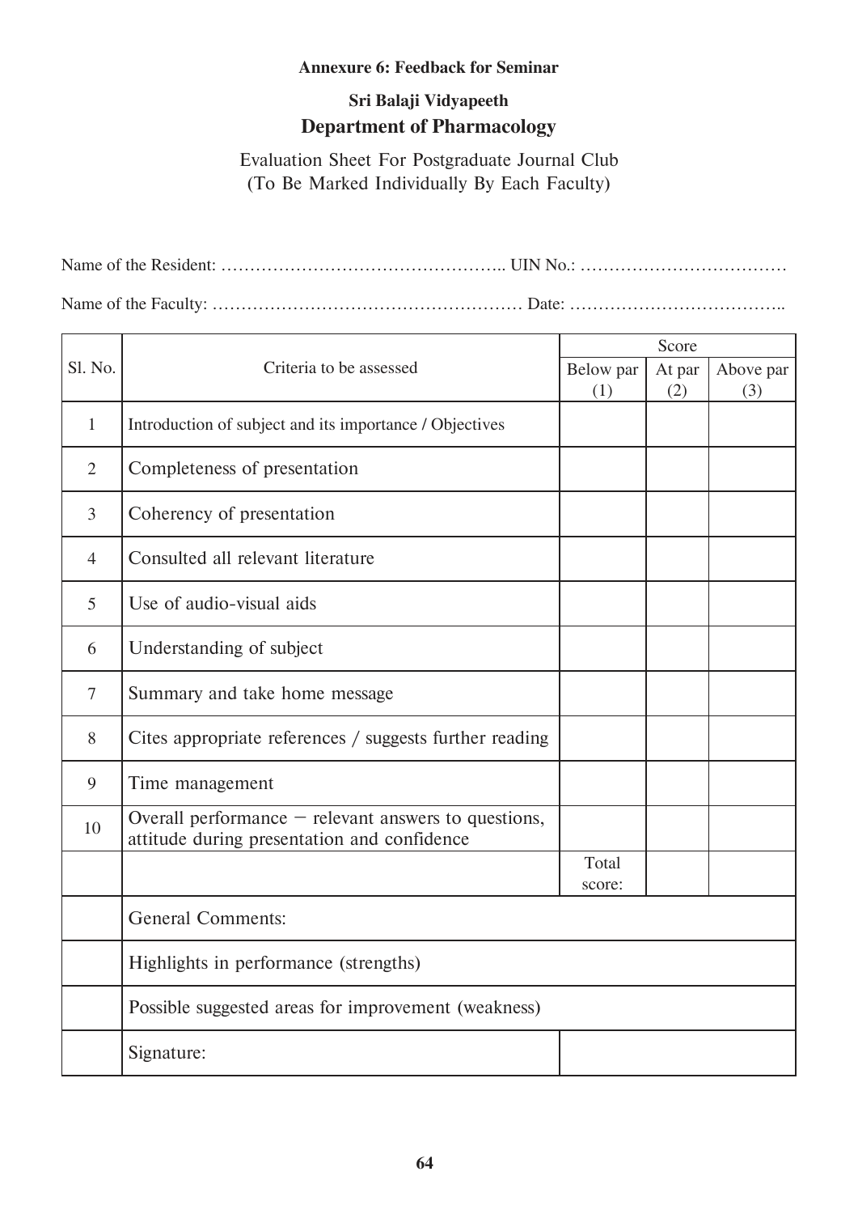**Annexure 6: Feedback for Seminar**

**Sri Balaji Vidyapeeth**

## Department of Pharmacology

Evaluation Sheet For Postgraduate Journal Club
(To Be Marked Individually By Each Faculty)

Name of the Resident: ………………………………………….. UIN No.: ………………………………

Name of the Faculty: ……………………………………………… Date: ………………………………..

| Sl. No. | Criteria to be assessed | Score | | |
|---|---|---|---|---|
| | | Below par (1) | At par (2) | Above par (3) |
| 1 | Introduction of subject and its importance / Objectives | | | |
| 2 | Completeness of presentation | | | |
| 3 | Coherency of presentation | | | |
| 4 | Consulted all relevant literature | | | |
| 5 | Use of audio-visual aids | | | |
| 6 | Understanding of subject | | | |
| 7 | Summary and take home message | | | |
| 8 | Cites appropriate references / suggests further reading | | | |
| 9 | Time management | | | |
| 10 | Overall performance – relevant answers to questions, attitude during presentation and confidence | | | |
| | | Total score: | | |
| | General Comments: | | | |
| | Highlights in performance (strengths) | | | |
| | Possible suggested areas for improvement (weakness) | | | |
| | Signature: | | | |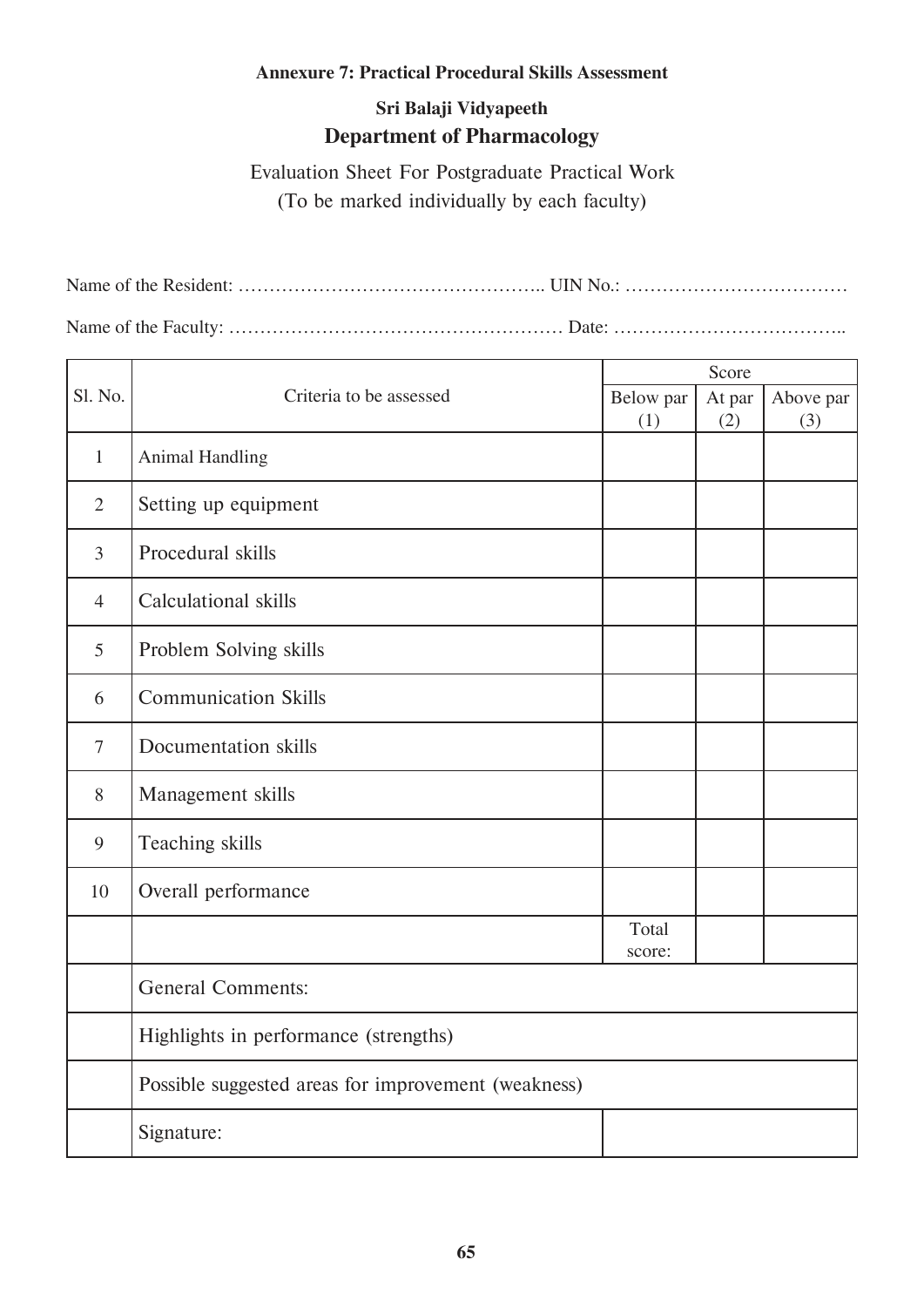**Annexure 7: Practical Procedural Skills Assessment**

**Sri Balaji Vidyapeeth**

## Department of Pharmacology

Evaluation Sheet For Postgraduate Practical Work
(To be marked individually by each faculty)

Name of the Resident: ………………………………………….. UIN No.: ………………………………

Name of the Faculty: ……………………………………………… Date: ………………………………..

| Sl. No. | Criteria to be assessed | Score | | |
|---|---|---|---|---|
| | | Below par (1) | At par (2) | Above par (3) |
| 1 | Animal Handling | | | |
| 2 | Setting up equipment | | | |
| 3 | Procedural skills | | | |
| 4 | Calculational skills | | | |
| 5 | Problem Solving skills | | | |
| 6 | Communication Skills | | | |
| 7 | Documentation skills | | | |
| 8 | Management skills | | | |
| 9 | Teaching skills | | | |
| 10 | Overall performance | | | |
| | | Total score: | | |
| | General Comments: | | | |
| | Highlights in performance (strengths) | | | |
| | Possible suggested areas for improvement (weakness) | | | |
| | Signature: | | | |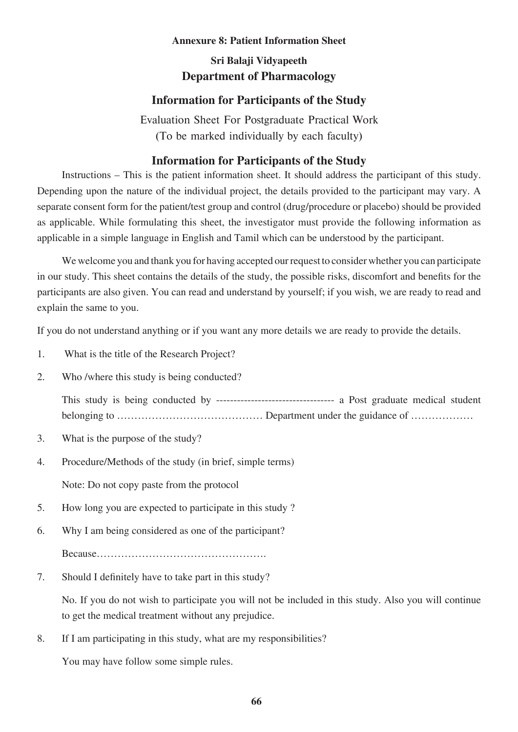**Annexure 8: Patient Information Sheet**

**Sri Balaji Vidyapeeth**

## Department of Pharmacology

## Information for Participants of the Study

Evaluation Sheet For Postgraduate Practical Work
(To be marked individually by each faculty)

## Information for Participants of the Study

Instructions – This is the patient information sheet. It should address the participant of this study. Depending upon the nature of the individual project, the details provided to the participant may vary. A separate consent form for the patient/test group and control (drug/procedure or placebo) should be provided as applicable. While formulating this sheet, the investigator must provide the following information as applicable in a simple language in English and Tamil which can be understood by the participant.

We welcome you and thank you for having accepted our request to consider whether you can participate in our study. This sheet contains the details of the study, the possible risks, discomfort and benefits for the participants are also given. You can read and understand by yourself; if you wish, we are ready to read and explain the same to you.

If you do not understand anything or if you want any more details we are ready to provide the details.

1. What is the title of the Research Project?
2. Who /where this study is being conducted?

   This study is being conducted by ---------------------------------- a Post graduate medical student belonging to …………………………………… Department under the guidance of ………………

3. What is the purpose of the study?
4. Procedure/Methods of the study (in brief, simple terms)

   Note: Do not copy paste from the protocol

5. How long you are expected to participate in this study ?
6. Why I am being considered as one of the participant?

   Because………………………………………….

7. Should I definitely have to take part in this study?

   No. If you do not wish to participate you will not be included in this study. Also you will continue to get the medical treatment without any prejudice.

8. If I am participating in this study, what are my responsibilities?

   You may have follow some simple rules.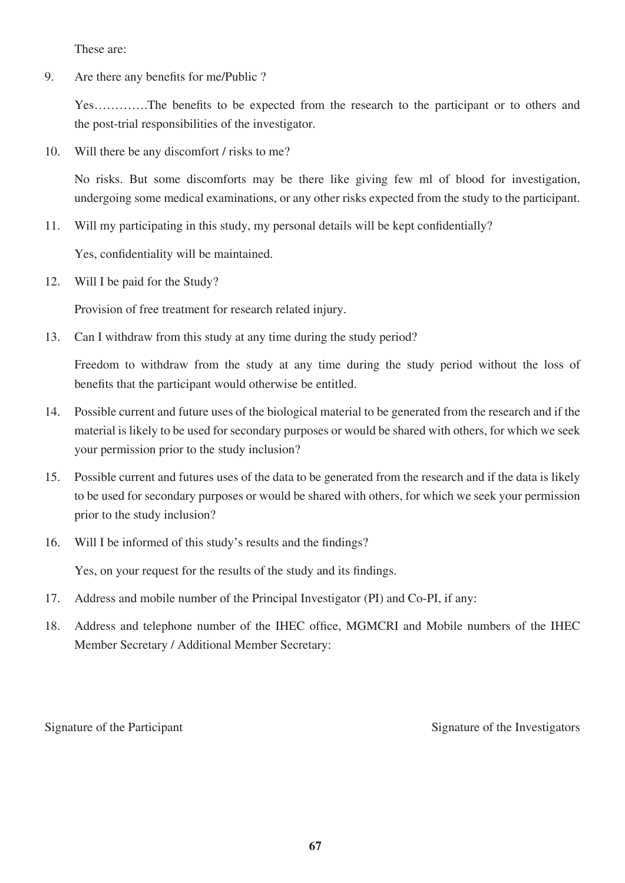These are:

9. Are there any benefits for me/Public ?

   Yes………….The benefits to be expected from the research to the participant or to others and the post-trial responsibilities of the investigator.

10. Will there be any discomfort / risks to me?

    No risks. But some discomforts may be there like giving few ml of blood for investigation, undergoing some medical examinations, or any other risks expected from the study to the participant.

11. Will my participating in this study, my personal details will be kept confidentially?

    Yes, confidentiality will be maintained.

12. Will I be paid for the Study?

    Provision of free treatment for research related injury.

13. Can I withdraw from this study at any time during the study period?

    Freedom to withdraw from the study at any time during the study period without the loss of benefits that the participant would otherwise be entitled.

14. Possible current and future uses of the biological material to be generated from the research and if the material is likely to be used for secondary purposes or would be shared with others, for which we seek your permission prior to the study inclusion?

15. Possible current and futures uses of the data to be generated from the research and if the data is likely to be used for secondary purposes or would be shared with others, for which we seek your permission prior to the study inclusion?

16. Will I be informed of this study's results and the findings?

    Yes, on your request for the results of the study and its findings.

17. Address and mobile number of the Principal Investigator (PI) and Co-PI, if any:

18. Address and telephone number of the IHEC office, MGMCRI and Mobile numbers of the IHEC Member Secretary / Additional Member Secretary:

Signature of the Participant                                                                 Signature of the Investigators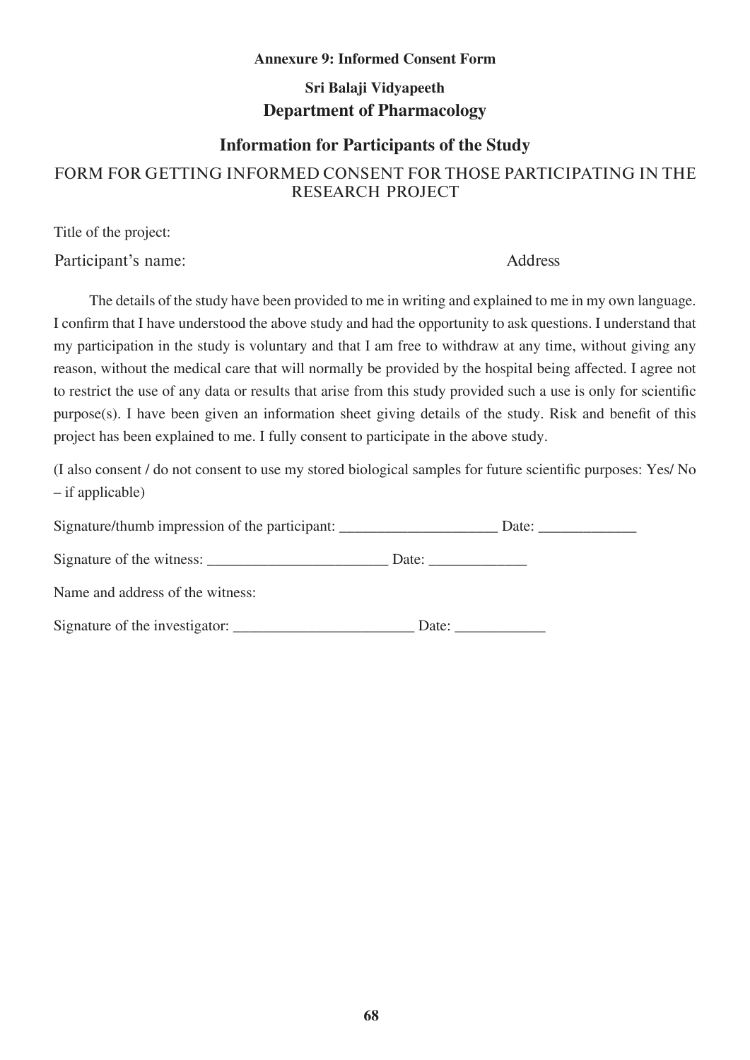**Annexure 9: Informed Consent Form**

**Sri Balaji Vidyapeeth**

## Department of Pharmacology

## Information for Participants of the Study

FORM FOR GETTING INFORMED CONSENT FOR THOSE PARTICIPATING IN THE RESEARCH PROJECT

Title of the project:

Participant's name: Address

The details of the study have been provided to me in writing and explained to me in my own language. I confirm that I have understood the above study and had the opportunity to ask questions. I understand that my participation in the study is voluntary and that I am free to withdraw at any time, without giving any reason, without the medical care that will normally be provided by the hospital being affected. I agree not to restrict the use of any data or results that arise from this study provided such a use is only for scientific purpose(s). I have been given an information sheet giving details of the study. Risk and benefit of this project has been explained to me. I fully consent to participate in the above study.

(I also consent / do not consent to use my stored biological samples for future scientific purposes: Yes/ No – if applicable)

Signature/thumb impression of the participant: ____________________ Date: ____________

Signature of the witness: _______________________ Date: ____________

Name and address of the witness:

Signature of the investigator: _______________________ Date: ___________